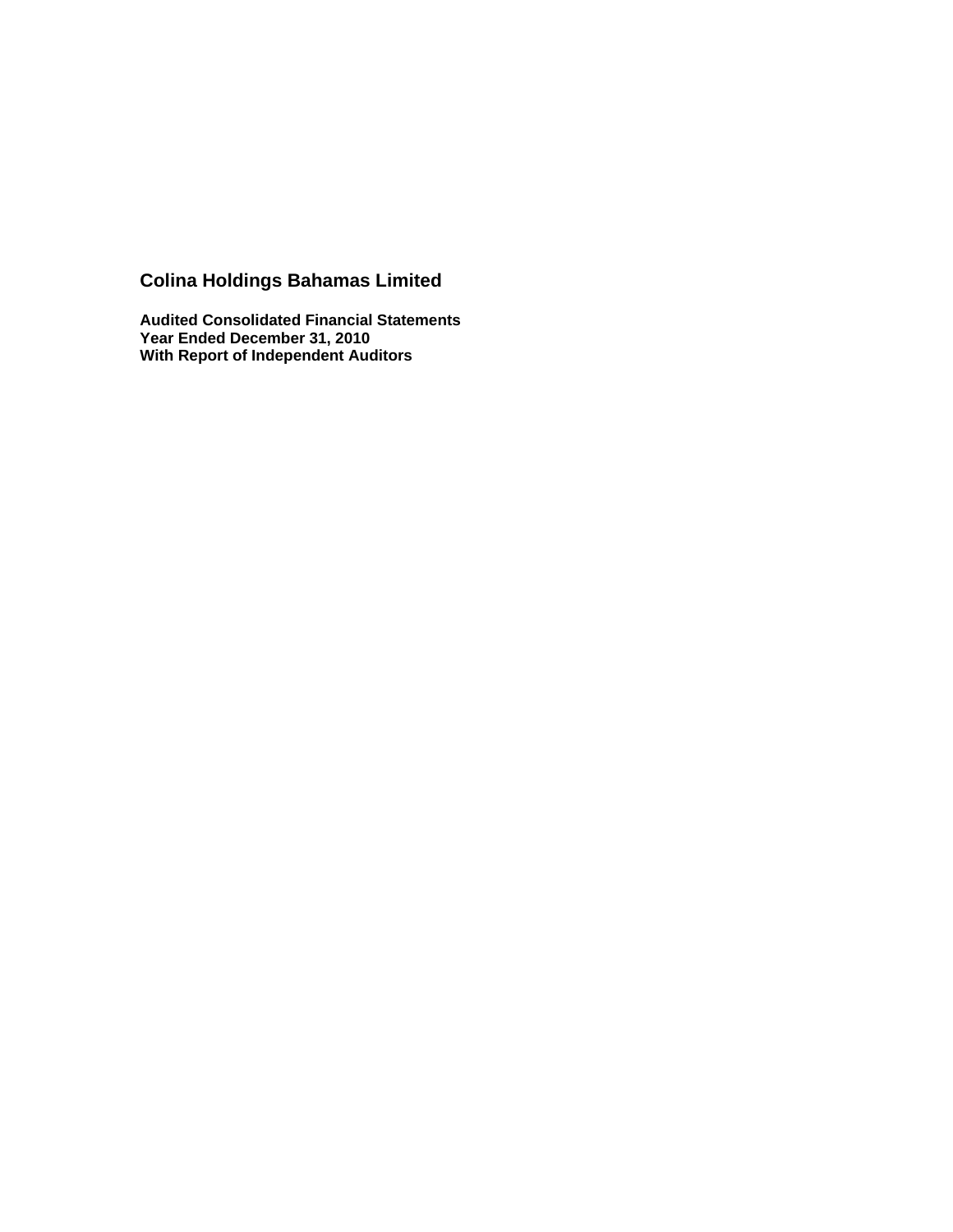# Colina Holdings Bahamas Limited

**Audited Consolidated Financial Statements**
**Year Ended December 31, 2010**
**With Report of Independent Auditors**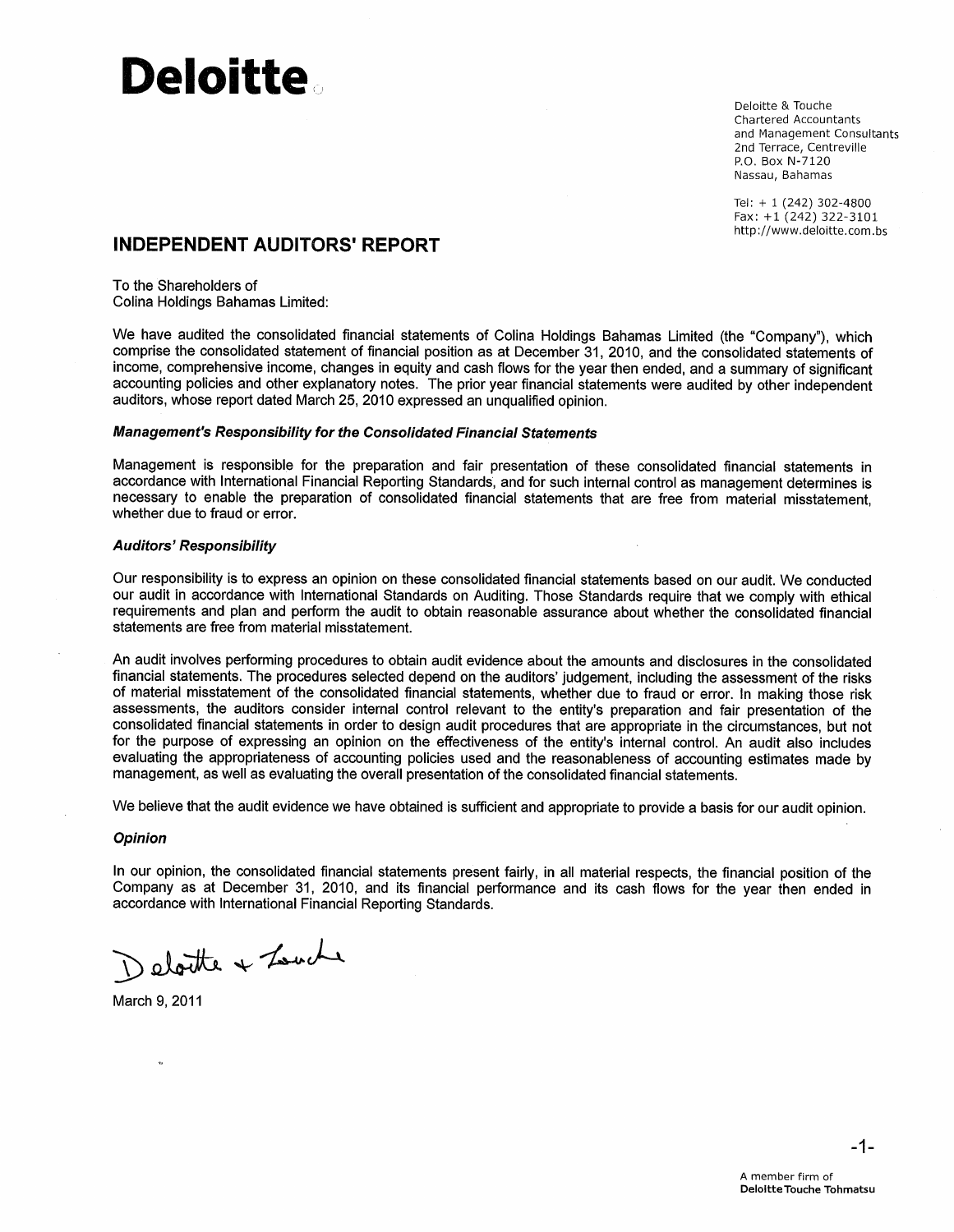# Deloitte.

Deloitte & Touche
Chartered Accountants
and Management Consultants
2nd Terrace, Centreville
P.O. Box N-7120
Nassau, Bahamas

Tel: + 1 (242) 302-4800
Fax: +1 (242) 322-3101
http://www.deloitte.com.bs

## INDEPENDENT AUDITORS' REPORT

To the Shareholders of
Colina Holdings Bahamas Limited:

We have audited the consolidated financial statements of Colina Holdings Bahamas Limited (the "Company"), which comprise the consolidated statement of financial position as at December 31, 2010, and the consolidated statements of income, comprehensive income, changes in equity and cash flows for the year then ended, and a summary of significant accounting policies and other explanatory notes. The prior year financial statements were audited by other independent auditors, whose report dated March 25, 2010 expressed an unqualified opinion.

### *Management's Responsibility for the Consolidated Financial Statements*

Management is responsible for the preparation and fair presentation of these consolidated financial statements in accordance with International Financial Reporting Standards, and for such internal control as management determines is necessary to enable the preparation of consolidated financial statements that are free from material misstatement, whether due to fraud or error.

### *Auditors' Responsibility*

Our responsibility is to express an opinion on these consolidated financial statements based on our audit. We conducted our audit in accordance with International Standards on Auditing. Those Standards require that we comply with ethical requirements and plan and perform the audit to obtain reasonable assurance about whether the consolidated financial statements are free from material misstatement.

An audit involves performing procedures to obtain audit evidence about the amounts and disclosures in the consolidated financial statements. The procedures selected depend on the auditors' judgement, including the assessment of the risks of material misstatement of the consolidated financial statements, whether due to fraud or error. In making those risk assessments, the auditors consider internal control relevant to the entity's preparation and fair presentation of the consolidated financial statements in order to design audit procedures that are appropriate in the circumstances, but not for the purpose of expressing an opinion on the effectiveness of the entity's internal control. An audit also includes evaluating the appropriateness of accounting policies used and the reasonableness of accounting estimates made by management, as well as evaluating the overall presentation of the consolidated financial statements.

We believe that the audit evidence we have obtained is sufficient and appropriate to provide a basis for our audit opinion.

### *Opinion*

In our opinion, the consolidated financial statements present fairly, in all material respects, the financial position of the Company as at December 31, 2010, and its financial performance and its cash flows for the year then ended in accordance with International Financial Reporting Standards.

Deloitte & Touche

March 9, 2011

A member firm of
**Deloitte Touche Tohmatsu**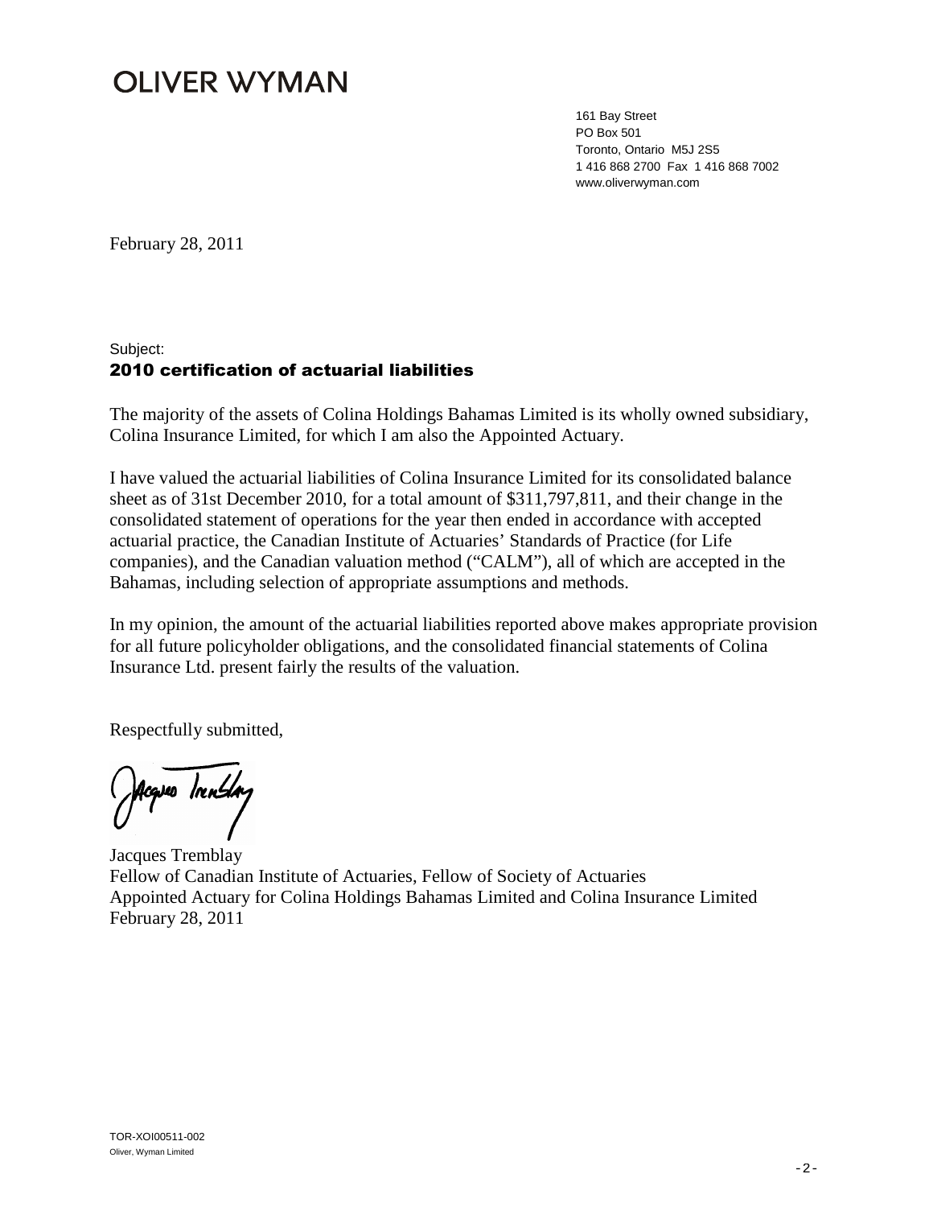# OLIVER WYMAN

161 Bay Street
PO Box 501
Toronto, Ontario M5J 2S5
1 416 868 2700 Fax 1 416 868 7002
www.oliverwyman.com

February 28, 2011

Subject:
**2010 certification of actuarial liabilities**

The majority of the assets of Colina Holdings Bahamas Limited is its wholly owned subsidiary, Colina Insurance Limited, for which I am also the Appointed Actuary.

I have valued the actuarial liabilities of Colina Insurance Limited for its consolidated balance sheet as of 31st December 2010, for a total amount of $311,797,811, and their change in the consolidated statement of operations for the year then ended in accordance with accepted actuarial practice, the Canadian Institute of Actuaries' Standards of Practice (for Life companies), and the Canadian valuation method ("CALM"), all of which are accepted in the Bahamas, including selection of appropriate assumptions and methods.

In my opinion, the amount of the actuarial liabilities reported above makes appropriate provision for all future policyholder obligations, and the consolidated financial statements of Colina Insurance Ltd. present fairly the results of the valuation.

Respectfully submitted,

Jacques Tremblay
Fellow of Canadian Institute of Actuaries, Fellow of Society of Actuaries
Appointed Actuary for Colina Holdings Bahamas Limited and Colina Insurance Limited
February 28, 2011

TOR-XOI00511-002
Oliver, Wyman Limited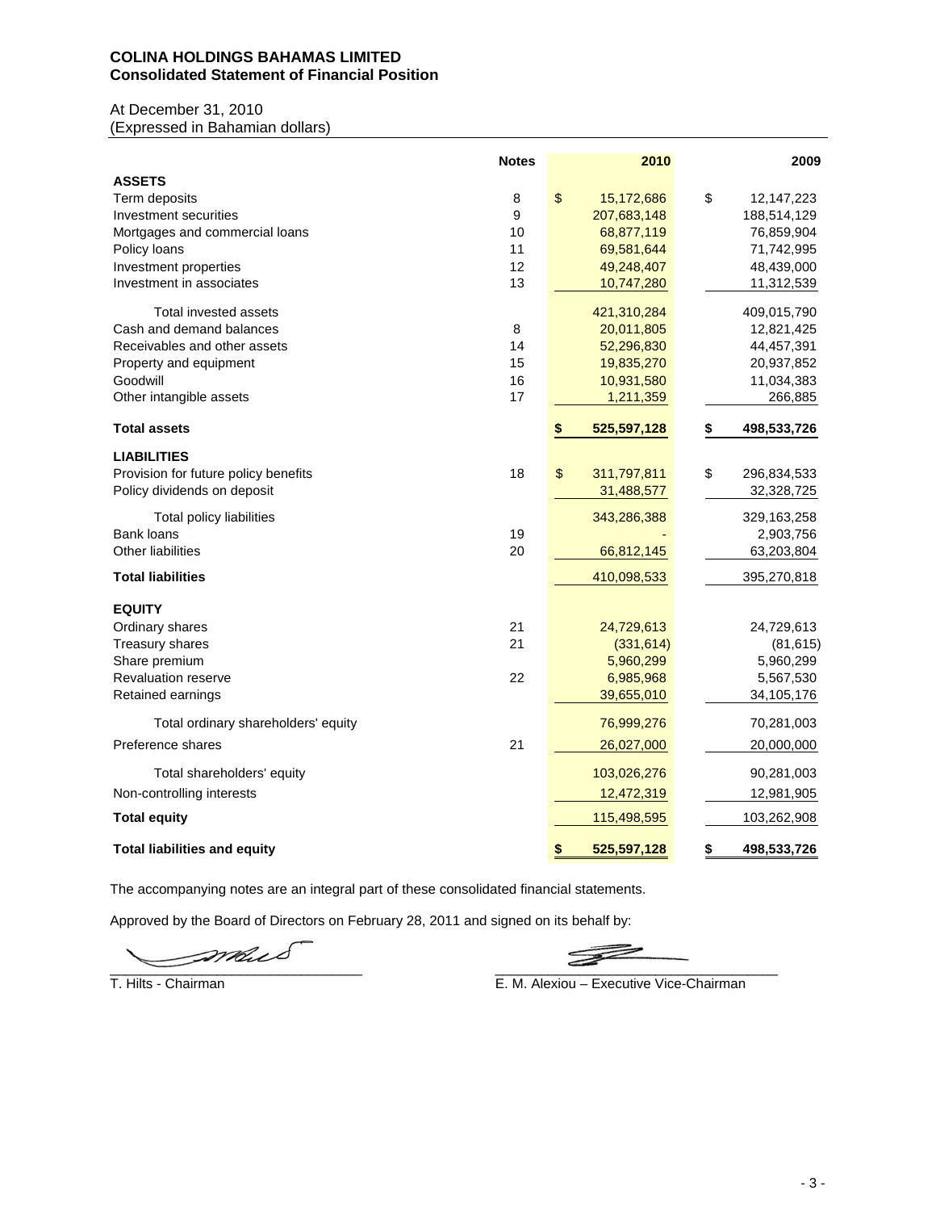**COLINA HOLDINGS BAHAMAS LIMITED**
**Consolidated Statement of Financial Position**

At December 31, 2010
(Expressed in Bahamian dollars)

| | Notes | 2010 | 2009 |
|---|---|---|---|
| **ASSETS** | | | |
| Term deposits | 8 | $ 15,172,686 | $ 12,147,223 |
| Investment securities | 9 | 207,683,148 | 188,514,129 |
| Mortgages and commercial loans | 10 | 68,877,119 | 76,859,904 |
| Policy loans | 11 | 69,581,644 | 71,742,995 |
| Investment properties | 12 | 49,248,407 | 48,439,000 |
| Investment in associates | 13 | 10,747,280 | 11,312,539 |
| Total invested assets | | 421,310,284 | 409,015,790 |
| Cash and demand balances | 8 | 20,011,805 | 12,821,425 |
| Receivables and other assets | 14 | 52,296,830 | 44,457,391 |
| Property and equipment | 15 | 19,835,270 | 20,937,852 |
| Goodwill | 16 | 10,931,580 | 11,034,383 |
| Other intangible assets | 17 | 1,211,359 | 266,885 |
| **Total assets** | | **$ 525,597,128** | **$ 498,533,726** |
| **LIABILITIES** | | | |
| Provision for future policy benefits | 18 | $ 311,797,811 | $ 296,834,533 |
| Policy dividends on deposit | | 31,488,577 | 32,328,725 |
| Total policy liabilities | | 343,286,388 | 329,163,258 |
| Bank loans | 19 | - | 2,903,756 |
| Other liabilities | 20 | 66,812,145 | 63,203,804 |
| **Total liabilities** | | 410,098,533 | 395,270,818 |
| **EQUITY** | | | |
| Ordinary shares | 21 | 24,729,613 | 24,729,613 |
| Treasury shares | 21 | (331,614) | (81,615) |
| Share premium | | 5,960,299 | 5,960,299 |
| Revaluation reserve | 22 | 6,985,968 | 5,567,530 |
| Retained earnings | | 39,655,010 | 34,105,176 |
| Total ordinary shareholders' equity | | 76,999,276 | 70,281,003 |
| Preference shares | 21 | 26,027,000 | 20,000,000 |
| Total shareholders' equity | | 103,026,276 | 90,281,003 |
| Non-controlling interests | | 12,472,319 | 12,981,905 |
| **Total equity** | | 115,498,595 | 103,262,908 |
| **Total liabilities and equity** | | **$ 525,597,128** | **$ 498,533,726** |

The accompanying notes are an integral part of these consolidated financial statements.

Approved by the Board of Directors on February 28, 2011 and signed on its behalf by:

T. Hilts - Chairman

E. M. Alexiou – Executive Vice-Chairman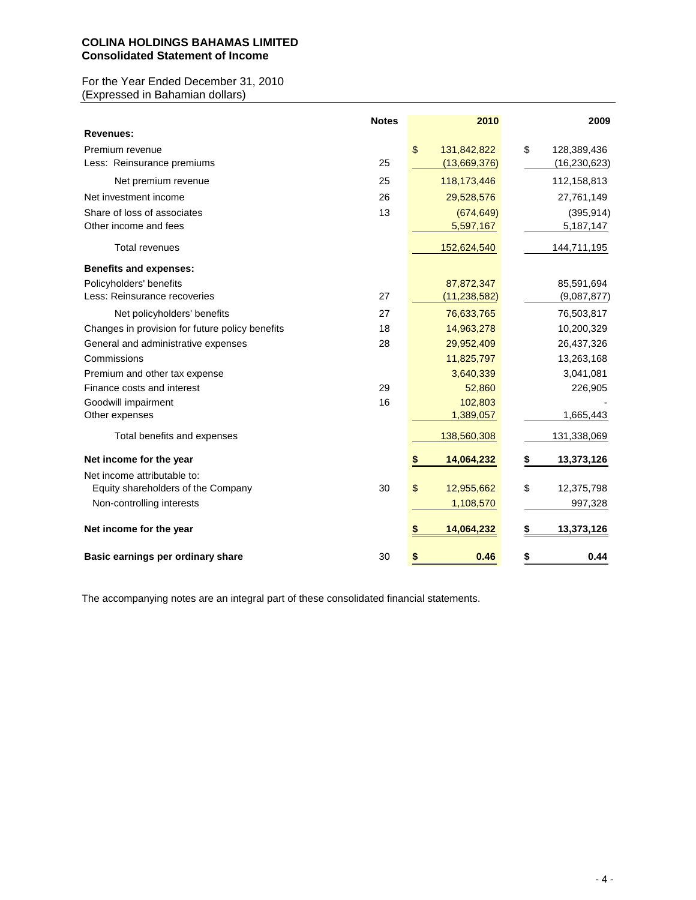**COLINA HOLDINGS BAHAMAS LIMITED**
**Consolidated Statement of Income**

For the Year Ended December 31, 2010
(Expressed in Bahamian dollars)

| | Notes | 2010 | 2009 |
|---|---|---|---|
| **Revenues:** | | | |
| Premium revenue | | $ 131,842,822 | $ 128,389,436 |
| Less: Reinsurance premiums | 25 | (13,669,376) | (16,230,623) |
| Net premium revenue | 25 | 118,173,446 | 112,158,813 |
| Net investment income | 26 | 29,528,576 | 27,761,149 |
| Share of loss of associates | 13 | (674,649) | (395,914) |
| Other income and fees | | 5,597,167 | 5,187,147 |
| Total revenues | | 152,624,540 | 144,711,195 |
| **Benefits and expenses:** | | | |
| Policyholders' benefits | | 87,872,347 | 85,591,694 |
| Less: Reinsurance recoveries | 27 | (11,238,582) | (9,087,877) |
| Net policyholders' benefits | 27 | 76,633,765 | 76,503,817 |
| Changes in provision for future policy benefits | 18 | 14,963,278 | 10,200,329 |
| General and administrative expenses | 28 | 29,952,409 | 26,437,326 |
| Commissions | | 11,825,797 | 13,263,168 |
| Premium and other tax expense | | 3,640,339 | 3,041,081 |
| Finance costs and interest | 29 | 52,860 | 226,905 |
| Goodwill impairment | 16 | 102,803 | - |
| Other expenses | | 1,389,057 | 1,665,443 |
| Total benefits and expenses | | 138,560,308 | 131,338,069 |
| **Net income for the year** | | **$ 14,064,232** | **$ 13,373,126** |
| Net income attributable to: | | | |
| Equity shareholders of the Company | 30 | $ 12,955,662 | $ 12,375,798 |
| Non-controlling interests | | 1,108,570 | 997,328 |
| **Net income for the year** | | **$ 14,064,232** | **$ 13,373,126** |
| **Basic earnings per ordinary share** | 30 | **$ 0.46** | **$ 0.44** |

The accompanying notes are an integral part of these consolidated financial statements.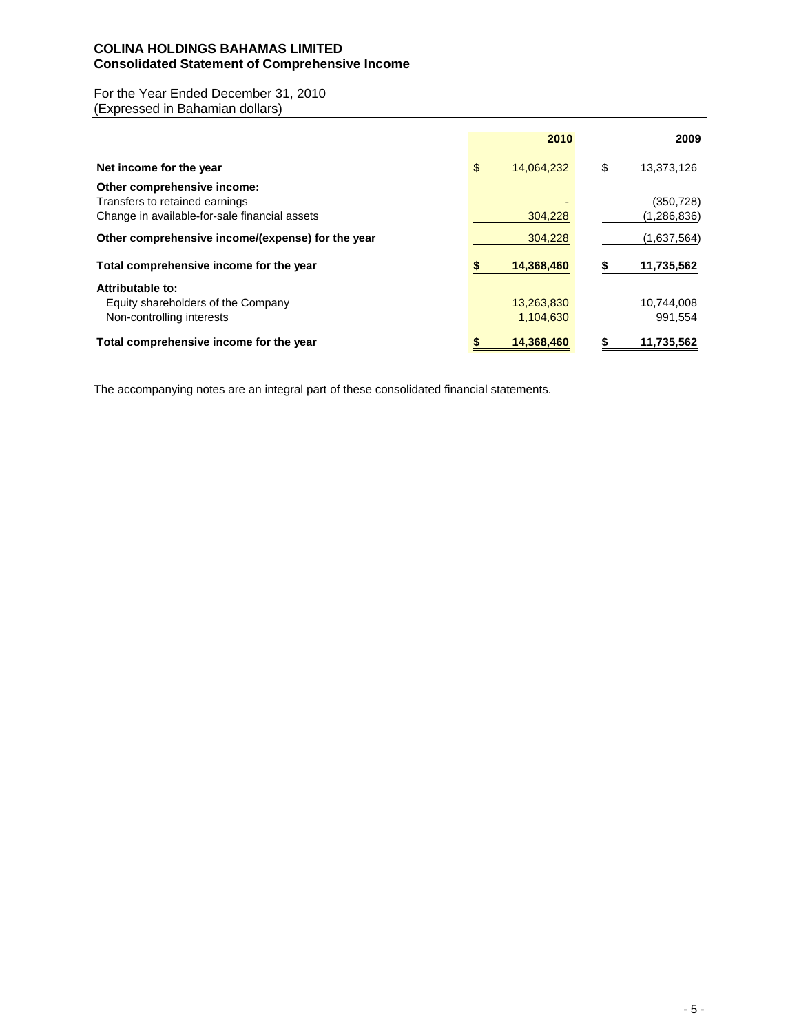# COLINA HOLDINGS BAHAMAS LIMITED
## Consolidated Statement of Comprehensive Income

For the Year Ended December 31, 2010
(Expressed in Bahamian dollars)

| | 2010 | 2009 |
|---|---|---|
| **Net income for the year** | $ 14,064,232 | $ 13,373,126 |
| **Other comprehensive income:** | | |
| Transfers to retained earnings | - | (350,728) |
| Change in available-for-sale financial assets | 304,228 | (1,286,836) |
| **Other comprehensive income/(expense) for the year** | 304,228 | (1,637,564) |
| **Total comprehensive income for the year** | **$ 14,368,460** | **$ 11,735,562** |
| **Attributable to:** | | |
| Equity shareholders of the Company | 13,263,830 | 10,744,008 |
| Non-controlling interests | 1,104,630 | 991,554 |
| **Total comprehensive income for the year** | **$ 14,368,460** | **$ 11,735,562** |

The accompanying notes are an integral part of these consolidated financial statements.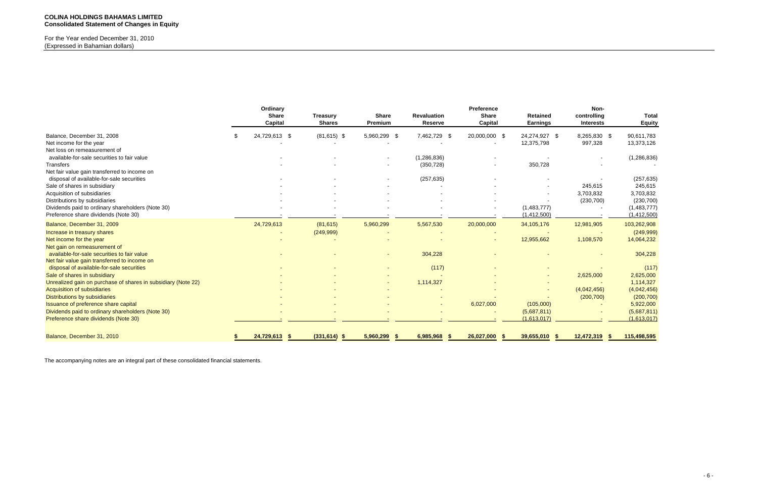**COLINA HOLDINGS BAHAMAS LIMITED**
**Consolidated Statement of Changes in Equity**

For the Year ended December 31, 2010
(Expressed in Bahamian dollars)

| | Ordinary Share Capital | Treasury Shares | Share Premium | Revaluation Reserve | Preference Share Capital | Retained Earnings | Non-controlling Interests | Total Equity |
|---|---|---|---|---|---|---|---|---|
| Balance, December 31, 2008 | $ 24,729,613 | $ (81,615) | $ 5,960,299 | $ 7,462,729 | $ 20,000,000 | $ 24,274,927 | $ 8,265,830 | $ 90,611,783 |
| Net income for the year | - | - | - | - | - | 12,375,798 | 997,328 | 13,373,126 |
| Net loss on remeasurement of available-for-sale securities to fair value | - | - | - | (1,286,836) | - | - | - | (1,286,836) |
| Transfers | - | - | - | (350,728) | - | 350,728 | - | - |
| Net fair value gain transferred to income on disposal of available-for-sale securities | - | - | - | (257,635) | - | - | - | (257,635) |
| Sale of shares in subsidiary | - | - | - | - | - | - | 245,615 | 245,615 |
| Acquisition of subsidiaries | - | - | - | - | - | - | 3,703,832 | 3,703,832 |
| Distributions by subsidiaries | - | - | - | - | - | - | (230,700) | (230,700) |
| Dividends paid to ordinary shareholders (Note 30) | - | - | - | - | - | (1,483,777) | - | (1,483,777) |
| Preference share dividends (Note 30) | - | - | - | - | - | (1,412,500) | - | (1,412,500) |
| Balance, December 31, 2009 | 24,729,613 | (81,615) | 5,960,299 | 5,567,530 | 20,000,000 | 34,105,176 | 12,981,905 | 103,262,908 |
| Increase in treasury shares | - | (249,999) | - | - | - | - | - | (249,999) |
| Net income for the year | - | - | - | - | - | 12,955,662 | 1,108,570 | 14,064,232 |
| Net gain on remeasurement of available-for-sale securities to fair value | - | - | - | 304,228 | - | - | - | 304,228 |
| Net fair value gain transferred to income on disposal of available-for-sale securities | - | - | - | (117) | - | - | - | (117) |
| Sale of shares in subsidiary | - | - | - | - | - | - | 2,625,000 | 2,625,000 |
| Unrealized gain on purchase of shares in subsidiary (Note 22) | - | - | - | 1,114,327 | - | - | - | 1,114,327 |
| Acquisition of subsidiaries | - | - | - | - | - | - | (4,042,456) | (4,042,456) |
| Distributions by subsidiaries | - | - | - | - | - | - | (200,700) | (200,700) |
| Issuance of preference share capital | - | - | - | - | 6,027,000 | (105,000) | - | 5,922,000 |
| Dividends paid to ordinary shareholders (Note 30) | - | - | - | - | - | (5,687,811) | - | (5,687,811) |
| Preference share dividends (Note 30) | - | - | - | - | - | (1,613,017) | - | (1,613,017) |
| **Balance, December 31, 2010** | **$ 24,729,613** | **$ (331,614)** | **$ 5,960,299** | **$ 6,985,968** | **$ 26,027,000** | **$ 39,655,010** | **$ 12,472,319** | **$ 115,498,595** |

The accompanying notes are an integral part of these consolidated financial statements.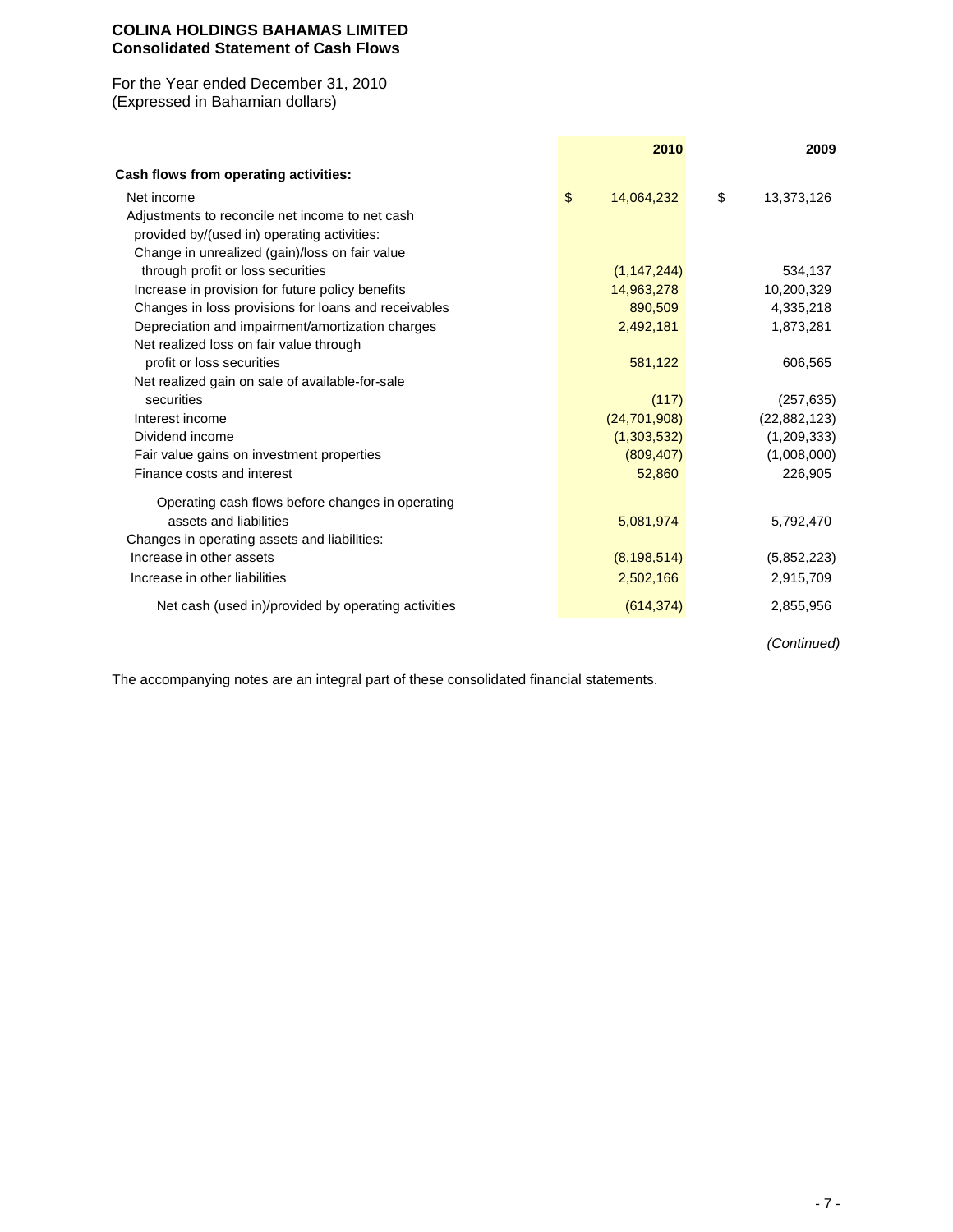**COLINA HOLDINGS BAHAMAS LIMITED**
**Consolidated Statement of Cash Flows**

For the Year ended December 31, 2010
(Expressed in Bahamian dollars)

| | 2010 | 2009 |
|---|---|---|
| **Cash flows from operating activities:** | | |
| Net income | $ 14,064,232 | $ 13,373,126 |
| Adjustments to reconcile net income to net cash provided by/(used in) operating activities: | | |
| Change in unrealized (gain)/loss on fair value through profit or loss securities | (1,147,244) | 534,137 |
| Increase in provision for future policy benefits | 14,963,278 | 10,200,329 |
| Changes in loss provisions for loans and receivables | 890,509 | 4,335,218 |
| Depreciation and impairment/amortization charges | 2,492,181 | 1,873,281 |
| Net realized loss on fair value through profit or loss securities | 581,122 | 606,565 |
| Net realized gain on sale of available-for-sale securities | (117) | (257,635) |
| Interest income | (24,701,908) | (22,882,123) |
| Dividend income | (1,303,532) | (1,209,333) |
| Fair value gains on investment properties | (809,407) | (1,008,000) |
| Finance costs and interest | 52,860 | 226,905 |
| Operating cash flows before changes in operating assets and liabilities | 5,081,974 | 5,792,470 |
| Changes in operating assets and liabilities: | | |
| Increase in other assets | (8,198,514) | (5,852,223) |
| Increase in other liabilities | 2,502,166 | 2,915,709 |
| Net cash (used in)/provided by operating activities | (614,374) | 2,855,956 |

*(Continued)*

The accompanying notes are an integral part of these consolidated financial statements.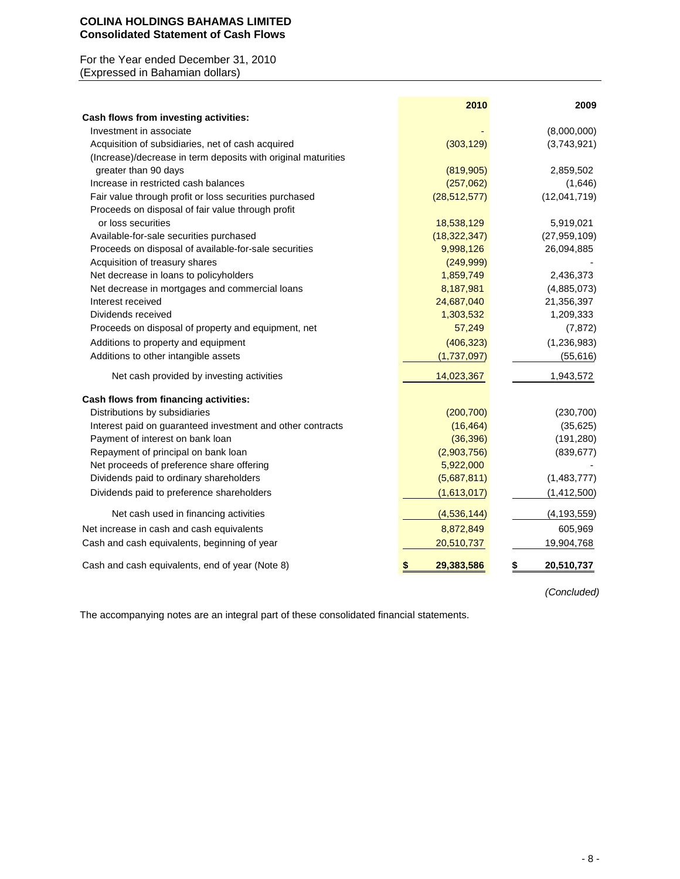**COLINA HOLDINGS BAHAMAS LIMITED**
**Consolidated Statement of Cash Flows**

For the Year ended December 31, 2010
(Expressed in Bahamian dollars)

| | 2010 | 2009 |
|---|---|---|
| **Cash flows from investing activities:** | | |
| Investment in associate | - | (8,000,000) |
| Acquisition of subsidiaries, net of cash acquired | (303,129) | (3,743,921) |
| (Increase)/decrease in term deposits with original maturities greater than 90 days | (819,905) | 2,859,502 |
| Increase in restricted cash balances | (257,062) | (1,646) |
| Fair value through profit or loss securities purchased | (28,512,577) | (12,041,719) |
| Proceeds on disposal of fair value through profit or loss securities | 18,538,129 | 5,919,021 |
| Available-for-sale securities purchased | (18,322,347) | (27,959,109) |
| Proceeds on disposal of available-for-sale securities | 9,998,126 | 26,094,885 |
| Acquisition of treasury shares | (249,999) | - |
| Net decrease in loans to policyholders | 1,859,749 | 2,436,373 |
| Net decrease in mortgages and commercial loans | 8,187,981 | (4,885,073) |
| Interest received | 24,687,040 | 21,356,397 |
| Dividends received | 1,303,532 | 1,209,333 |
| Proceeds on disposal of property and equipment, net | 57,249 | (7,872) |
| Additions to property and equipment | (406,323) | (1,236,983) |
| Additions to other intangible assets | (1,737,097) | (55,616) |
| Net cash provided by investing activities | 14,023,367 | 1,943,572 |
| **Cash flows from financing activities:** | | |
| Distributions by subsidiaries | (200,700) | (230,700) |
| Interest paid on guaranteed investment and other contracts | (16,464) | (35,625) |
| Payment of interest on bank loan | (36,396) | (191,280) |
| Repayment of principal on bank loan | (2,903,756) | (839,677) |
| Net proceeds of preference share offering | 5,922,000 | - |
| Dividends paid to ordinary shareholders | (5,687,811) | (1,483,777) |
| Dividends paid to preference shareholders | (1,613,017) | (1,412,500) |
| Net cash used in financing activities | (4,536,144) | (4,193,559) |
| Net increase in cash and cash equivalents | 8,872,849 | 605,969 |
| Cash and cash equivalents, beginning of year | 20,510,737 | 19,904,768 |
| Cash and cash equivalents, end of year (Note 8) | **$ 29,383,586** | **$ 20,510,737** |

*(Concluded)*

The accompanying notes are an integral part of these consolidated financial statements.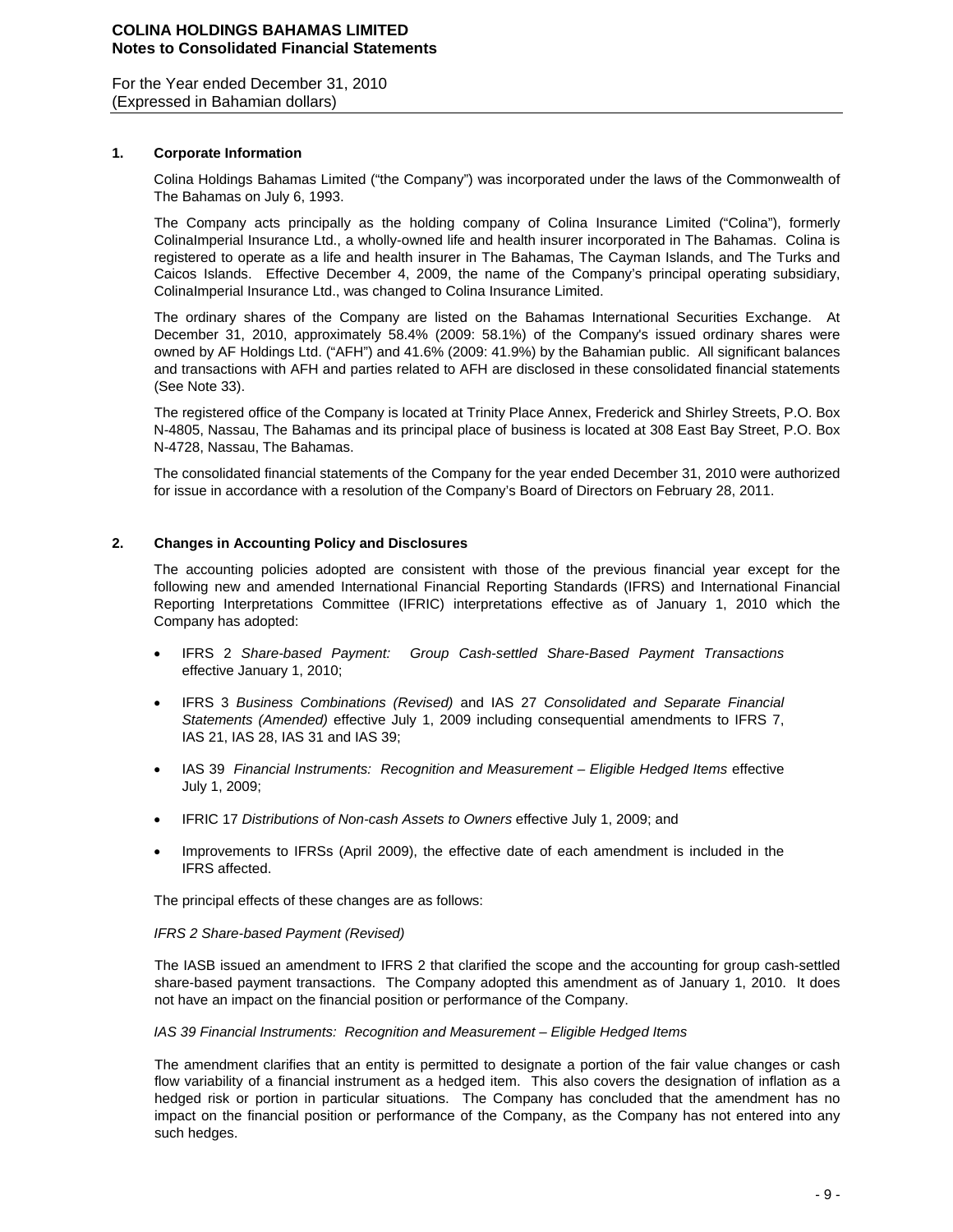## 1. Corporate Information

Colina Holdings Bahamas Limited ("the Company") was incorporated under the laws of the Commonwealth of The Bahamas on July 6, 1993.

The Company acts principally as the holding company of Colina Insurance Limited ("Colina"), formerly ColinaImperial Insurance Ltd., a wholly-owned life and health insurer incorporated in The Bahamas. Colina is registered to operate as a life and health insurer in The Bahamas, The Cayman Islands, and The Turks and Caicos Islands. Effective December 4, 2009, the name of the Company's principal operating subsidiary, ColinaImperial Insurance Ltd., was changed to Colina Insurance Limited.

The ordinary shares of the Company are listed on the Bahamas International Securities Exchange. At December 31, 2010, approximately 58.4% (2009: 58.1%) of the Company's issued ordinary shares were owned by AF Holdings Ltd. ("AFH") and 41.6% (2009: 41.9%) by the Bahamian public. All significant balances and transactions with AFH and parties related to AFH are disclosed in these consolidated financial statements (See Note 33).

The registered office of the Company is located at Trinity Place Annex, Frederick and Shirley Streets, P.O. Box N-4805, Nassau, The Bahamas and its principal place of business is located at 308 East Bay Street, P.O. Box N-4728, Nassau, The Bahamas.

The consolidated financial statements of the Company for the year ended December 31, 2010 were authorized for issue in accordance with a resolution of the Company's Board of Directors on February 28, 2011.

## 2. Changes in Accounting Policy and Disclosures

The accounting policies adopted are consistent with those of the previous financial year except for the following new and amended International Financial Reporting Standards (IFRS) and International Financial Reporting Interpretations Committee (IFRIC) interpretations effective as of January 1, 2010 which the Company has adopted:

- IFRS 2 *Share-based Payment: Group Cash-settled Share-Based Payment Transactions* effective January 1, 2010;
- IFRS 3 *Business Combinations (Revised)* and IAS 27 *Consolidated and Separate Financial Statements (Amended)* effective July 1, 2009 including consequential amendments to IFRS 7, IAS 21, IAS 28, IAS 31 and IAS 39;
- IAS 39 *Financial Instruments: Recognition and Measurement – Eligible Hedged Items* effective July 1, 2009;
- IFRIC 17 *Distributions of Non-cash Assets to Owners* effective July 1, 2009; and
- Improvements to IFRSs (April 2009), the effective date of each amendment is included in the IFRS affected.

The principal effects of these changes are as follows:

*IFRS 2 Share-based Payment (Revised)*

The IASB issued an amendment to IFRS 2 that clarified the scope and the accounting for group cash-settled share-based payment transactions. The Company adopted this amendment as of January 1, 2010. It does not have an impact on the financial position or performance of the Company.

*IAS 39 Financial Instruments: Recognition and Measurement – Eligible Hedged Items*

The amendment clarifies that an entity is permitted to designate a portion of the fair value changes or cash flow variability of a financial instrument as a hedged item. This also covers the designation of inflation as a hedged risk or portion in particular situations. The Company has concluded that the amendment has no impact on the financial position or performance of the Company, as the Company has not entered into any such hedges.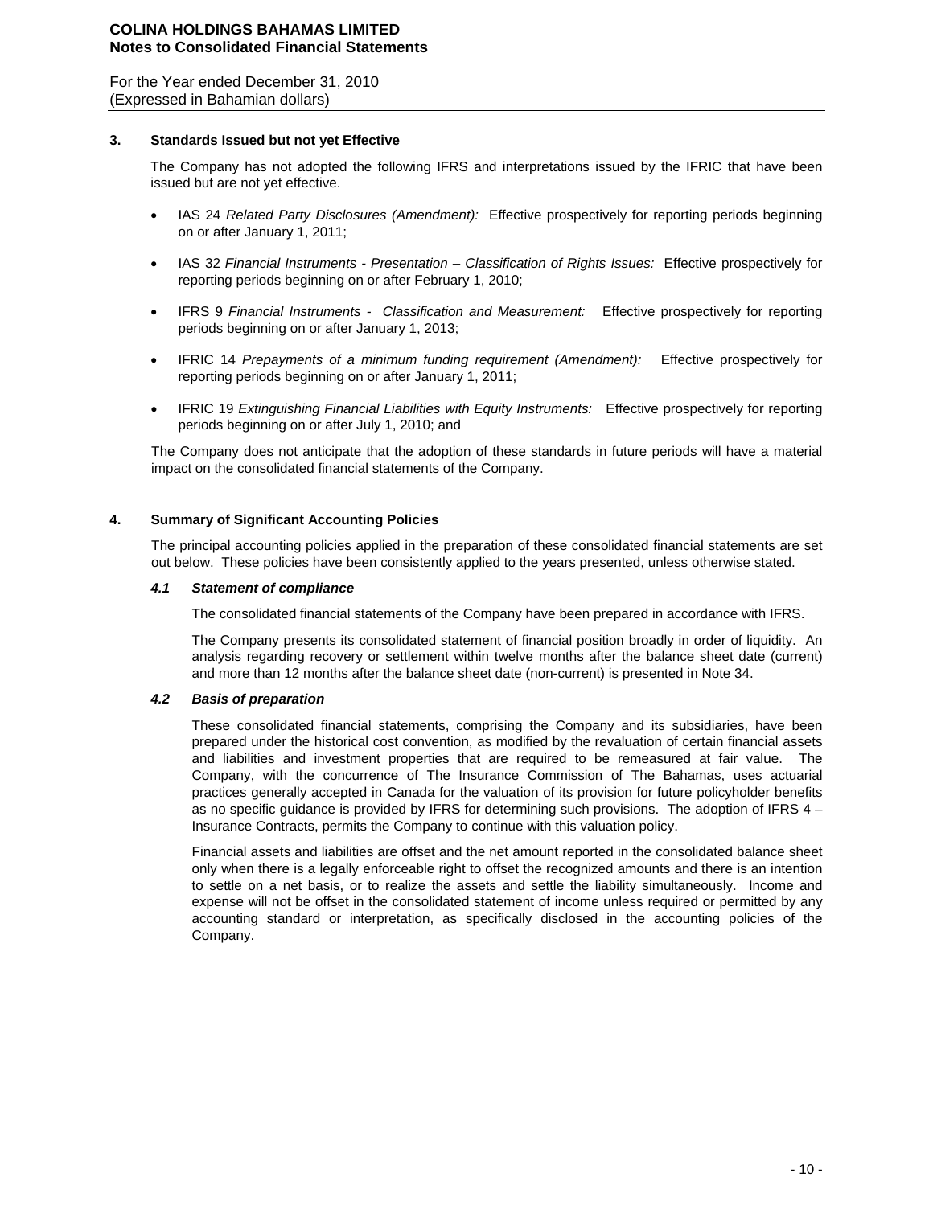## 3. Standards Issued but not yet Effective

The Company has not adopted the following IFRS and interpretations issued by the IFRIC that have been issued but are not yet effective.

- IAS 24 *Related Party Disclosures (Amendment):* Effective prospectively for reporting periods beginning on or after January 1, 2011;
- IAS 32 *Financial Instruments - Presentation – Classification of Rights Issues:* Effective prospectively for reporting periods beginning on or after February 1, 2010;
- IFRS 9 *Financial Instruments - Classification and Measurement:* Effective prospectively for reporting periods beginning on or after January 1, 2013;
- IFRIC 14 *Prepayments of a minimum funding requirement (Amendment):* Effective prospectively for reporting periods beginning on or after January 1, 2011;
- IFRIC 19 *Extinguishing Financial Liabilities with Equity Instruments:* Effective prospectively for reporting periods beginning on or after July 1, 2010; and

The Company does not anticipate that the adoption of these standards in future periods will have a material impact on the consolidated financial statements of the Company.

## 4. Summary of Significant Accounting Policies

The principal accounting policies applied in the preparation of these consolidated financial statements are set out below. These policies have been consistently applied to the years presented, unless otherwise stated.

### *4.1 Statement of compliance*

The consolidated financial statements of the Company have been prepared in accordance with IFRS.

The Company presents its consolidated statement of financial position broadly in order of liquidity. An analysis regarding recovery or settlement within twelve months after the balance sheet date (current) and more than 12 months after the balance sheet date (non-current) is presented in Note 34.

### *4.2 Basis of preparation*

These consolidated financial statements, comprising the Company and its subsidiaries, have been prepared under the historical cost convention, as modified by the revaluation of certain financial assets and liabilities and investment properties that are required to be remeasured at fair value. The Company, with the concurrence of The Insurance Commission of The Bahamas, uses actuarial practices generally accepted in Canada for the valuation of its provision for future policyholder benefits as no specific guidance is provided by IFRS for determining such provisions. The adoption of IFRS 4 – Insurance Contracts, permits the Company to continue with this valuation policy.

Financial assets and liabilities are offset and the net amount reported in the consolidated balance sheet only when there is a legally enforceable right to offset the recognized amounts and there is an intention to settle on a net basis, or to realize the assets and settle the liability simultaneously. Income and expense will not be offset in the consolidated statement of income unless required or permitted by any accounting standard or interpretation, as specifically disclosed in the accounting policies of the Company.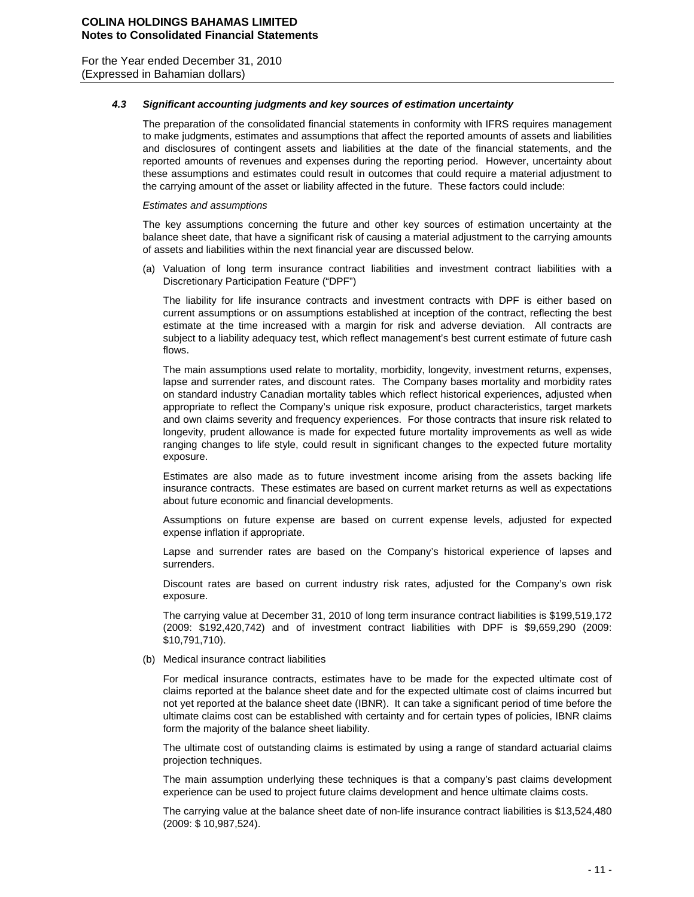### *4.3 Significant accounting judgments and key sources of estimation uncertainty*

The preparation of the consolidated financial statements in conformity with IFRS requires management to make judgments, estimates and assumptions that affect the reported amounts of assets and liabilities and disclosures of contingent assets and liabilities at the date of the financial statements, and the reported amounts of revenues and expenses during the reporting period. However, uncertainty about these assumptions and estimates could result in outcomes that could require a material adjustment to the carrying amount of the asset or liability affected in the future. These factors could include:

*Estimates and assumptions*

The key assumptions concerning the future and other key sources of estimation uncertainty at the balance sheet date, that have a significant risk of causing a material adjustment to the carrying amounts of assets and liabilities within the next financial year are discussed below.

(a) Valuation of long term insurance contract liabilities and investment contract liabilities with a Discretionary Participation Feature ("DPF")

The liability for life insurance contracts and investment contracts with DPF is either based on current assumptions or on assumptions established at inception of the contract, reflecting the best estimate at the time increased with a margin for risk and adverse deviation. All contracts are subject to a liability adequacy test, which reflect management's best current estimate of future cash flows.

The main assumptions used relate to mortality, morbidity, longevity, investment returns, expenses, lapse and surrender rates, and discount rates. The Company bases mortality and morbidity rates on standard industry Canadian mortality tables which reflect historical experiences, adjusted when appropriate to reflect the Company's unique risk exposure, product characteristics, target markets and own claims severity and frequency experiences. For those contracts that insure risk related to longevity, prudent allowance is made for expected future mortality improvements as well as wide ranging changes to life style, could result in significant changes to the expected future mortality exposure.

Estimates are also made as to future investment income arising from the assets backing life insurance contracts. These estimates are based on current market returns as well as expectations about future economic and financial developments.

Assumptions on future expense are based on current expense levels, adjusted for expected expense inflation if appropriate.

Lapse and surrender rates are based on the Company's historical experience of lapses and surrenders.

Discount rates are based on current industry risk rates, adjusted for the Company's own risk exposure.

The carrying value at December 31, 2010 of long term insurance contract liabilities is $199,519,172 (2009: $192,420,742) and of investment contract liabilities with DPF is $9,659,290 (2009: $10,791,710).

(b) Medical insurance contract liabilities

For medical insurance contracts, estimates have to be made for the expected ultimate cost of claims reported at the balance sheet date and for the expected ultimate cost of claims incurred but not yet reported at the balance sheet date (IBNR). It can take a significant period of time before the ultimate claims cost can be established with certainty and for certain types of policies, IBNR claims form the majority of the balance sheet liability.

The ultimate cost of outstanding claims is estimated by using a range of standard actuarial claims projection techniques.

The main assumption underlying these techniques is that a company's past claims development experience can be used to project future claims development and hence ultimate claims costs.

The carrying value at the balance sheet date of non-life insurance contract liabilities is $13,524,480 (2009: $ 10,987,524).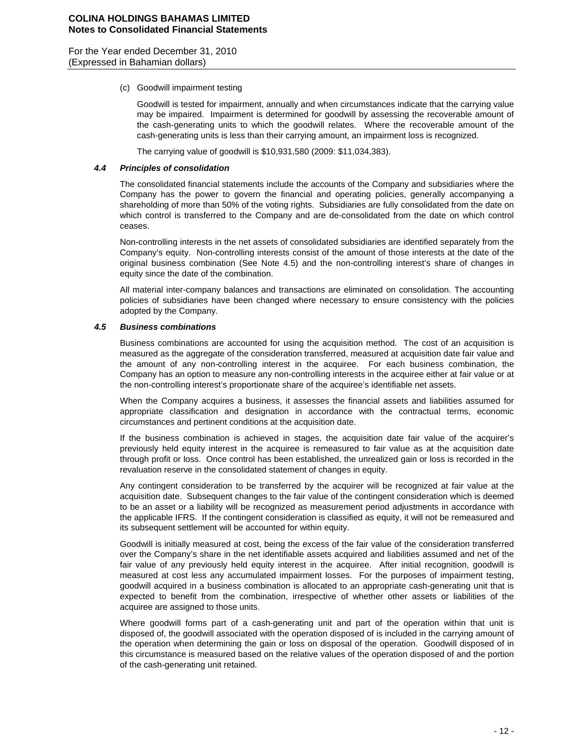(c) Goodwill impairment testing

Goodwill is tested for impairment, annually and when circumstances indicate that the carrying value may be impaired. Impairment is determined for goodwill by assessing the recoverable amount of the cash-generating units to which the goodwill relates. Where the recoverable amount of the cash-generating units is less than their carrying amount, an impairment loss is recognized.

The carrying value of goodwill is $10,931,580 (2009: $11,034,383).

### *4.4 Principles of consolidation*

The consolidated financial statements include the accounts of the Company and subsidiaries where the Company has the power to govern the financial and operating policies, generally accompanying a shareholding of more than 50% of the voting rights. Subsidiaries are fully consolidated from the date on which control is transferred to the Company and are de-consolidated from the date on which control ceases.

Non-controlling interests in the net assets of consolidated subsidiaries are identified separately from the Company's equity. Non-controlling interests consist of the amount of those interests at the date of the original business combination (See Note 4.5) and the non-controlling interest's share of changes in equity since the date of the combination.

All material inter-company balances and transactions are eliminated on consolidation. The accounting policies of subsidiaries have been changed where necessary to ensure consistency with the policies adopted by the Company.

### *4.5 Business combinations*

Business combinations are accounted for using the acquisition method. The cost of an acquisition is measured as the aggregate of the consideration transferred, measured at acquisition date fair value and the amount of any non-controlling interest in the acquiree. For each business combination, the Company has an option to measure any non-controlling interests in the acquiree either at fair value or at the non-controlling interest's proportionate share of the acquiree's identifiable net assets.

When the Company acquires a business, it assesses the financial assets and liabilities assumed for appropriate classification and designation in accordance with the contractual terms, economic circumstances and pertinent conditions at the acquisition date.

If the business combination is achieved in stages, the acquisition date fair value of the acquirer's previously held equity interest in the acquiree is remeasured to fair value as at the acquisition date through profit or loss. Once control has been established, the unrealized gain or loss is recorded in the revaluation reserve in the consolidated statement of changes in equity.

Any contingent consideration to be transferred by the acquirer will be recognized at fair value at the acquisition date. Subsequent changes to the fair value of the contingent consideration which is deemed to be an asset or a liability will be recognized as measurement period adjustments in accordance with the applicable IFRS. If the contingent consideration is classified as equity, it will not be remeasured and its subsequent settlement will be accounted for within equity.

Goodwill is initially measured at cost, being the excess of the fair value of the consideration transferred over the Company's share in the net identifiable assets acquired and liabilities assumed and net of the fair value of any previously held equity interest in the acquiree. After initial recognition, goodwill is measured at cost less any accumulated impairment losses. For the purposes of impairment testing, goodwill acquired in a business combination is allocated to an appropriate cash-generating unit that is expected to benefit from the combination, irrespective of whether other assets or liabilities of the acquiree are assigned to those units.

Where goodwill forms part of a cash-generating unit and part of the operation within that unit is disposed of, the goodwill associated with the operation disposed of is included in the carrying amount of the operation when determining the gain or loss on disposal of the operation. Goodwill disposed of in this circumstance is measured based on the relative values of the operation disposed of and the portion of the cash-generating unit retained.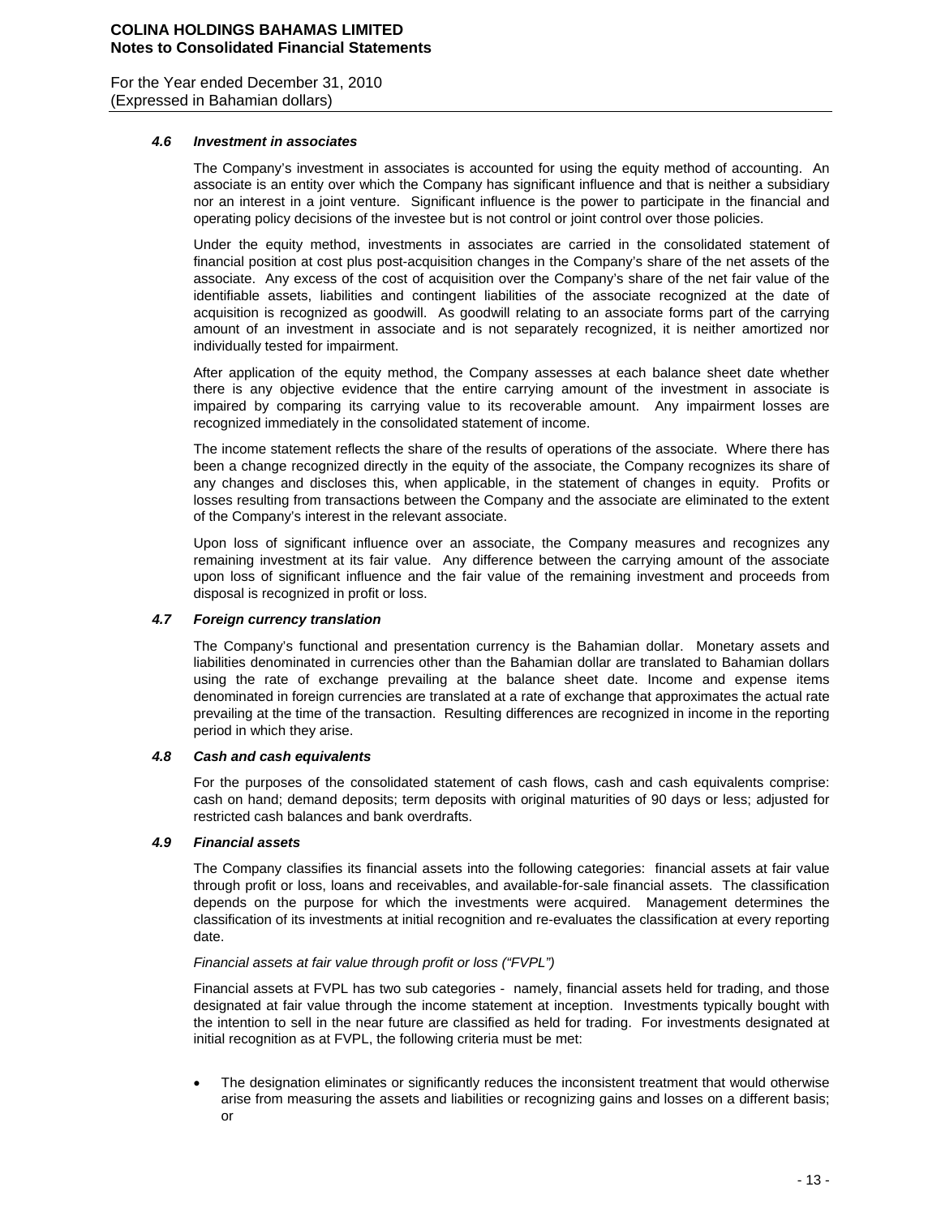### *4.6 Investment in associates*

The Company's investment in associates is accounted for using the equity method of accounting. An associate is an entity over which the Company has significant influence and that is neither a subsidiary nor an interest in a joint venture. Significant influence is the power to participate in the financial and operating policy decisions of the investee but is not control or joint control over those policies.

Under the equity method, investments in associates are carried in the consolidated statement of financial position at cost plus post-acquisition changes in the Company's share of the net assets of the associate. Any excess of the cost of acquisition over the Company's share of the net fair value of the identifiable assets, liabilities and contingent liabilities of the associate recognized at the date of acquisition is recognized as goodwill. As goodwill relating to an associate forms part of the carrying amount of an investment in associate and is not separately recognized, it is neither amortized nor individually tested for impairment.

After application of the equity method, the Company assesses at each balance sheet date whether there is any objective evidence that the entire carrying amount of the investment in associate is impaired by comparing its carrying value to its recoverable amount. Any impairment losses are recognized immediately in the consolidated statement of income.

The income statement reflects the share of the results of operations of the associate. Where there has been a change recognized directly in the equity of the associate, the Company recognizes its share of any changes and discloses this, when applicable, in the statement of changes in equity. Profits or losses resulting from transactions between the Company and the associate are eliminated to the extent of the Company's interest in the relevant associate.

Upon loss of significant influence over an associate, the Company measures and recognizes any remaining investment at its fair value. Any difference between the carrying amount of the associate upon loss of significant influence and the fair value of the remaining investment and proceeds from disposal is recognized in profit or loss.

### *4.7 Foreign currency translation*

The Company's functional and presentation currency is the Bahamian dollar. Monetary assets and liabilities denominated in currencies other than the Bahamian dollar are translated to Bahamian dollars using the rate of exchange prevailing at the balance sheet date. Income and expense items denominated in foreign currencies are translated at a rate of exchange that approximates the actual rate prevailing at the time of the transaction. Resulting differences are recognized in income in the reporting period in which they arise.

### *4.8 Cash and cash equivalents*

For the purposes of the consolidated statement of cash flows, cash and cash equivalents comprise: cash on hand; demand deposits; term deposits with original maturities of 90 days or less; adjusted for restricted cash balances and bank overdrafts.

### *4.9 Financial assets*

The Company classifies its financial assets into the following categories: financial assets at fair value through profit or loss, loans and receivables, and available-for-sale financial assets. The classification depends on the purpose for which the investments were acquired. Management determines the classification of its investments at initial recognition and re-evaluates the classification at every reporting date.

*Financial assets at fair value through profit or loss ("FVPL")*

Financial assets at FVPL has two sub categories - namely, financial assets held for trading, and those designated at fair value through the income statement at inception. Investments typically bought with the intention to sell in the near future are classified as held for trading. For investments designated at initial recognition as at FVPL, the following criteria must be met:

- The designation eliminates or significantly reduces the inconsistent treatment that would otherwise arise from measuring the assets and liabilities or recognizing gains and losses on a different basis; or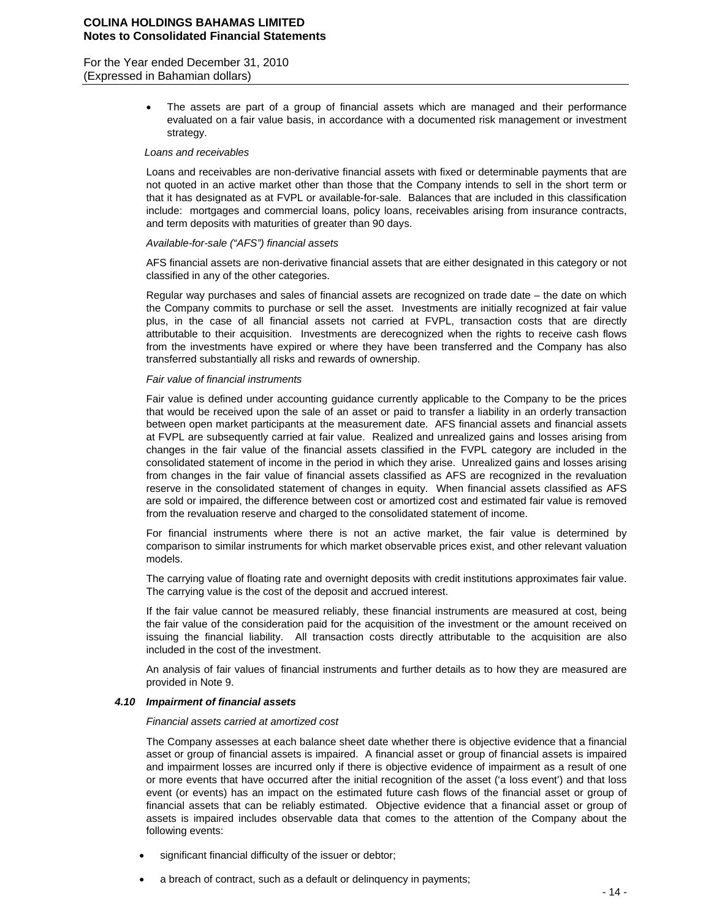- The assets are part of a group of financial assets which are managed and their performance evaluated on a fair value basis, in accordance with a documented risk management or investment strategy.

*Loans and receivables*

Loans and receivables are non-derivative financial assets with fixed or determinable payments that are not quoted in an active market other than those that the Company intends to sell in the short term or that it has designated as at FVPL or available-for-sale. Balances that are included in this classification include: mortgages and commercial loans, policy loans, receivables arising from insurance contracts, and term deposits with maturities of greater than 90 days.

*Available-for-sale ("AFS") financial assets*

AFS financial assets are non-derivative financial assets that are either designated in this category or not classified in any of the other categories.

Regular way purchases and sales of financial assets are recognized on trade date – the date on which the Company commits to purchase or sell the asset. Investments are initially recognized at fair value plus, in the case of all financial assets not carried at FVPL, transaction costs that are directly attributable to their acquisition. Investments are derecognized when the rights to receive cash flows from the investments have expired or where they have been transferred and the Company has also transferred substantially all risks and rewards of ownership.

*Fair value of financial instruments*

Fair value is defined under accounting guidance currently applicable to the Company to be the prices that would be received upon the sale of an asset or paid to transfer a liability in an orderly transaction between open market participants at the measurement date. AFS financial assets and financial assets at FVPL are subsequently carried at fair value. Realized and unrealized gains and losses arising from changes in the fair value of the financial assets classified in the FVPL category are included in the consolidated statement of income in the period in which they arise. Unrealized gains and losses arising from changes in the fair value of financial assets classified as AFS are recognized in the revaluation reserve in the consolidated statement of changes in equity. When financial assets classified as AFS are sold or impaired, the difference between cost or amortized cost and estimated fair value is removed from the revaluation reserve and charged to the consolidated statement of income.

For financial instruments where there is not an active market, the fair value is determined by comparison to similar instruments for which market observable prices exist, and other relevant valuation models.

The carrying value of floating rate and overnight deposits with credit institutions approximates fair value. The carrying value is the cost of the deposit and accrued interest.

If the fair value cannot be measured reliably, these financial instruments are measured at cost, being the fair value of the consideration paid for the acquisition of the investment or the amount received on issuing the financial liability. All transaction costs directly attributable to the acquisition are also included in the cost of the investment.

An analysis of fair values of financial instruments and further details as to how they are measured are provided in Note 9.

### 4.10 *Impairment of financial assets*

*Financial assets carried at amortized cost*

The Company assesses at each balance sheet date whether there is objective evidence that a financial asset or group of financial assets is impaired. A financial asset or group of financial assets is impaired and impairment losses are incurred only if there is objective evidence of impairment as a result of one or more events that have occurred after the initial recognition of the asset ('a loss event') and that loss event (or events) has an impact on the estimated future cash flows of the financial asset or group of financial assets that can be reliably estimated. Objective evidence that a financial asset or group of assets is impaired includes observable data that comes to the attention of the Company about the following events:

- significant financial difficulty of the issuer or debtor;
- a breach of contract, such as a default or delinquency in payments;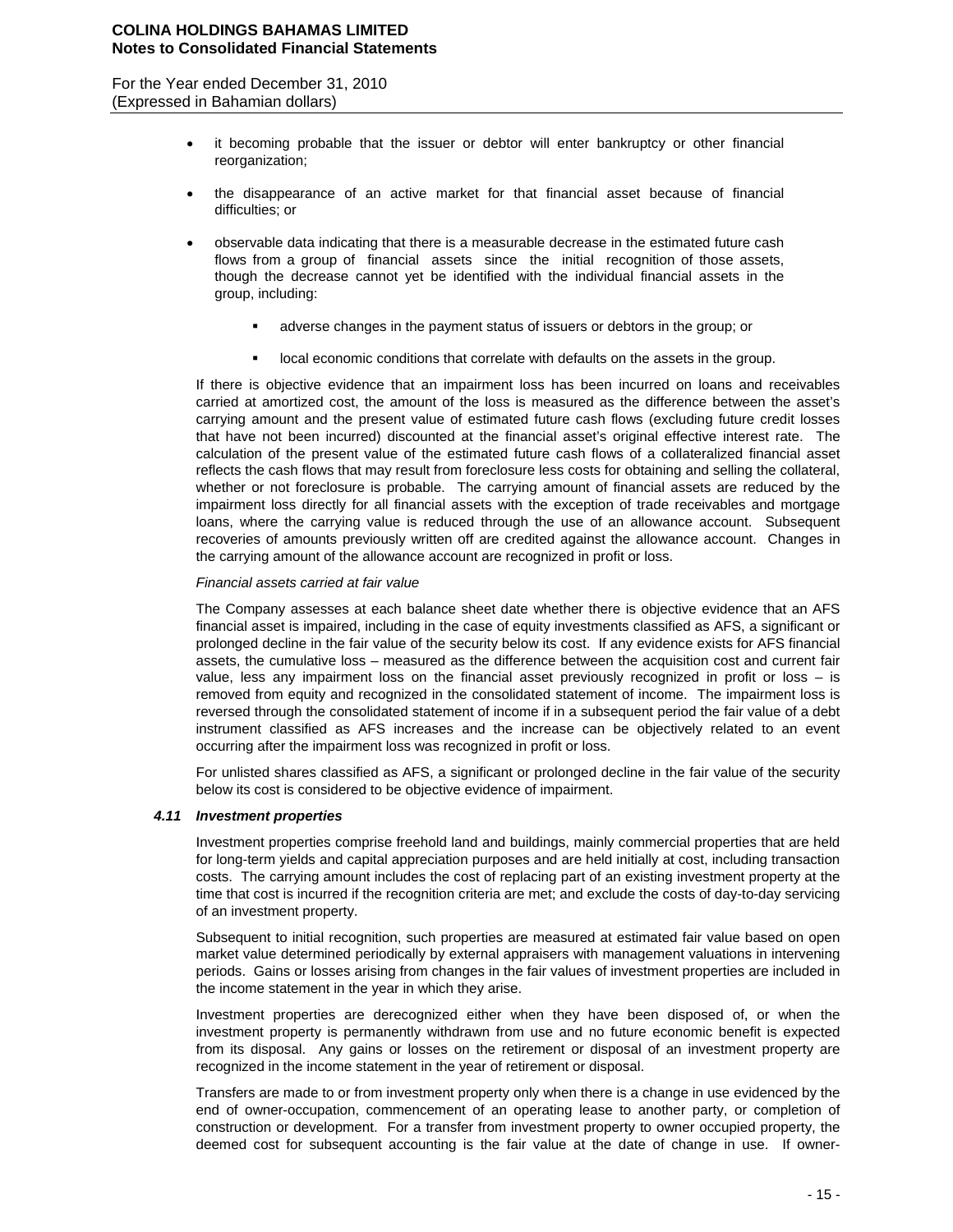- it becoming probable that the issuer or debtor will enter bankruptcy or other financial reorganization;

- the disappearance of an active market for that financial asset because of financial difficulties; or

- observable data indicating that there is a measurable decrease in the estimated future cash flows from a group of financial assets since the initial recognition of those assets, though the decrease cannot yet be identified with the individual financial assets in the group, including:

  - adverse changes in the payment status of issuers or debtors in the group; or

  - local economic conditions that correlate with defaults on the assets in the group.

If there is objective evidence that an impairment loss has been incurred on loans and receivables carried at amortized cost, the amount of the loss is measured as the difference between the asset's carrying amount and the present value of estimated future cash flows (excluding future credit losses that have not been incurred) discounted at the financial asset's original effective interest rate. The calculation of the present value of the estimated future cash flows of a collateralized financial asset reflects the cash flows that may result from foreclosure less costs for obtaining and selling the collateral, whether or not foreclosure is probable. The carrying amount of financial assets are reduced by the impairment loss directly for all financial assets with the exception of trade receivables and mortgage loans, where the carrying value is reduced through the use of an allowance account. Subsequent recoveries of amounts previously written off are credited against the allowance account. Changes in the carrying amount of the allowance account are recognized in profit or loss.

*Financial assets carried at fair value*

The Company assesses at each balance sheet date whether there is objective evidence that an AFS financial asset is impaired, including in the case of equity investments classified as AFS, a significant or prolonged decline in the fair value of the security below its cost. If any evidence exists for AFS financial assets, the cumulative loss – measured as the difference between the acquisition cost and current fair value, less any impairment loss on the financial asset previously recognized in profit or loss – is removed from equity and recognized in the consolidated statement of income. The impairment loss is reversed through the consolidated statement of income if in a subsequent period the fair value of a debt instrument classified as AFS increases and the increase can be objectively related to an event occurring after the impairment loss was recognized in profit or loss.

For unlisted shares classified as AFS, a significant or prolonged decline in the fair value of the security below its cost is considered to be objective evidence of impairment.

### *4.11 Investment properties*

Investment properties comprise freehold land and buildings, mainly commercial properties that are held for long-term yields and capital appreciation purposes and are held initially at cost, including transaction costs. The carrying amount includes the cost of replacing part of an existing investment property at the time that cost is incurred if the recognition criteria are met; and exclude the costs of day-to-day servicing of an investment property.

Subsequent to initial recognition, such properties are measured at estimated fair value based on open market value determined periodically by external appraisers with management valuations in intervening periods. Gains or losses arising from changes in the fair values of investment properties are included in the income statement in the year in which they arise.

Investment properties are derecognized either when they have been disposed of, or when the investment property is permanently withdrawn from use and no future economic benefit is expected from its disposal. Any gains or losses on the retirement or disposal of an investment property are recognized in the income statement in the year of retirement or disposal.

Transfers are made to or from investment property only when there is a change in use evidenced by the end of owner-occupation, commencement of an operating lease to another party, or completion of construction or development. For a transfer from investment property to owner occupied property, the deemed cost for subsequent accounting is the fair value at the date of change in use. If owner-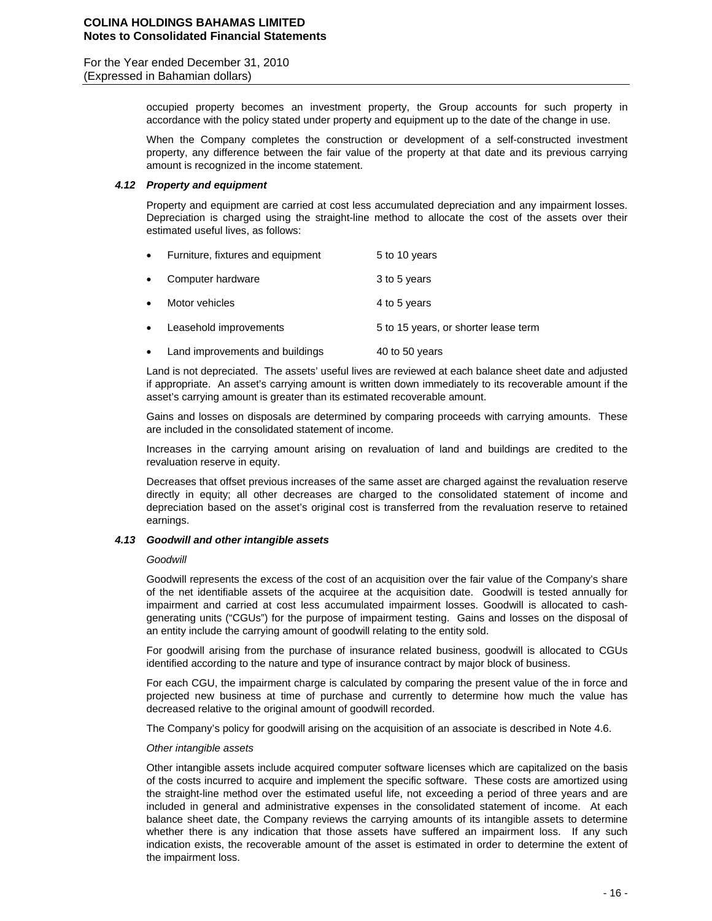occupied property becomes an investment property, the Group accounts for such property in accordance with the policy stated under property and equipment up to the date of the change in use.

When the Company completes the construction or development of a self-constructed investment property, any difference between the fair value of the property at that date and its previous carrying amount is recognized in the income statement.

### *4.12 Property and equipment*

Property and equipment are carried at cost less accumulated depreciation and any impairment losses. Depreciation is charged using the straight-line method to allocate the cost of the assets over their estimated useful lives, as follows:

- Furniture, fixtures and equipment — 5 to 10 years
- Computer hardware — 3 to 5 years
- Motor vehicles — 4 to 5 years
- Leasehold improvements — 5 to 15 years, or shorter lease term
- Land improvements and buildings — 40 to 50 years

Land is not depreciated. The assets' useful lives are reviewed at each balance sheet date and adjusted if appropriate. An asset's carrying amount is written down immediately to its recoverable amount if the asset's carrying amount is greater than its estimated recoverable amount.

Gains and losses on disposals are determined by comparing proceeds with carrying amounts. These are included in the consolidated statement of income.

Increases in the carrying amount arising on revaluation of land and buildings are credited to the revaluation reserve in equity.

Decreases that offset previous increases of the same asset are charged against the revaluation reserve directly in equity; all other decreases are charged to the consolidated statement of income and depreciation based on the asset's original cost is transferred from the revaluation reserve to retained earnings.

### *4.13 Goodwill and other intangible assets*

*Goodwill*

Goodwill represents the excess of the cost of an acquisition over the fair value of the Company's share of the net identifiable assets of the acquiree at the acquisition date. Goodwill is tested annually for impairment and carried at cost less accumulated impairment losses. Goodwill is allocated to cash-generating units ("CGUs") for the purpose of impairment testing. Gains and losses on the disposal of an entity include the carrying amount of goodwill relating to the entity sold.

For goodwill arising from the purchase of insurance related business, goodwill is allocated to CGUs identified according to the nature and type of insurance contract by major block of business.

For each CGU, the impairment charge is calculated by comparing the present value of the in force and projected new business at time of purchase and currently to determine how much the value has decreased relative to the original amount of goodwill recorded.

The Company's policy for goodwill arising on the acquisition of an associate is described in Note 4.6.

*Other intangible assets*

Other intangible assets include acquired computer software licenses which are capitalized on the basis of the costs incurred to acquire and implement the specific software. These costs are amortized using the straight-line method over the estimated useful life, not exceeding a period of three years and are included in general and administrative expenses in the consolidated statement of income. At each balance sheet date, the Company reviews the carrying amounts of its intangible assets to determine whether there is any indication that those assets have suffered an impairment loss. If any such indication exists, the recoverable amount of the asset is estimated in order to determine the extent of the impairment loss.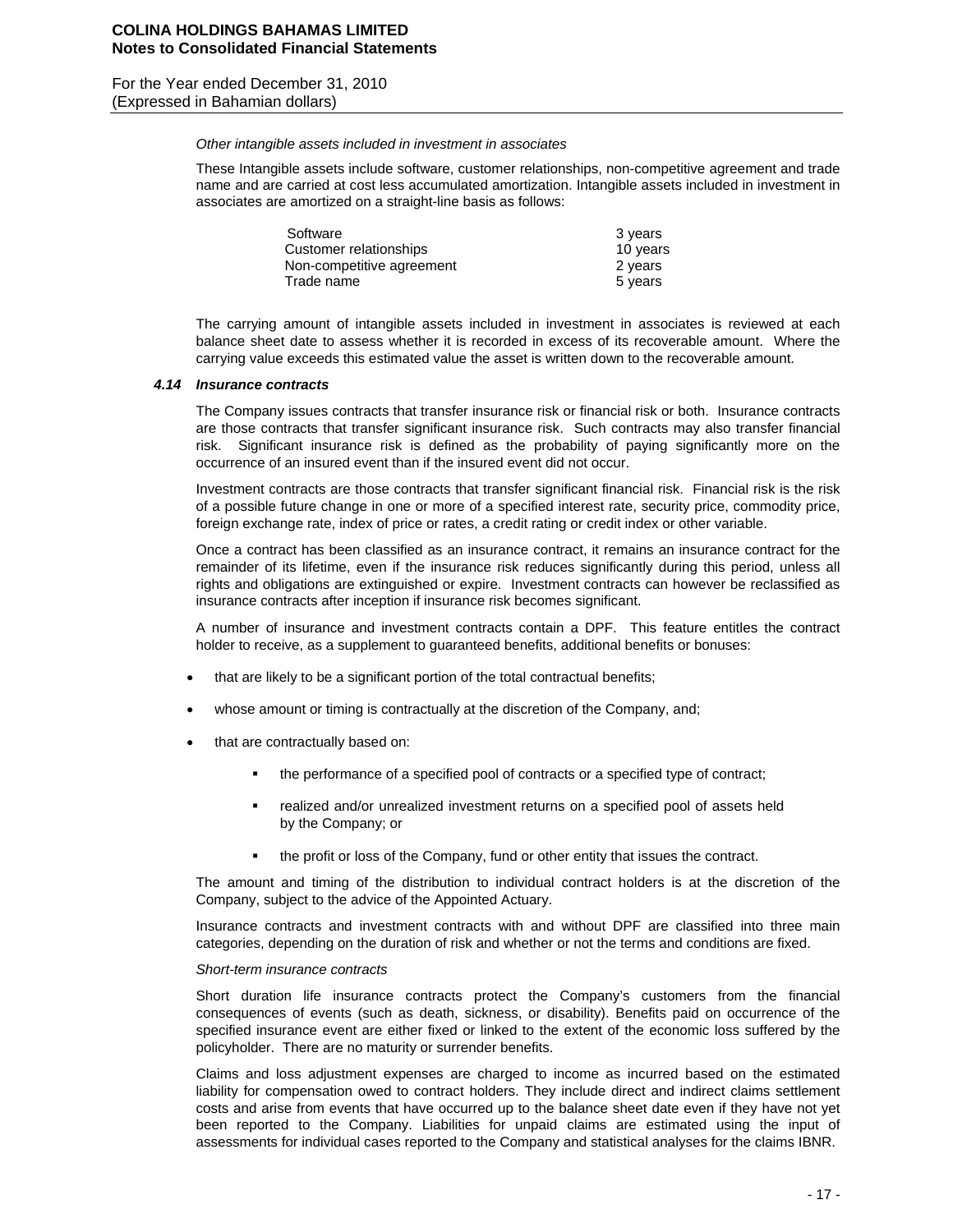*Other intangible assets included in investment in associates*

These Intangible assets include software, customer relationships, non-competitive agreement and trade name and are carried at cost less accumulated amortization. Intangible assets included in investment in associates are amortized on a straight-line basis as follows:

| | |
|---|---|
| Software | 3 years |
| Customer relationships | 10 years |
| Non-competitive agreement | 2 years |
| Trade name | 5 years |

The carrying amount of intangible assets included in investment in associates is reviewed at each balance sheet date to assess whether it is recorded in excess of its recoverable amount. Where the carrying value exceeds this estimated value the asset is written down to the recoverable amount.

#### *4.14 Insurance contracts*

The Company issues contracts that transfer insurance risk or financial risk or both. Insurance contracts are those contracts that transfer significant insurance risk. Such contracts may also transfer financial risk. Significant insurance risk is defined as the probability of paying significantly more on the occurrence of an insured event than if the insured event did not occur.

Investment contracts are those contracts that transfer significant financial risk. Financial risk is the risk of a possible future change in one or more of a specified interest rate, security price, commodity price, foreign exchange rate, index of price or rates, a credit rating or credit index or other variable.

Once a contract has been classified as an insurance contract, it remains an insurance contract for the remainder of its lifetime, even if the insurance risk reduces significantly during this period, unless all rights and obligations are extinguished or expire. Investment contracts can however be reclassified as insurance contracts after inception if insurance risk becomes significant.

A number of insurance and investment contracts contain a DPF. This feature entitles the contract holder to receive, as a supplement to guaranteed benefits, additional benefits or bonuses:

- that are likely to be a significant portion of the total contractual benefits;
- whose amount or timing is contractually at the discretion of the Company, and;
- that are contractually based on:
  - the performance of a specified pool of contracts or a specified type of contract;
  - realized and/or unrealized investment returns on a specified pool of assets held by the Company; or
  - the profit or loss of the Company, fund or other entity that issues the contract.

The amount and timing of the distribution to individual contract holders is at the discretion of the Company, subject to the advice of the Appointed Actuary.

Insurance contracts and investment contracts with and without DPF are classified into three main categories, depending on the duration of risk and whether or not the terms and conditions are fixed.

*Short-term insurance contracts*

Short duration life insurance contracts protect the Company's customers from the financial consequences of events (such as death, sickness, or disability). Benefits paid on occurrence of the specified insurance event are either fixed or linked to the extent of the economic loss suffered by the policyholder. There are no maturity or surrender benefits.

Claims and loss adjustment expenses are charged to income as incurred based on the estimated liability for compensation owed to contract holders. They include direct and indirect claims settlement costs and arise from events that have occurred up to the balance sheet date even if they have not yet been reported to the Company. Liabilities for unpaid claims are estimated using the input of assessments for individual cases reported to the Company and statistical analyses for the claims IBNR.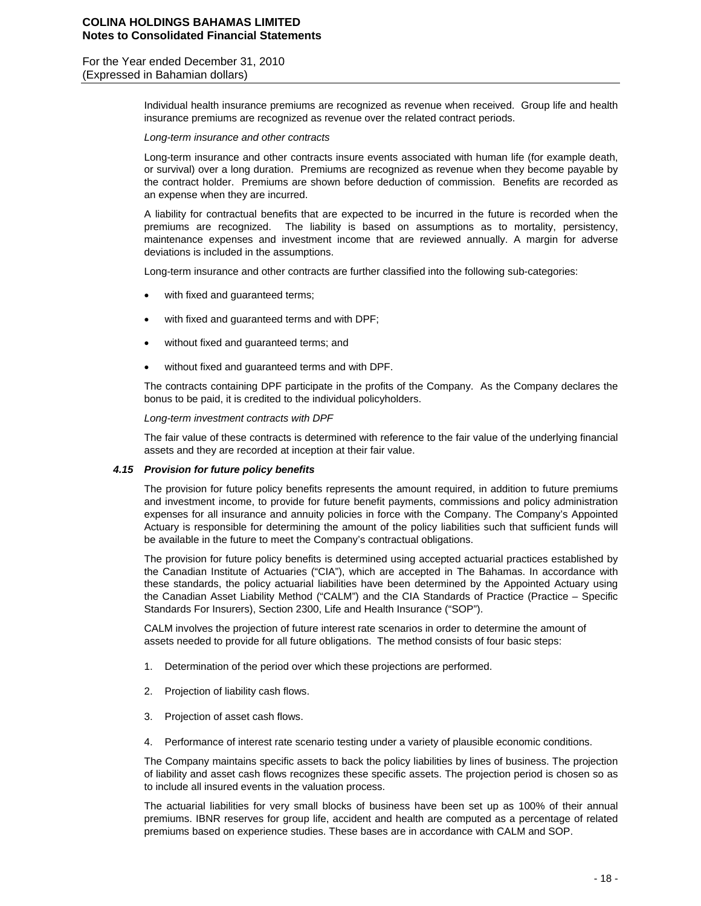Individual health insurance premiums are recognized as revenue when received. Group life and health insurance premiums are recognized as revenue over the related contract periods.

*Long-term insurance and other contracts*

Long-term insurance and other contracts insure events associated with human life (for example death, or survival) over a long duration. Premiums are recognized as revenue when they become payable by the contract holder. Premiums are shown before deduction of commission. Benefits are recorded as an expense when they are incurred.

A liability for contractual benefits that are expected to be incurred in the future is recorded when the premiums are recognized. The liability is based on assumptions as to mortality, persistency, maintenance expenses and investment income that are reviewed annually. A margin for adverse deviations is included in the assumptions.

Long-term insurance and other contracts are further classified into the following sub-categories:

- with fixed and guaranteed terms;
- with fixed and guaranteed terms and with DPF;
- without fixed and guaranteed terms; and
- without fixed and guaranteed terms and with DPF.

The contracts containing DPF participate in the profits of the Company. As the Company declares the bonus to be paid, it is credited to the individual policyholders.

*Long-term investment contracts with DPF*

The fair value of these contracts is determined with reference to the fair value of the underlying financial assets and they are recorded at inception at their fair value.

### *4.15 Provision for future policy benefits*

The provision for future policy benefits represents the amount required, in addition to future premiums and investment income, to provide for future benefit payments, commissions and policy administration expenses for all insurance and annuity policies in force with the Company. The Company's Appointed Actuary is responsible for determining the amount of the policy liabilities such that sufficient funds will be available in the future to meet the Company's contractual obligations.

The provision for future policy benefits is determined using accepted actuarial practices established by the Canadian Institute of Actuaries ("CIA"), which are accepted in The Bahamas. In accordance with these standards, the policy actuarial liabilities have been determined by the Appointed Actuary using the Canadian Asset Liability Method ("CALM") and the CIA Standards of Practice (Practice – Specific Standards For Insurers), Section 2300, Life and Health Insurance ("SOP").

CALM involves the projection of future interest rate scenarios in order to determine the amount of assets needed to provide for all future obligations. The method consists of four basic steps:

1. Determination of the period over which these projections are performed.
2. Projection of liability cash flows.
3. Projection of asset cash flows.
4. Performance of interest rate scenario testing under a variety of plausible economic conditions.

The Company maintains specific assets to back the policy liabilities by lines of business. The projection of liability and asset cash flows recognizes these specific assets. The projection period is chosen so as to include all insured events in the valuation process.

The actuarial liabilities for very small blocks of business have been set up as 100% of their annual premiums. IBNR reserves for group life, accident and health are computed as a percentage of related premiums based on experience studies. These bases are in accordance with CALM and SOP.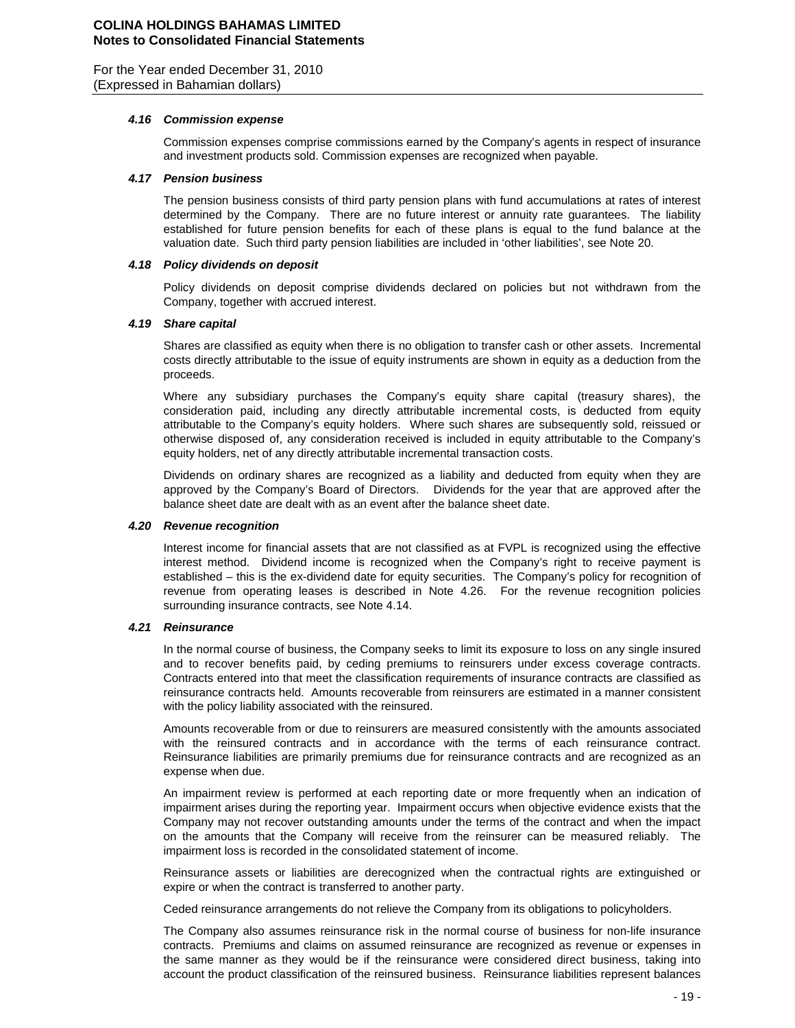#### *4.16 Commission expense*

Commission expenses comprise commissions earned by the Company's agents in respect of insurance and investment products sold. Commission expenses are recognized when payable.

#### *4.17 Pension business*

The pension business consists of third party pension plans with fund accumulations at rates of interest determined by the Company. There are no future interest or annuity rate guarantees. The liability established for future pension benefits for each of these plans is equal to the fund balance at the valuation date. Such third party pension liabilities are included in 'other liabilities', see Note 20.

#### *4.18 Policy dividends on deposit*

Policy dividends on deposit comprise dividends declared on policies but not withdrawn from the Company, together with accrued interest.

#### *4.19 Share capital*

Shares are classified as equity when there is no obligation to transfer cash or other assets. Incremental costs directly attributable to the issue of equity instruments are shown in equity as a deduction from the proceeds.

Where any subsidiary purchases the Company's equity share capital (treasury shares), the consideration paid, including any directly attributable incremental costs, is deducted from equity attributable to the Company's equity holders. Where such shares are subsequently sold, reissued or otherwise disposed of, any consideration received is included in equity attributable to the Company's equity holders, net of any directly attributable incremental transaction costs.

Dividends on ordinary shares are recognized as a liability and deducted from equity when they are approved by the Company's Board of Directors. Dividends for the year that are approved after the balance sheet date are dealt with as an event after the balance sheet date.

#### *4.20 Revenue recognition*

Interest income for financial assets that are not classified as at FVPL is recognized using the effective interest method. Dividend income is recognized when the Company's right to receive payment is established – this is the ex-dividend date for equity securities. The Company's policy for recognition of revenue from operating leases is described in Note 4.26. For the revenue recognition policies surrounding insurance contracts, see Note 4.14.

#### *4.21 Reinsurance*

In the normal course of business, the Company seeks to limit its exposure to loss on any single insured and to recover benefits paid, by ceding premiums to reinsurers under excess coverage contracts. Contracts entered into that meet the classification requirements of insurance contracts are classified as reinsurance contracts held. Amounts recoverable from reinsurers are estimated in a manner consistent with the policy liability associated with the reinsured.

Amounts recoverable from or due to reinsurers are measured consistently with the amounts associated with the reinsured contracts and in accordance with the terms of each reinsurance contract. Reinsurance liabilities are primarily premiums due for reinsurance contracts and are recognized as an expense when due.

An impairment review is performed at each reporting date or more frequently when an indication of impairment arises during the reporting year. Impairment occurs when objective evidence exists that the Company may not recover outstanding amounts under the terms of the contract and when the impact on the amounts that the Company will receive from the reinsurer can be measured reliably. The impairment loss is recorded in the consolidated statement of income.

Reinsurance assets or liabilities are derecognized when the contractual rights are extinguished or expire or when the contract is transferred to another party.

Ceded reinsurance arrangements do not relieve the Company from its obligations to policyholders.

The Company also assumes reinsurance risk in the normal course of business for non-life insurance contracts. Premiums and claims on assumed reinsurance are recognized as revenue or expenses in the same manner as they would be if the reinsurance were considered direct business, taking into account the product classification of the reinsured business. Reinsurance liabilities represent balances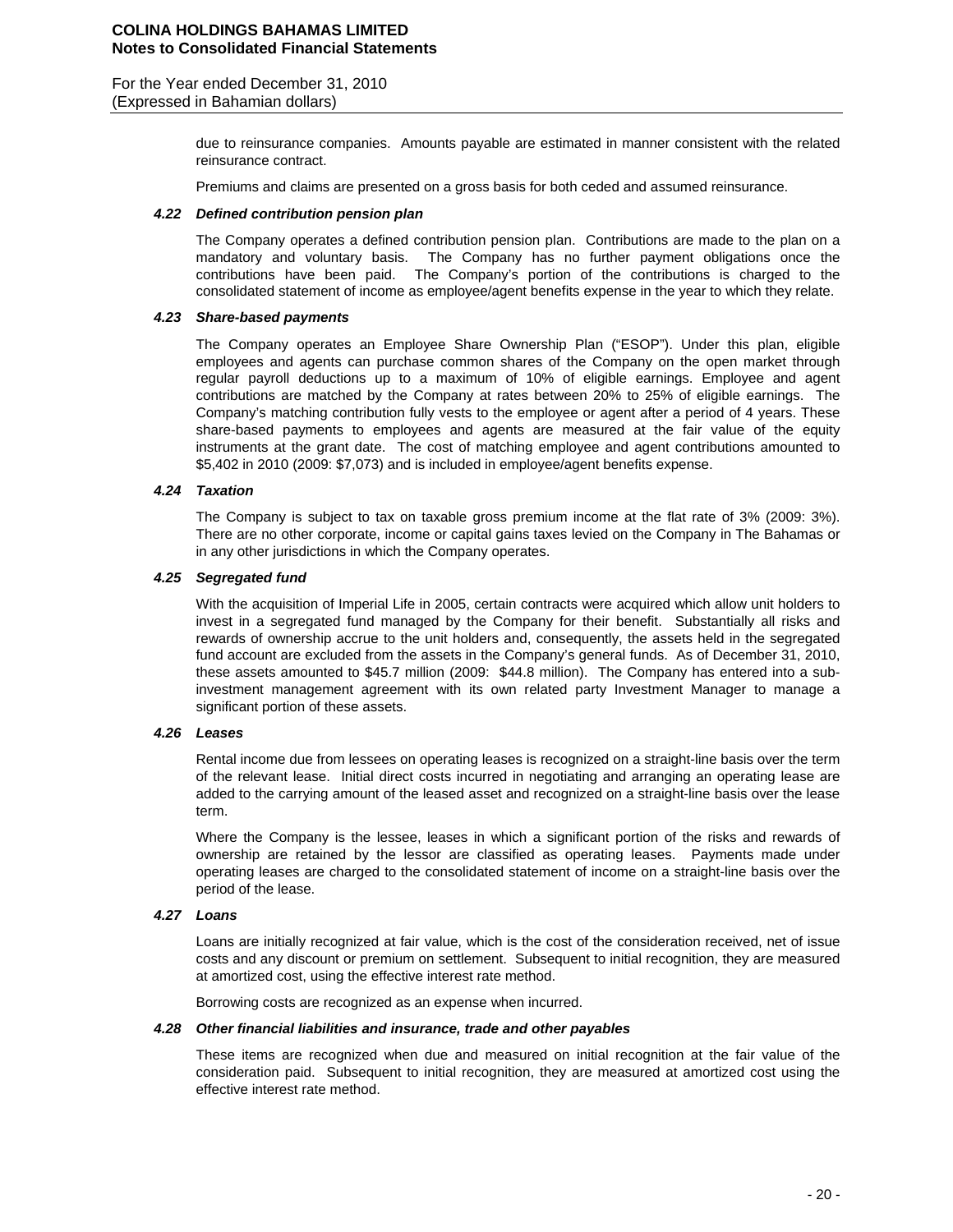due to reinsurance companies. Amounts payable are estimated in manner consistent with the related reinsurance contract.

Premiums and claims are presented on a gross basis for both ceded and assumed reinsurance.

### *4.22 Defined contribution pension plan*

The Company operates a defined contribution pension plan. Contributions are made to the plan on a mandatory and voluntary basis. The Company has no further payment obligations once the contributions have been paid. The Company's portion of the contributions is charged to the consolidated statement of income as employee/agent benefits expense in the year to which they relate.

### *4.23 Share-based payments*

The Company operates an Employee Share Ownership Plan ("ESOP"). Under this plan, eligible employees and agents can purchase common shares of the Company on the open market through regular payroll deductions up to a maximum of 10% of eligible earnings. Employee and agent contributions are matched by the Company at rates between 20% to 25% of eligible earnings. The Company's matching contribution fully vests to the employee or agent after a period of 4 years. These share-based payments to employees and agents are measured at the fair value of the equity instruments at the grant date. The cost of matching employee and agent contributions amounted to $5,402 in 2010 (2009: $7,073) and is included in employee/agent benefits expense.

### *4.24 Taxation*

The Company is subject to tax on taxable gross premium income at the flat rate of 3% (2009: 3%). There are no other corporate, income or capital gains taxes levied on the Company in The Bahamas or in any other jurisdictions in which the Company operates.

### *4.25 Segregated fund*

With the acquisition of Imperial Life in 2005, certain contracts were acquired which allow unit holders to invest in a segregated fund managed by the Company for their benefit. Substantially all risks and rewards of ownership accrue to the unit holders and, consequently, the assets held in the segregated fund account are excluded from the assets in the Company's general funds. As of December 31, 2010, these assets amounted to $45.7 million (2009: $44.8 million). The Company has entered into a sub-investment management agreement with its own related party Investment Manager to manage a significant portion of these assets.

### *4.26 Leases*

Rental income due from lessees on operating leases is recognized on a straight-line basis over the term of the relevant lease. Initial direct costs incurred in negotiating and arranging an operating lease are added to the carrying amount of the leased asset and recognized on a straight-line basis over the lease term.

Where the Company is the lessee, leases in which a significant portion of the risks and rewards of ownership are retained by the lessor are classified as operating leases. Payments made under operating leases are charged to the consolidated statement of income on a straight-line basis over the period of the lease.

### *4.27 Loans*

Loans are initially recognized at fair value, which is the cost of the consideration received, net of issue costs and any discount or premium on settlement. Subsequent to initial recognition, they are measured at amortized cost, using the effective interest rate method.

Borrowing costs are recognized as an expense when incurred.

### *4.28 Other financial liabilities and insurance, trade and other payables*

These items are recognized when due and measured on initial recognition at the fair value of the consideration paid. Subsequent to initial recognition, they are measured at amortized cost using the effective interest rate method.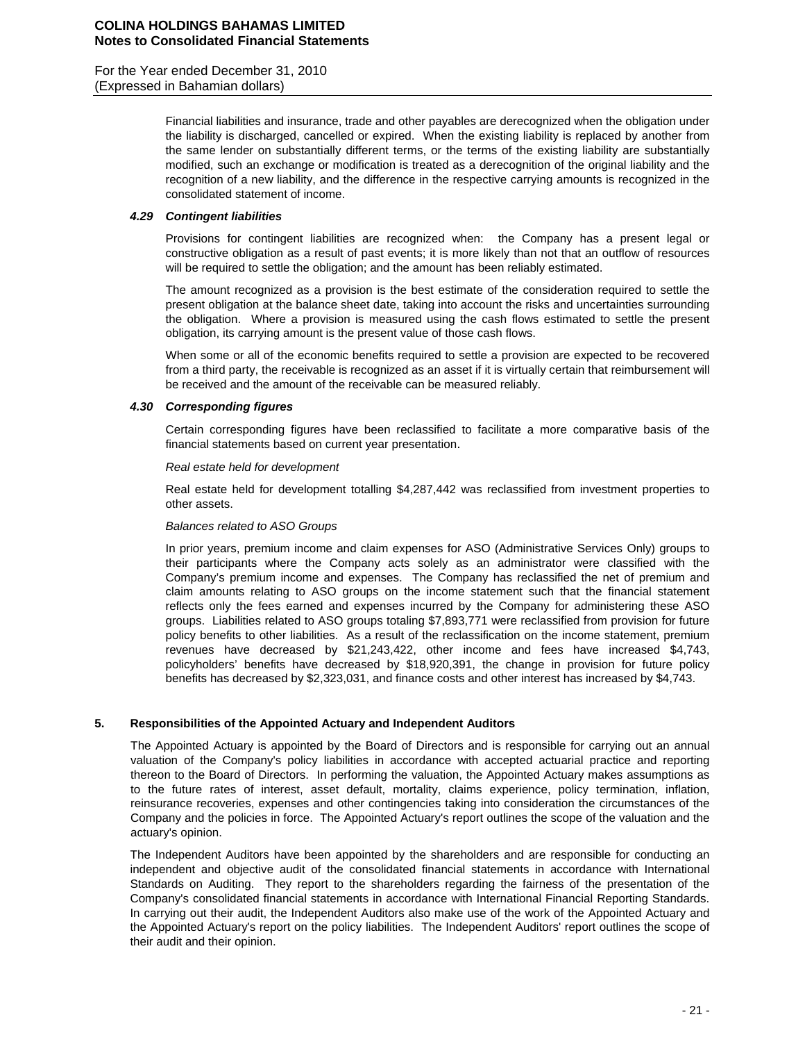Financial liabilities and insurance, trade and other payables are derecognized when the obligation under the liability is discharged, cancelled or expired. When the existing liability is replaced by another from the same lender on substantially different terms, or the terms of the existing liability are substantially modified, such an exchange or modification is treated as a derecognition of the original liability and the recognition of a new liability, and the difference in the respective carrying amounts is recognized in the consolidated statement of income.

### *4.29 Contingent liabilities*

Provisions for contingent liabilities are recognized when: the Company has a present legal or constructive obligation as a result of past events; it is more likely than not that an outflow of resources will be required to settle the obligation; and the amount has been reliably estimated.

The amount recognized as a provision is the best estimate of the consideration required to settle the present obligation at the balance sheet date, taking into account the risks and uncertainties surrounding the obligation. Where a provision is measured using the cash flows estimated to settle the present obligation, its carrying amount is the present value of those cash flows.

When some or all of the economic benefits required to settle a provision are expected to be recovered from a third party, the receivable is recognized as an asset if it is virtually certain that reimbursement will be received and the amount of the receivable can be measured reliably.

### *4.30 Corresponding figures*

Certain corresponding figures have been reclassified to facilitate a more comparative basis of the financial statements based on current year presentation.

*Real estate held for development*

Real estate held for development totalling $4,287,442 was reclassified from investment properties to other assets.

*Balances related to ASO Groups*

In prior years, premium income and claim expenses for ASO (Administrative Services Only) groups to their participants where the Company acts solely as an administrator were classified with the Company's premium income and expenses. The Company has reclassified the net of premium and claim amounts relating to ASO groups on the income statement such that the financial statement reflects only the fees earned and expenses incurred by the Company for administering these ASO groups. Liabilities related to ASO groups totaling $7,893,771 were reclassified from provision for future policy benefits to other liabilities. As a result of the reclassification on the income statement, premium revenues have decreased by $21,243,422, other income and fees have increased $4,743, policyholders' benefits have decreased by $18,920,391, the change in provision for future policy benefits has decreased by $2,323,031, and finance costs and other interest has increased by $4,743.

## 5. Responsibilities of the Appointed Actuary and Independent Auditors

The Appointed Actuary is appointed by the Board of Directors and is responsible for carrying out an annual valuation of the Company's policy liabilities in accordance with accepted actuarial practice and reporting thereon to the Board of Directors. In performing the valuation, the Appointed Actuary makes assumptions as to the future rates of interest, asset default, mortality, claims experience, policy termination, inflation, reinsurance recoveries, expenses and other contingencies taking into consideration the circumstances of the Company and the policies in force. The Appointed Actuary's report outlines the scope of the valuation and the actuary's opinion.

The Independent Auditors have been appointed by the shareholders and are responsible for conducting an independent and objective audit of the consolidated financial statements in accordance with International Standards on Auditing. They report to the shareholders regarding the fairness of the presentation of the Company's consolidated financial statements in accordance with International Financial Reporting Standards. In carrying out their audit, the Independent Auditors also make use of the work of the Appointed Actuary and the Appointed Actuary's report on the policy liabilities. The Independent Auditors' report outlines the scope of their audit and their opinion.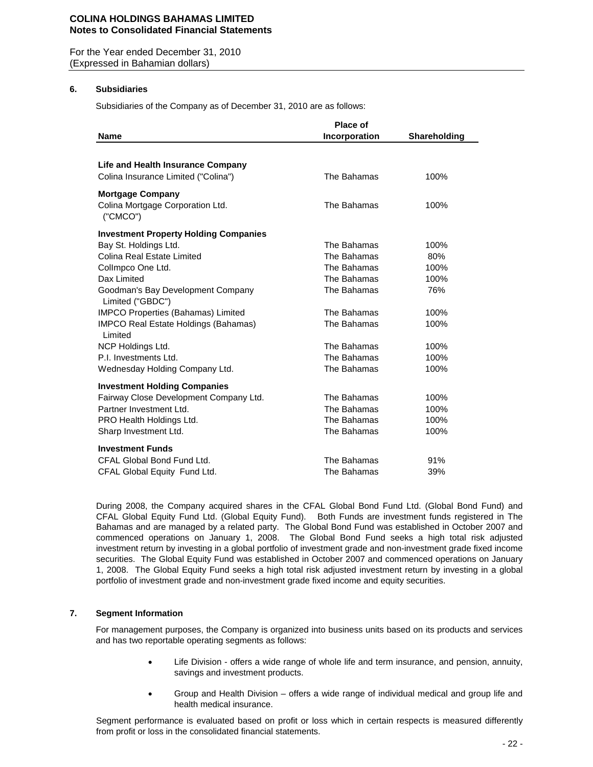## 6. Subsidiaries

Subsidiaries of the Company as of December 31, 2010 are as follows:

| Name | Place of Incorporation | Shareholding |
|---|---|---|
| **Life and Health Insurance Company** | | |
| Colina Insurance Limited ("Colina") | The Bahamas | 100% |
| **Mortgage Company** | | |
| Colina Mortgage Corporation Ltd. ("CMCO") | The Bahamas | 100% |
| **Investment Property Holding Companies** | | |
| Bay St. Holdings Ltd. | The Bahamas | 100% |
| Colina Real Estate Limited | The Bahamas | 80% |
| CollImpco One Ltd. | The Bahamas | 100% |
| Dax Limited | The Bahamas | 100% |
| Goodman's Bay Development Company Limited ("GBDC") | The Bahamas | 76% |
| IMPCO Properties (Bahamas) Limited | The Bahamas | 100% |
| IMPCO Real Estate Holdings (Bahamas) Limited | The Bahamas | 100% |
| NCP Holdings Ltd. | The Bahamas | 100% |
| P.I. Investments Ltd. | The Bahamas | 100% |
| Wednesday Holding Company Ltd. | The Bahamas | 100% |
| **Investment Holding Companies** | | |
| Fairway Close Development Company Ltd. | The Bahamas | 100% |
| Partner Investment Ltd. | The Bahamas | 100% |
| PRO Health Holdings Ltd. | The Bahamas | 100% |
| Sharp Investment Ltd. | The Bahamas | 100% |
| **Investment Funds** | | |
| CFAL Global Bond Fund Ltd. | The Bahamas | 91% |
| CFAL Global Equity Fund Ltd. | The Bahamas | 39% |

During 2008, the Company acquired shares in the CFAL Global Bond Fund Ltd. (Global Bond Fund) and CFAL Global Equity Fund Ltd. (Global Equity Fund). Both Funds are investment funds registered in The Bahamas and are managed by a related party. The Global Bond Fund was established in October 2007 and commenced operations on January 1, 2008. The Global Bond Fund seeks a high total risk adjusted investment return by investing in a global portfolio of investment grade and non-investment grade fixed income securities. The Global Equity Fund was established in October 2007 and commenced operations on January 1, 2008. The Global Equity Fund seeks a high total risk adjusted investment return by investing in a global portfolio of investment grade and non-investment grade fixed income and equity securities.

## 7. Segment Information

For management purposes, the Company is organized into business units based on its products and services and has two reportable operating segments as follows:

- Life Division - offers a wide range of whole life and term insurance, and pension, annuity, savings and investment products.
- Group and Health Division – offers a wide range of individual medical and group life and health medical insurance.

Segment performance is evaluated based on profit or loss which in certain respects is measured differently from profit or loss in the consolidated financial statements.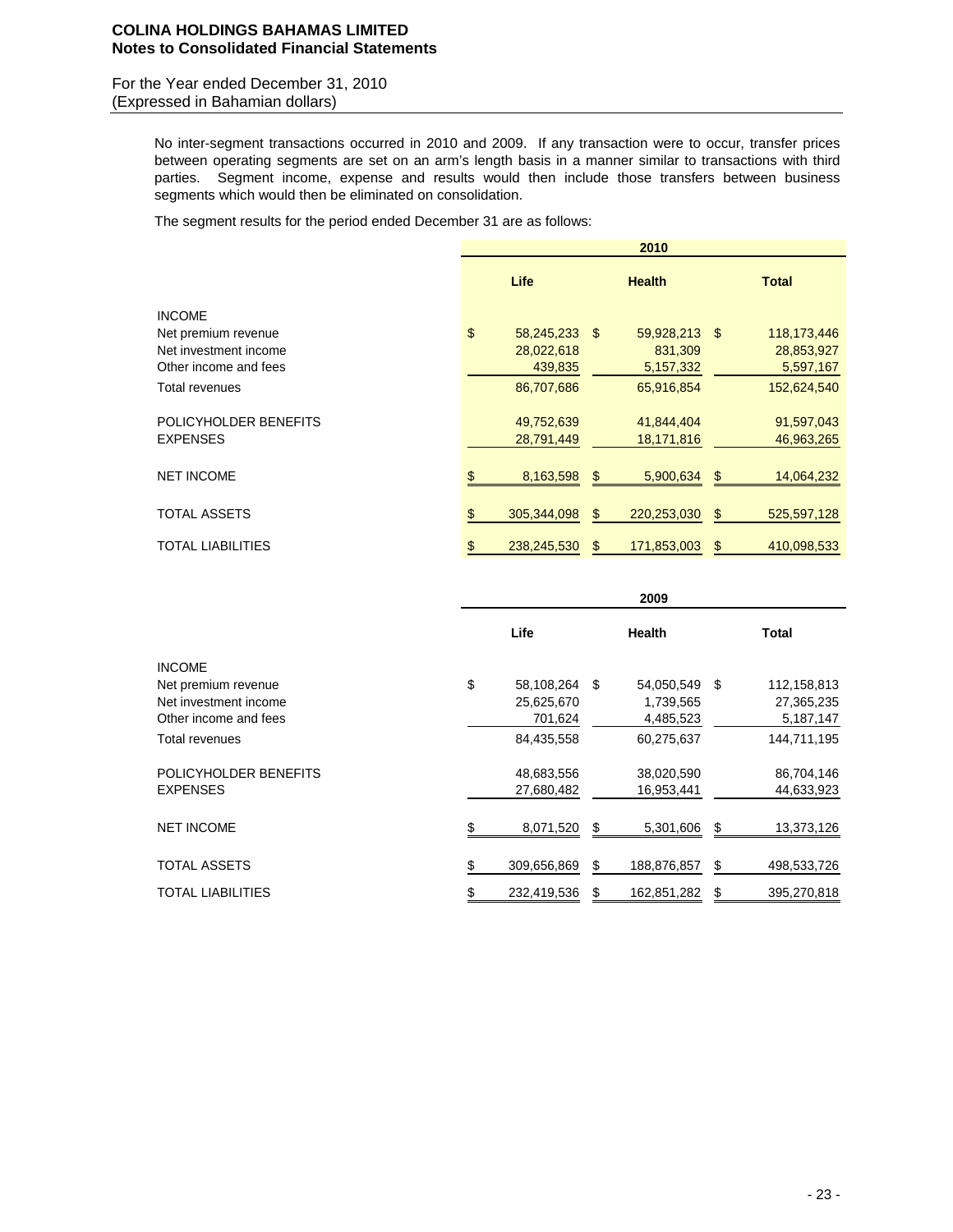No inter-segment transactions occurred in 2010 and 2009. If any transaction were to occur, transfer prices between operating segments are set on an arm's length basis in a manner similar to transactions with third parties. Segment income, expense and results would then include those transfers between business segments which would then be eliminated on consolidation.

The segment results for the period ended December 31 are as follows:

| | 2010 | | |
|---|---|---|---|
| | **Life** | **Health** | **Total** |
| INCOME | | | |
| Net premium revenue | $ 58,245,233 | $ 59,928,213 | $ 118,173,446 |
| Net investment income | 28,022,618 | 831,309 | 28,853,927 |
| Other income and fees | 439,835 | 5,157,332 | 5,597,167 |
| Total revenues | 86,707,686 | 65,916,854 | 152,624,540 |
| POLICYHOLDER BENEFITS | 49,752,639 | 41,844,404 | 91,597,043 |
| EXPENSES | 28,791,449 | 18,171,816 | 46,963,265 |
| NET INCOME | $ 8,163,598 | $ 5,900,634 | $ 14,064,232 |
| TOTAL ASSETS | $ 305,344,098 | $ 220,253,030 | $ 525,597,128 |
| TOTAL LIABILITIES | $ 238,245,530 | $ 171,853,003 | $ 410,098,533 |

| | 2009 | | |
|---|---|---|---|
| | **Life** | **Health** | **Total** |
| INCOME | | | |
| Net premium revenue | $ 58,108,264 | $ 54,050,549 | $ 112,158,813 |
| Net investment income | 25,625,670 | 1,739,565 | 27,365,235 |
| Other income and fees | 701,624 | 4,485,523 | 5,187,147 |
| Total revenues | 84,435,558 | 60,275,637 | 144,711,195 |
| POLICYHOLDER BENEFITS | 48,683,556 | 38,020,590 | 86,704,146 |
| EXPENSES | 27,680,482 | 16,953,441 | 44,633,923 |
| NET INCOME | $ 8,071,520 | $ 5,301,606 | $ 13,373,126 |
| TOTAL ASSETS | $ 309,656,869 | $ 188,876,857 | $ 498,533,726 |
| TOTAL LIABILITIES | $ 232,419,536 | $ 162,851,282 | $ 395,270,818 |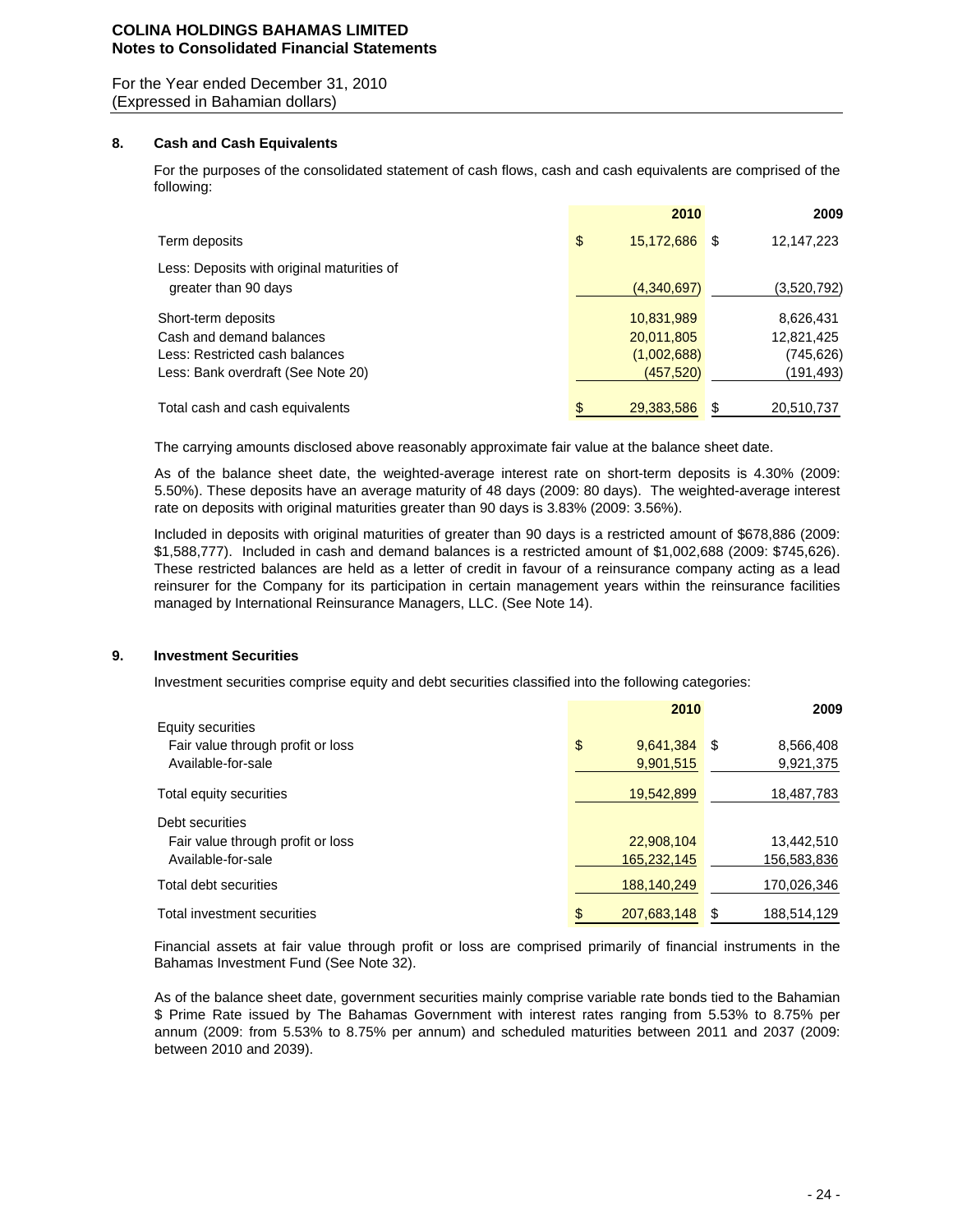**COLINA HOLDINGS BAHAMAS LIMITED**
**Notes to Consolidated Financial Statements**

For the Year ended December 31, 2010
(Expressed in Bahamian dollars)

## 8. Cash and Cash Equivalents

For the purposes of the consolidated statement of cash flows, cash and cash equivalents are comprised of the following:

| | 2010 | 2009 |
|---|---|---|
| Term deposits | $ 15,172,686 | $ 12,147,223 |
| Less: Deposits with original maturities of greater than 90 days | (4,340,697) | (3,520,792) |
| Short-term deposits | 10,831,989 | 8,626,431 |
| Cash and demand balances | 20,011,805 | 12,821,425 |
| Less: Restricted cash balances | (1,002,688) | (745,626) |
| Less: Bank overdraft (See Note 20) | (457,520) | (191,493) |
| Total cash and cash equivalents | $ 29,383,586 | $ 20,510,737 |

The carrying amounts disclosed above reasonably approximate fair value at the balance sheet date.

As of the balance sheet date, the weighted-average interest rate on short-term deposits is 4.30% (2009: 5.50%). These deposits have an average maturity of 48 days (2009: 80 days). The weighted-average interest rate on deposits with original maturities greater than 90 days is 3.83% (2009: 3.56%).

Included in deposits with original maturities of greater than 90 days is a restricted amount of $678,886 (2009: $1,588,777). Included in cash and demand balances is a restricted amount of $1,002,688 (2009: $745,626). These restricted balances are held as a letter of credit in favour of a reinsurance company acting as a lead reinsurer for the Company for its participation in certain management years within the reinsurance facilities managed by International Reinsurance Managers, LLC. (See Note 14).

## 9. Investment Securities

Investment securities comprise equity and debt securities classified into the following categories:

| | 2010 | 2009 |
|---|---|---|
| Equity securities | | |
| Fair value through profit or loss | $ 9,641,384 | $ 8,566,408 |
| Available-for-sale | 9,901,515 | 9,921,375 |
| Total equity securities | 19,542,899 | 18,487,783 |
| Debt securities | | |
| Fair value through profit or loss | 22,908,104 | 13,442,510 |
| Available-for-sale | 165,232,145 | 156,583,836 |
| Total debt securities | 188,140,249 | 170,026,346 |
| Total investment securities | $ 207,683,148 | $ 188,514,129 |

Financial assets at fair value through profit or loss are comprised primarily of financial instruments in the Bahamas Investment Fund (See Note 32).

As of the balance sheet date, government securities mainly comprise variable rate bonds tied to the Bahamian $ Prime Rate issued by The Bahamas Government with interest rates ranging from 5.53% to 8.75% per annum (2009: from 5.53% to 8.75% per annum) and scheduled maturities between 2011 and 2037 (2009: between 2010 and 2039).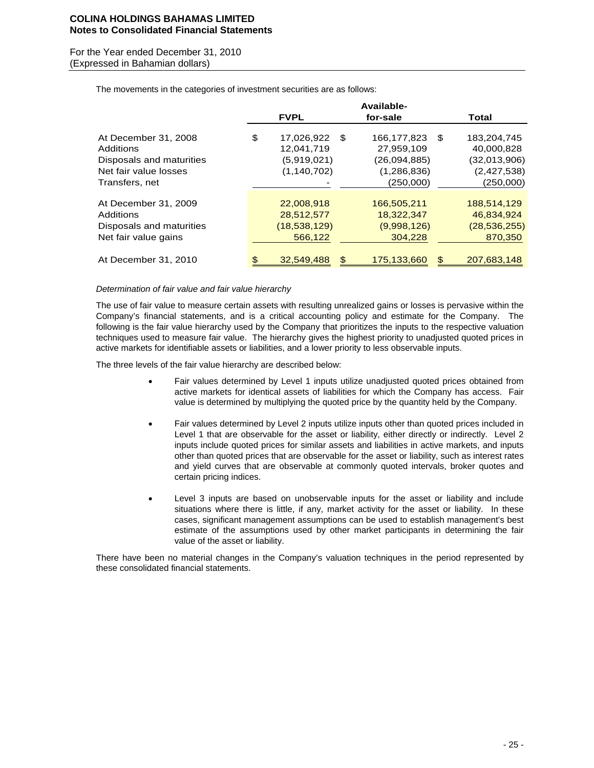The movements in the categories of investment securities are as follows:

| | FVPL | Available-for-sale | Total |
|---|---|---|---|
| At December 31, 2008 | $ 17,026,922 | $ 166,177,823 | $ 183,204,745 |
| Additions | 12,041,719 | 27,959,109 | 40,000,828 |
| Disposals and maturities | (5,919,021) | (26,094,885) | (32,013,906) |
| Net fair value losses | (1,140,702) | (1,286,836) | (2,427,538) |
| Transfers, net | - | (250,000) | (250,000) |
| At December 31, 2009 | 22,008,918 | 166,505,211 | 188,514,129 |
| Additions | 28,512,577 | 18,322,347 | 46,834,924 |
| Disposals and maturities | (18,538,129) | (9,998,126) | (28,536,255) |
| Net fair value gains | 566,122 | 304,228 | 870,350 |
| At December 31, 2010 | $ 32,549,488 | $ 175,133,660 | $ 207,683,148 |

*Determination of fair value and fair value hierarchy*

The use of fair value to measure certain assets with resulting unrealized gains or losses is pervasive within the Company's financial statements, and is a critical accounting policy and estimate for the Company. The following is the fair value hierarchy used by the Company that prioritizes the inputs to the respective valuation techniques used to measure fair value. The hierarchy gives the highest priority to unadjusted quoted prices in active markets for identifiable assets or liabilities, and a lower priority to less observable inputs.

The three levels of the fair value hierarchy are described below:

- Fair values determined by Level 1 inputs utilize unadjusted quoted prices obtained from active markets for identical assets of liabilities for which the Company has access. Fair value is determined by multiplying the quoted price by the quantity held by the Company.

- Fair values determined by Level 2 inputs utilize inputs other than quoted prices included in Level 1 that are observable for the asset or liability, either directly or indirectly. Level 2 inputs include quoted prices for similar assets and liabilities in active markets, and inputs other than quoted prices that are observable for the asset or liability, such as interest rates and yield curves that are observable at commonly quoted intervals, broker quotes and certain pricing indices.

- Level 3 inputs are based on unobservable inputs for the asset or liability and include situations where there is little, if any, market activity for the asset or liability. In these cases, significant management assumptions can be used to establish management's best estimate of the assumptions used by other market participants in determining the fair value of the asset or liability.

There have been no material changes in the Company's valuation techniques in the period represented by these consolidated financial statements.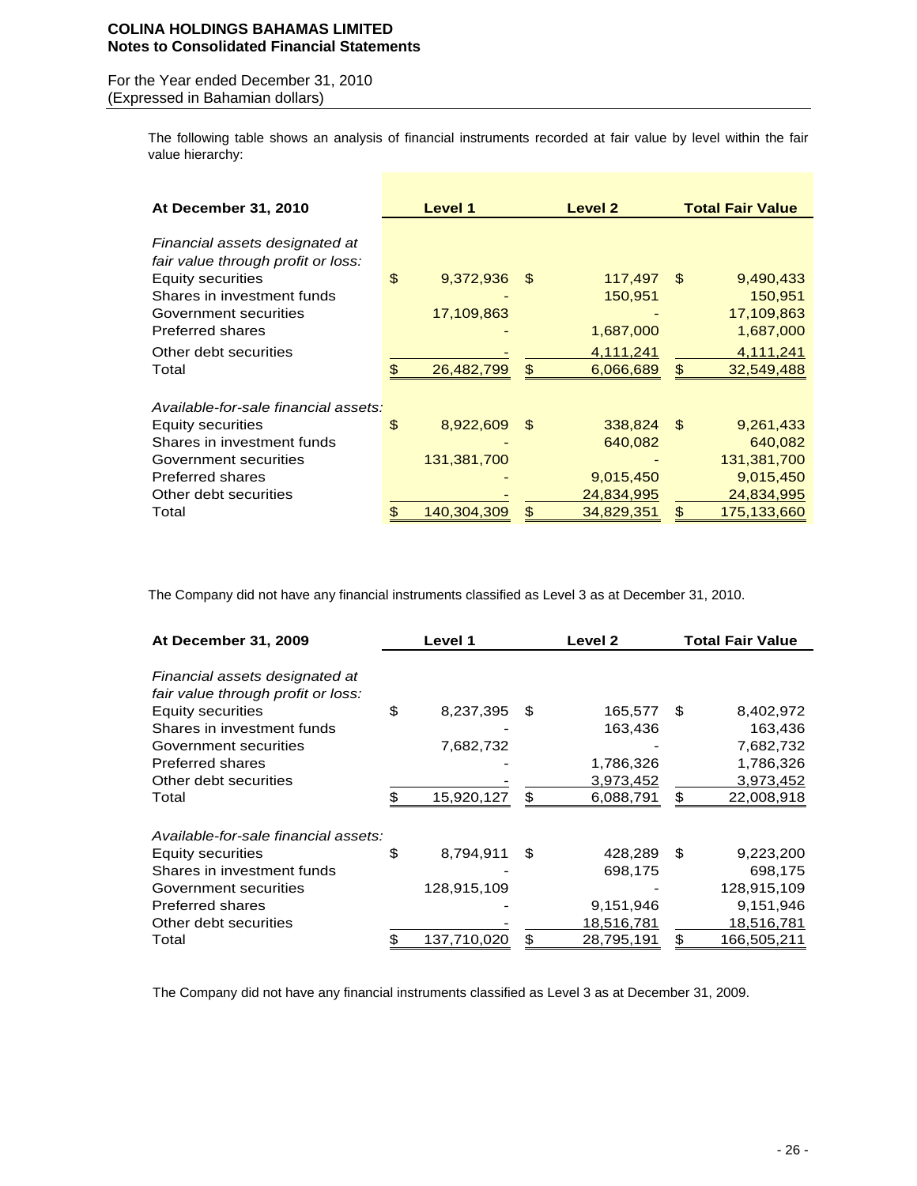The following table shows an analysis of financial instruments recorded at fair value by level within the fair value hierarchy:

| At December 31, 2010 | Level 1 | Level 2 | Total Fair Value |
|---|---|---|---|
| *Financial assets designated at fair value through profit or loss:* | | | |
| Equity securities | $ 9,372,936 | $ 117,497 | $ 9,490,433 |
| Shares in investment funds | - | 150,951 | 150,951 |
| Government securities | 17,109,863 | - | 17,109,863 |
| Preferred shares | - | 1,687,000 | 1,687,000 |
| Other debt securities | - | 4,111,241 | 4,111,241 |
| Total | $ 26,482,799 | $ 6,066,689 | $ 32,549,488 |
| *Available-for-sale financial assets:* | | | |
| Equity securities | $ 8,922,609 | $ 338,824 | $ 9,261,433 |
| Shares in investment funds | - | 640,082 | 640,082 |
| Government securities | 131,381,700 | - | 131,381,700 |
| Preferred shares | - | 9,015,450 | 9,015,450 |
| Other debt securities | - | 24,834,995 | 24,834,995 |
| Total | $ 140,304,309 | $ 34,829,351 | $ 175,133,660 |

The Company did not have any financial instruments classified as Level 3 as at December 31, 2010.

| At December 31, 2009 | Level 1 | Level 2 | Total Fair Value |
|---|---|---|---|
| *Financial assets designated at fair value through profit or loss:* | | | |
| Equity securities | $ 8,237,395 | $ 165,577 | $ 8,402,972 |
| Shares in investment funds | - | 163,436 | 163,436 |
| Government securities | 7,682,732 | - | 7,682,732 |
| Preferred shares | - | 1,786,326 | 1,786,326 |
| Other debt securities | - | 3,973,452 | 3,973,452 |
| Total | $ 15,920,127 | $ 6,088,791 | $ 22,008,918 |
| *Available-for-sale financial assets:* | | | |
| Equity securities | $ 8,794,911 | $ 428,289 | $ 9,223,200 |
| Shares in investment funds | - | 698,175 | 698,175 |
| Government securities | 128,915,109 | - | 128,915,109 |
| Preferred shares | - | 9,151,946 | 9,151,946 |
| Other debt securities | - | 18,516,781 | 18,516,781 |
| Total | $ 137,710,020 | $ 28,795,191 | $ 166,505,211 |

The Company did not have any financial instruments classified as Level 3 as at December 31, 2009.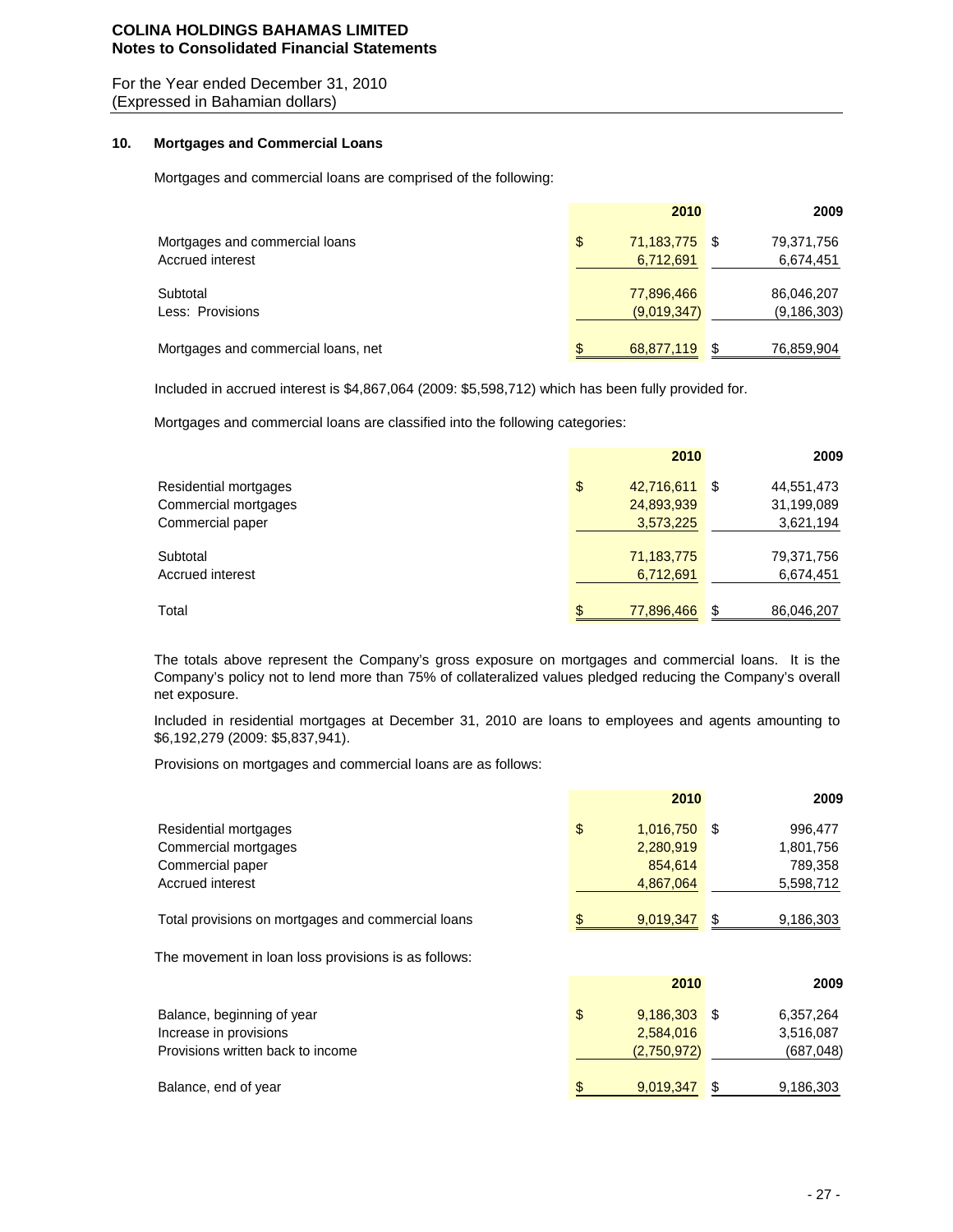COLINA HOLDINGS BAHAMAS LIMITED
**Notes to Consolidated Financial Statements**

For the Year ended December 31, 2010
(Expressed in Bahamian dollars)

### 10. Mortgages and Commercial Loans

Mortgages and commercial loans are comprised of the following:

| | 2010 | 2009 |
|---|---|---|
| Mortgages and commercial loans | $ 71,183,775 | $ 79,371,756 |
| Accrued interest | 6,712,691 | 6,674,451 |
| Subtotal | 77,896,466 | 86,046,207 |
| Less: Provisions | (9,019,347) | (9,186,303) |
| Mortgages and commercial loans, net | $ 68,877,119 | $ 76,859,904 |

Included in accrued interest is $4,867,064 (2009: $5,598,712) which has been fully provided for.

Mortgages and commercial loans are classified into the following categories:

| | 2010 | 2009 |
|---|---|---|
| Residential mortgages | $ 42,716,611 | $ 44,551,473 |
| Commercial mortgages | 24,893,939 | 31,199,089 |
| Commercial paper | 3,573,225 | 3,621,194 |
| Subtotal | 71,183,775 | 79,371,756 |
| Accrued interest | 6,712,691 | 6,674,451 |
| Total | $ 77,896,466 | $ 86,046,207 |

The totals above represent the Company's gross exposure on mortgages and commercial loans. It is the Company's policy not to lend more than 75% of collateralized values pledged reducing the Company's overall net exposure.

Included in residential mortgages at December 31, 2010 are loans to employees and agents amounting to $6,192,279 (2009: $5,837,941).

Provisions on mortgages and commercial loans are as follows:

| | 2010 | 2009 |
|---|---|---|
| Residential mortgages | $ 1,016,750 | $ 996,477 |
| Commercial mortgages | 2,280,919 | 1,801,756 |
| Commercial paper | 854,614 | 789,358 |
| Accrued interest | 4,867,064 | 5,598,712 |
| Total provisions on mortgages and commercial loans | $ 9,019,347 | $ 9,186,303 |

The movement in loan loss provisions is as follows:

| | 2010 | 2009 |
|---|---|---|
| Balance, beginning of year | $ 9,186,303 | $ 6,357,264 |
| Increase in provisions | 2,584,016 | 3,516,087 |
| Provisions written back to income | (2,750,972) | (687,048) |
| Balance, end of year | $ 9,019,347 | $ 9,186,303 |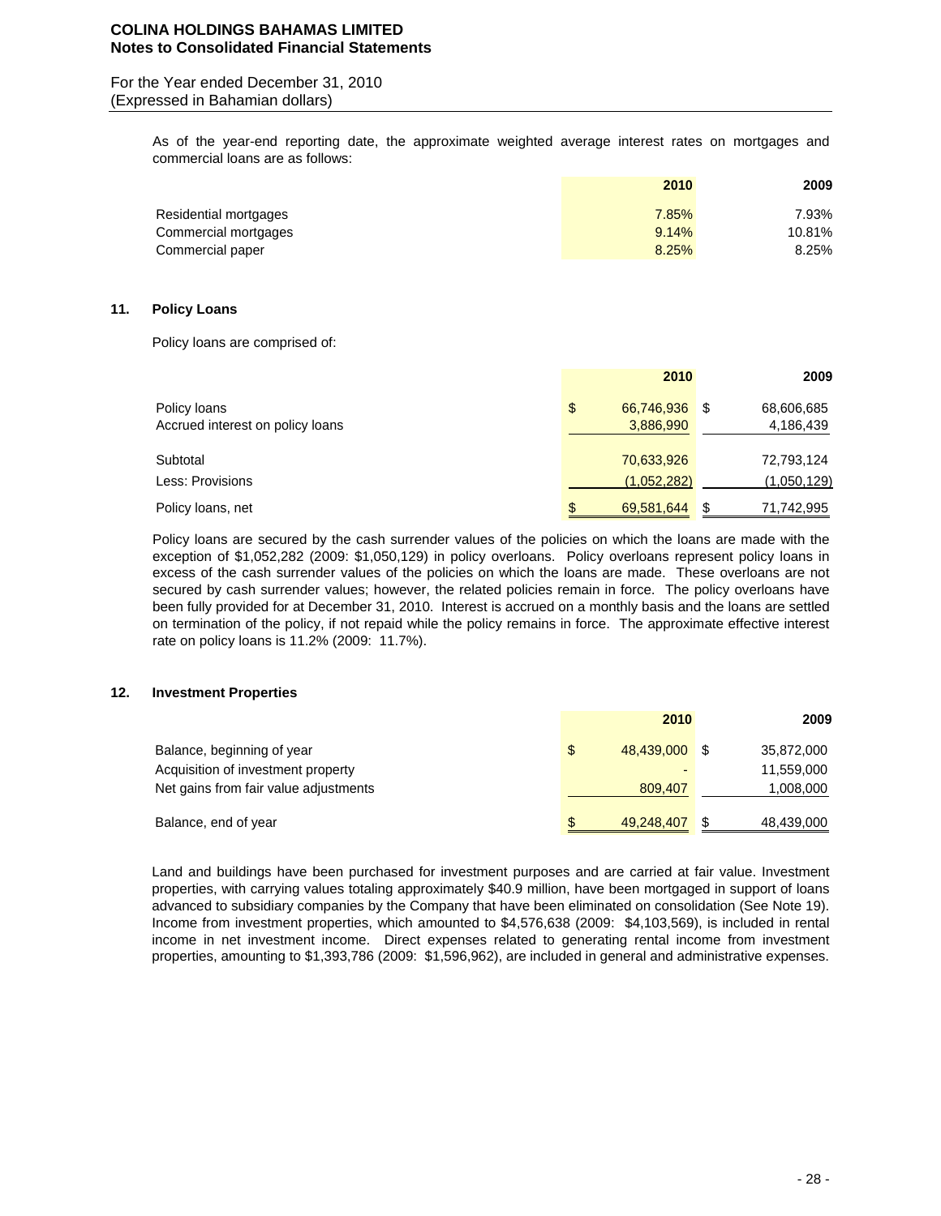As of the year-end reporting date, the approximate weighted average interest rates on mortgages and commercial loans are as follows:

| | 2010 | 2009 |
|---|---|---|
| Residential mortgages | 7.85% | 7.93% |
| Commercial mortgages | 9.14% | 10.81% |
| Commercial paper | 8.25% | 8.25% |

## 11. Policy Loans

Policy loans are comprised of:

| | 2010 | 2009 |
|---|---|---|
| Policy loans | $ 66,746,936 | $ 68,606,685 |
| Accrued interest on policy loans | 3,886,990 | 4,186,439 |
| Subtotal | 70,633,926 | 72,793,124 |
| Less: Provisions | (1,052,282) | (1,050,129) |
| Policy loans, net | $ 69,581,644 | $ 71,742,995 |

Policy loans are secured by the cash surrender values of the policies on which the loans are made with the exception of $1,052,282 (2009: $1,050,129) in policy overloans. Policy overloans represent policy loans in excess of the cash surrender values of the policies on which the loans are made. These overloans are not secured by cash surrender values; however, the related policies remain in force. The policy overloans have been fully provided for at December 31, 2010. Interest is accrued on a monthly basis and the loans are settled on termination of the policy, if not repaid while the policy remains in force. The approximate effective interest rate on policy loans is 11.2% (2009: 11.7%).

## 12. Investment Properties

| | 2010 | 2009 |
|---|---|---|
| Balance, beginning of year | $ 48,439,000 | $ 35,872,000 |
| Acquisition of investment property | - | 11,559,000 |
| Net gains from fair value adjustments | 809,407 | 1,008,000 |
| Balance, end of year | $ 49,248,407 | $ 48,439,000 |

Land and buildings have been purchased for investment purposes and are carried at fair value. Investment properties, with carrying values totaling approximately $40.9 million, have been mortgaged in support of loans advanced to subsidiary companies by the Company that have been eliminated on consolidation (See Note 19). Income from investment properties, which amounted to $4,576,638 (2009: $4,103,569), is included in rental income in net investment income. Direct expenses related to generating rental income from investment properties, amounting to $1,393,786 (2009: $1,596,962), are included in general and administrative expenses.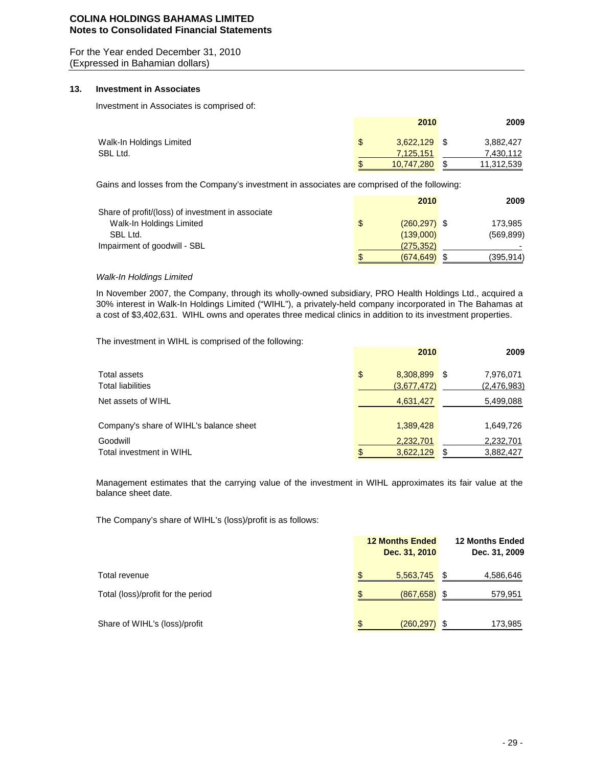## 13. Investment in Associates

Investment in Associates is comprised of:

| | 2010 | 2009 |
|---|---|---|
| Walk-In Holdings Limited | $ 3,622,129 | $ 3,882,427 |
| SBL Ltd. | 7,125,151 | 7,430,112 |
| | $ 10,747,280 | $ 11,312,539 |

Gains and losses from the Company's investment in associates are comprised of the following:

| | 2010 | 2009 |
|---|---|---|
| Share of profit/(loss) of investment in associate | | |
| Walk-In Holdings Limited | $ (260,297) | $ 173,985 |
| SBL Ltd. | (139,000) | (569,899) |
| Impairment of goodwill - SBL | (275,352) | - |
| | $ (674,649) | $ (395,914) |

*Walk-In Holdings Limited*

In November 2007, the Company, through its wholly-owned subsidiary, PRO Health Holdings Ltd., acquired a 30% interest in Walk-In Holdings Limited ("WIHL"), a privately-held company incorporated in The Bahamas at a cost of $3,402,631. WIHL owns and operates three medical clinics in addition to its investment properties.

The investment in WIHL is comprised of the following:

| | 2010 | 2009 |
|---|---|---|
| Total assets | $ 8,308,899 | $ 7,976,071 |
| Total liabilities | (3,677,472) | (2,476,983) |
| Net assets of WIHL | 4,631,427 | 5,499,088 |
| Company's share of WIHL's balance sheet | 1,389,428 | 1,649,726 |
| Goodwill | 2,232,701 | 2,232,701 |
| Total investment in WIHL | $ 3,622,129 | $ 3,882,427 |

Management estimates that the carrying value of the investment in WIHL approximates its fair value at the balance sheet date.

The Company's share of WIHL's (loss)/profit is as follows:

| | 12 Months Ended Dec. 31, 2010 | 12 Months Ended Dec. 31, 2009 |
|---|---|---|
| Total revenue | $ 5,563,745 | $ 4,586,646 |
| Total (loss)/profit for the period | $ (867,658) | $ 579,951 |
| Share of WIHL's (loss)/profit | $ (260,297) | $ 173,985 |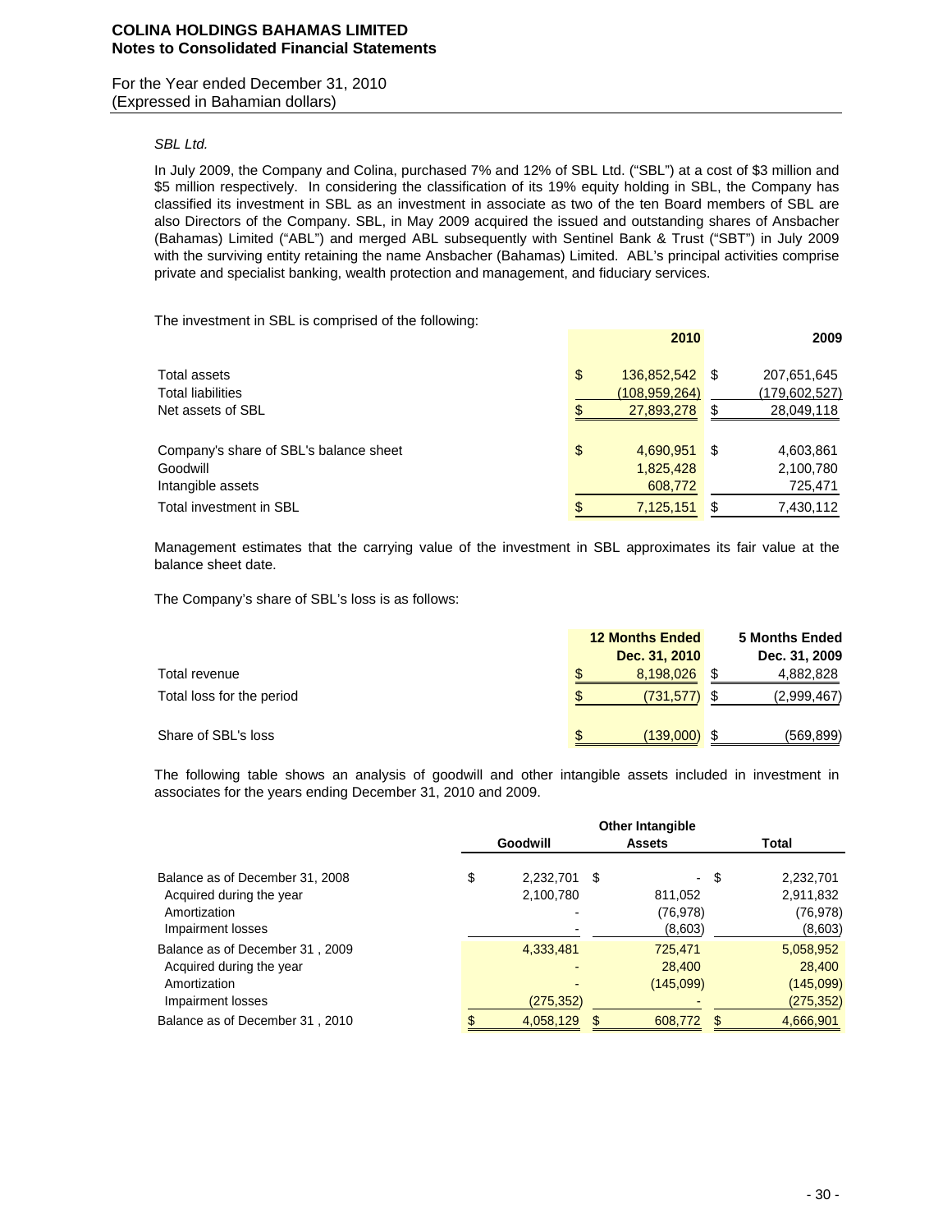*SBL Ltd.*

In July 2009, the Company and Colina, purchased 7% and 12% of SBL Ltd. ("SBL") at a cost of $3 million and $5 million respectively. In considering the classification of its 19% equity holding in SBL, the Company has classified its investment in SBL as an investment in associate as two of the ten Board members of SBL are also Directors of the Company. SBL, in May 2009 acquired the issued and outstanding shares of Ansbacher (Bahamas) Limited ("ABL") and merged ABL subsequently with Sentinel Bank & Trust ("SBT") in July 2009 with the surviving entity retaining the name Ansbacher (Bahamas) Limited. ABL's principal activities comprise private and specialist banking, wealth protection and management, and fiduciary services.

The investment in SBL is comprised of the following:

| | 2010 | 2009 |
|---|---|---|
| Total assets | $ 136,852,542 | $ 207,651,645 |
| Total liabilities | (108,959,264) | (179,602,527) |
| Net assets of SBL | $ 27,893,278 | $ 28,049,118 |
| | | |
| Company's share of SBL's balance sheet | $ 4,690,951 | $ 4,603,861 |
| Goodwill | 1,825,428 | 2,100,780 |
| Intangible assets | 608,772 | 725,471 |
| Total investment in SBL | $ 7,125,151 | $ 7,430,112 |

Management estimates that the carrying value of the investment in SBL approximates its fair value at the balance sheet date.

The Company's share of SBL's loss is as follows:

| | 12 Months Ended Dec. 31, 2010 | 5 Months Ended Dec. 31, 2009 |
|---|---|---|
| Total revenue | $ 8,198,026 | $ 4,882,828 |
| Total loss for the period | $ (731,577) | $ (2,999,467) |
| | | |
| Share of SBL's loss | $ (139,000) | $ (569,899) |

The following table shows an analysis of goodwill and other intangible assets included in investment in associates for the years ending December 31, 2010 and 2009.

| | Goodwill | Other Intangible Assets | Total |
|---|---|---|---|
| Balance as of December 31, 2008 | $ 2,232,701 | $ - | $ 2,232,701 |
| Acquired during the year | 2,100,780 | 811,052 | 2,911,832 |
| Amortization | - | (76,978) | (76,978) |
| Impairment losses | - | (8,603) | (8,603) |
| Balance as of December 31 , 2009 | 4,333,481 | 725,471 | 5,058,952 |
| Acquired during the year | - | 28,400 | 28,400 |
| Amortization | - | (145,099) | (145,099) |
| Impairment losses | (275,352) | - | (275,352) |
| Balance as of December 31 , 2010 | $ 4,058,129 | $ 608,772 | $ 4,666,901 |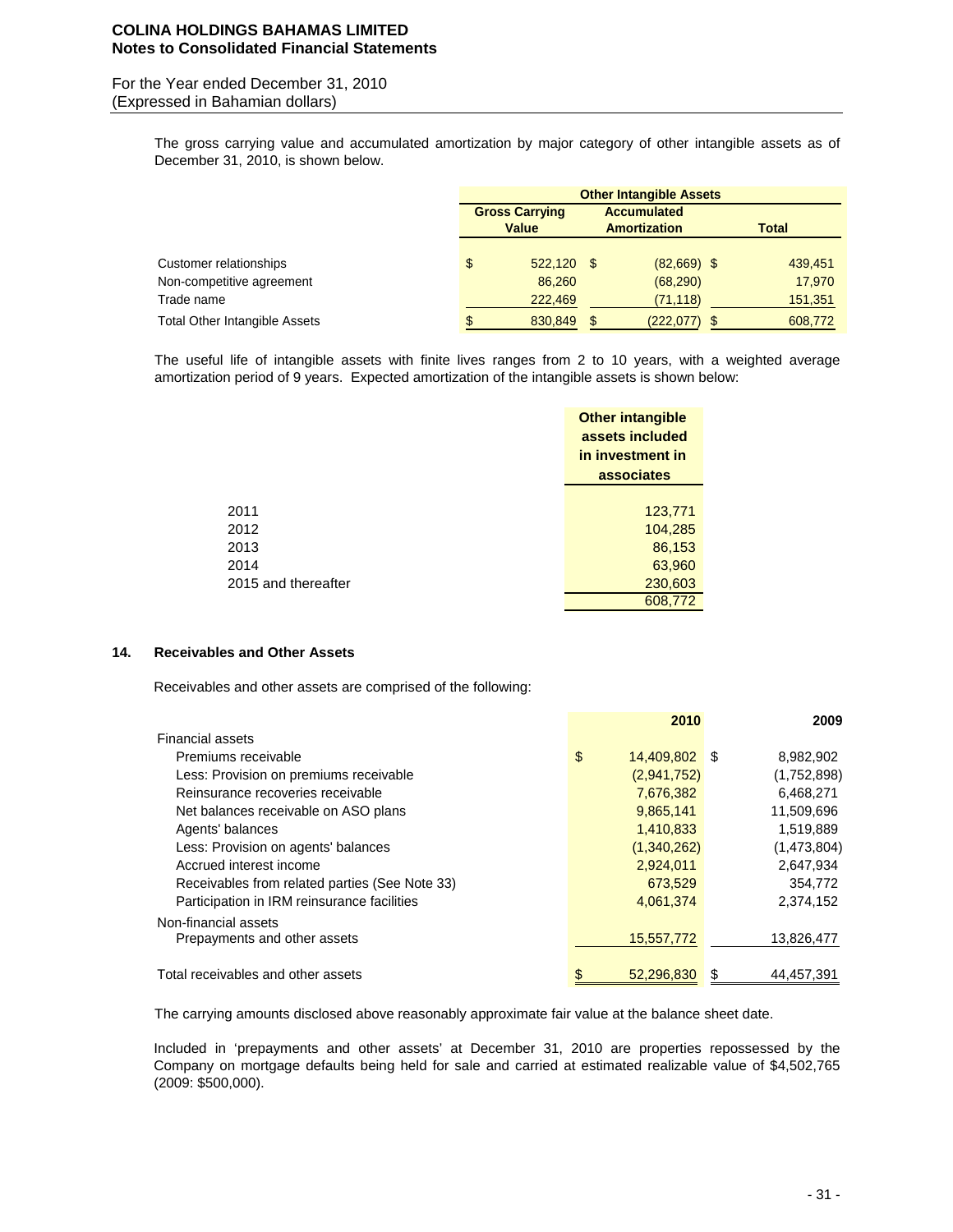The gross carrying value and accumulated amortization by major category of other intangible assets as of December 31, 2010, is shown below.

| | Other Intangible Assets | | |
|---|---|---|---|
| | Gross Carrying Value | Accumulated Amortization | Total |
| Customer relationships | $ 522,120 | $ (82,669) | $ 439,451 |
| Non-competitive agreement | 86,260 | (68,290) | 17,970 |
| Trade name | 222,469 | (71,118) | 151,351 |
| Total Other Intangible Assets | $ 830,849 | $ (222,077) | $ 608,772 |

The useful life of intangible assets with finite lives ranges from 2 to 10 years, with a weighted average amortization period of 9 years. Expected amortization of the intangible assets is shown below:

| | Other intangible assets included in investment in associates |
|---|---|
| 2011 | 123,771 |
| 2012 | 104,285 |
| 2013 | 86,153 |
| 2014 | 63,960 |
| 2015 and thereafter | 230,603 |
| | 608,772 |

## 14. Receivables and Other Assets

Receivables and other assets are comprised of the following:

| | 2010 | 2009 |
|---|---|---|
| Financial assets | | |
| Premiums receivable | $ 14,409,802 | $ 8,982,902 |
| Less: Provision on premiums receivable | (2,941,752) | (1,752,898) |
| Reinsurance recoveries receivable | 7,676,382 | 6,468,271 |
| Net balances receivable on ASO plans | 9,865,141 | 11,509,696 |
| Agents' balances | 1,410,833 | 1,519,889 |
| Less: Provision on agents' balances | (1,340,262) | (1,473,804) |
| Accrued interest income | 2,924,011 | 2,647,934 |
| Receivables from related parties (See Note 33) | 673,529 | 354,772 |
| Participation in IRM reinsurance facilities | 4,061,374 | 2,374,152 |
| Non-financial assets | | |
| Prepayments and other assets | 15,557,772 | 13,826,477 |
| Total receivables and other assets | $ 52,296,830 | $ 44,457,391 |

The carrying amounts disclosed above reasonably approximate fair value at the balance sheet date.

Included in 'prepayments and other assets' at December 31, 2010 are properties repossessed by the Company on mortgage defaults being held for sale and carried at estimated realizable value of $4,502,765 (2009: $500,000).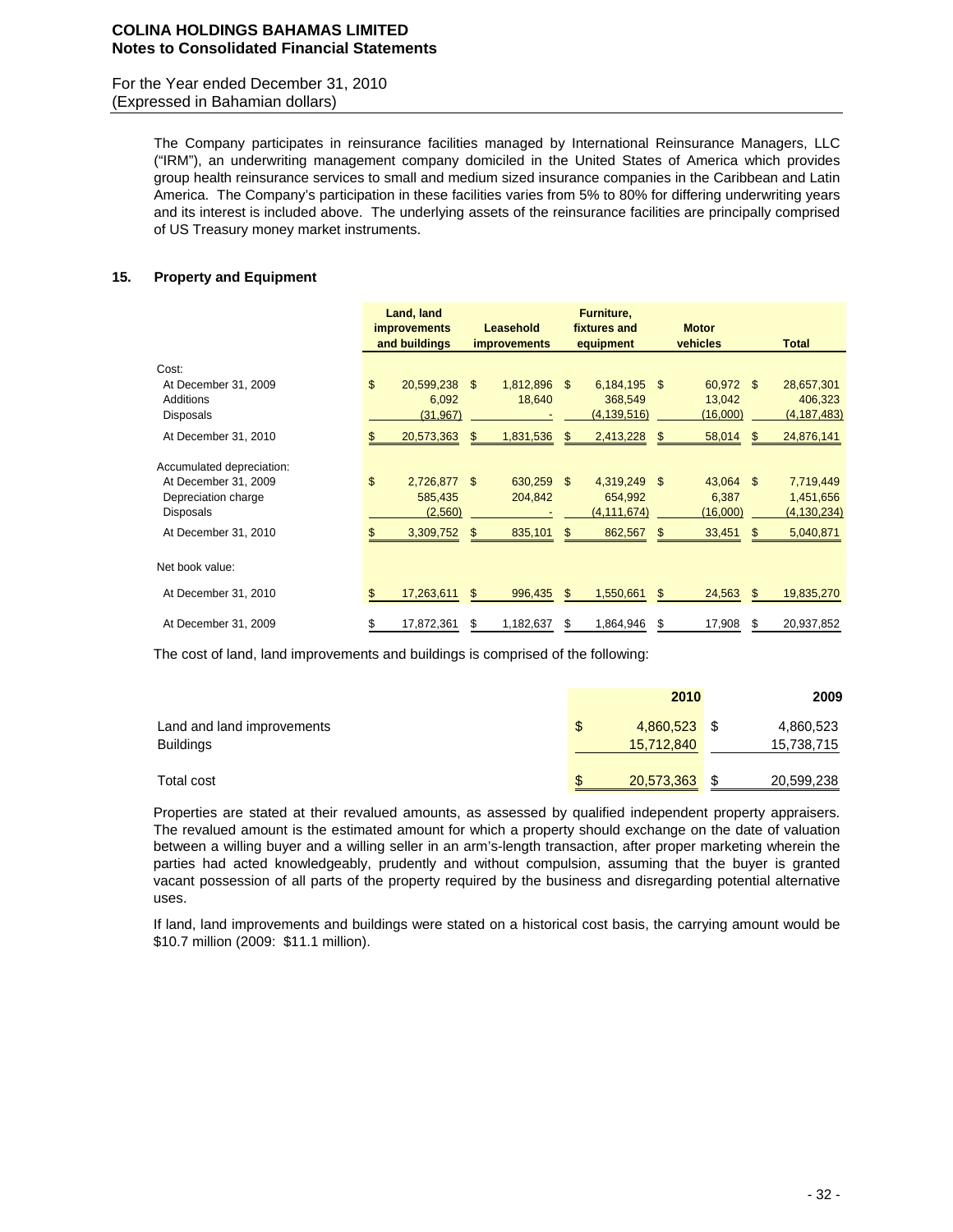The Company participates in reinsurance facilities managed by International Reinsurance Managers, LLC ("IRM"), an underwriting management company domiciled in the United States of America which provides group health reinsurance services to small and medium sized insurance companies in the Caribbean and Latin America. The Company's participation in these facilities varies from 5% to 80% for differing underwriting years and its interest is included above. The underlying assets of the reinsurance facilities are principally comprised of US Treasury money market instruments.

## 15. Property and Equipment

| | Land, land improvements and buildings | Leasehold improvements | Furniture, fixtures and equipment | Motor vehicles | Total |
|---|---|---|---|---|---|
| Cost: | | | | | |
| At December 31, 2009 | $ 20,599,238 | $ 1,812,896 | $ 6,184,195 | $ 60,972 | $ 28,657,301 |
| Additions | 6,092 | 18,640 | 368,549 | 13,042 | 406,323 |
| Disposals | (31,967) | - | (4,139,516) | (16,000) | (4,187,483) |
| At December 31, 2010 | $ 20,573,363 | $ 1,831,536 | $ 2,413,228 | $ 58,014 | $ 24,876,141 |
| Accumulated depreciation: | | | | | |
| At December 31, 2009 | $ 2,726,877 | $ 630,259 | $ 4,319,249 | $ 43,064 | $ 7,719,449 |
| Depreciation charge | 585,435 | 204,842 | 654,992 | 6,387 | 1,451,656 |
| Disposals | (2,560) | - | (4,111,674) | (16,000) | (4,130,234) |
| At December 31, 2010 | $ 3,309,752 | $ 835,101 | $ 862,567 | $ 33,451 | $ 5,040,871 |
| Net book value: | | | | | |
| At December 31, 2010 | $ 17,263,611 | $ 996,435 | $ 1,550,661 | $ 24,563 | $ 19,835,270 |
| At December 31, 2009 | $ 17,872,361 | $ 1,182,637 | $ 1,864,946 | $ 17,908 | $ 20,937,852 |

The cost of land, land improvements and buildings is comprised of the following:

| | 2010 | 2009 |
|---|---|---|
| Land and land improvements | $ 4,860,523 | $ 4,860,523 |
| Buildings | 15,712,840 | 15,738,715 |
| Total cost | $ 20,573,363 | $ 20,599,238 |

Properties are stated at their revalued amounts, as assessed by qualified independent property appraisers. The revalued amount is the estimated amount for which a property should exchange on the date of valuation between a willing buyer and a willing seller in an arm's-length transaction, after proper marketing wherein the parties had acted knowledgeably, prudently and without compulsion, assuming that the buyer is granted vacant possession of all parts of the property required by the business and disregarding potential alternative uses.

If land, land improvements and buildings were stated on a historical cost basis, the carrying amount would be $10.7 million (2009: $11.1 million).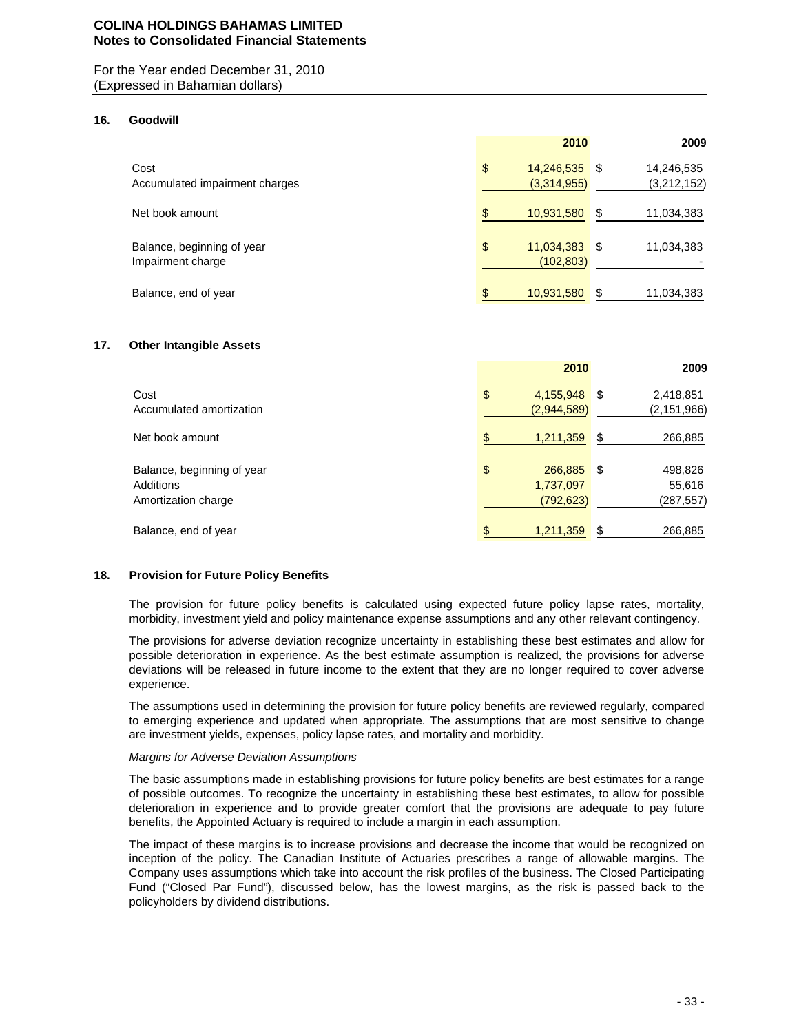## 16. Goodwill

| | 2010 | 2009 |
|---|---|---|
| Cost | $ 14,246,535 | $ 14,246,535 |
| Accumulated impairment charges | (3,314,955) | (3,212,152) |
| Net book amount | $ 10,931,580 | $ 11,034,383 |
| Balance, beginning of year | $ 11,034,383 | $ 11,034,383 |
| Impairment charge | (102,803) | - |
| Balance, end of year | $ 10,931,580 | $ 11,034,383 |

## 17. Other Intangible Assets

| | 2010 | 2009 |
|---|---|---|
| Cost | $ 4,155,948 | $ 2,418,851 |
| Accumulated amortization | (2,944,589) | (2,151,966) |
| Net book amount | $ 1,211,359 | $ 266,885 |
| Balance, beginning of year | $ 266,885 | $ 498,826 |
| Additions | 1,737,097 | 55,616 |
| Amortization charge | (792,623) | (287,557) |
| Balance, end of year | $ 1,211,359 | $ 266,885 |

## 18. Provision for Future Policy Benefits

The provision for future policy benefits is calculated using expected future policy lapse rates, mortality, morbidity, investment yield and policy maintenance expense assumptions and any other relevant contingency.

The provisions for adverse deviation recognize uncertainty in establishing these best estimates and allow for possible deterioration in experience. As the best estimate assumption is realized, the provisions for adverse deviations will be released in future income to the extent that they are no longer required to cover adverse experience.

The assumptions used in determining the provision for future policy benefits are reviewed regularly, compared to emerging experience and updated when appropriate. The assumptions that are most sensitive to change are investment yields, expenses, policy lapse rates, and mortality and morbidity.

*Margins for Adverse Deviation Assumptions*

The basic assumptions made in establishing provisions for future policy benefits are best estimates for a range of possible outcomes. To recognize the uncertainty in establishing these best estimates, to allow for possible deterioration in experience and to provide greater comfort that the provisions are adequate to pay future benefits, the Appointed Actuary is required to include a margin in each assumption.

The impact of these margins is to increase provisions and decrease the income that would be recognized on inception of the policy. The Canadian Institute of Actuaries prescribes a range of allowable margins. The Company uses assumptions which take into account the risk profiles of the business. The Closed Participating Fund ("Closed Par Fund"), discussed below, has the lowest margins, as the risk is passed back to the policyholders by dividend distributions.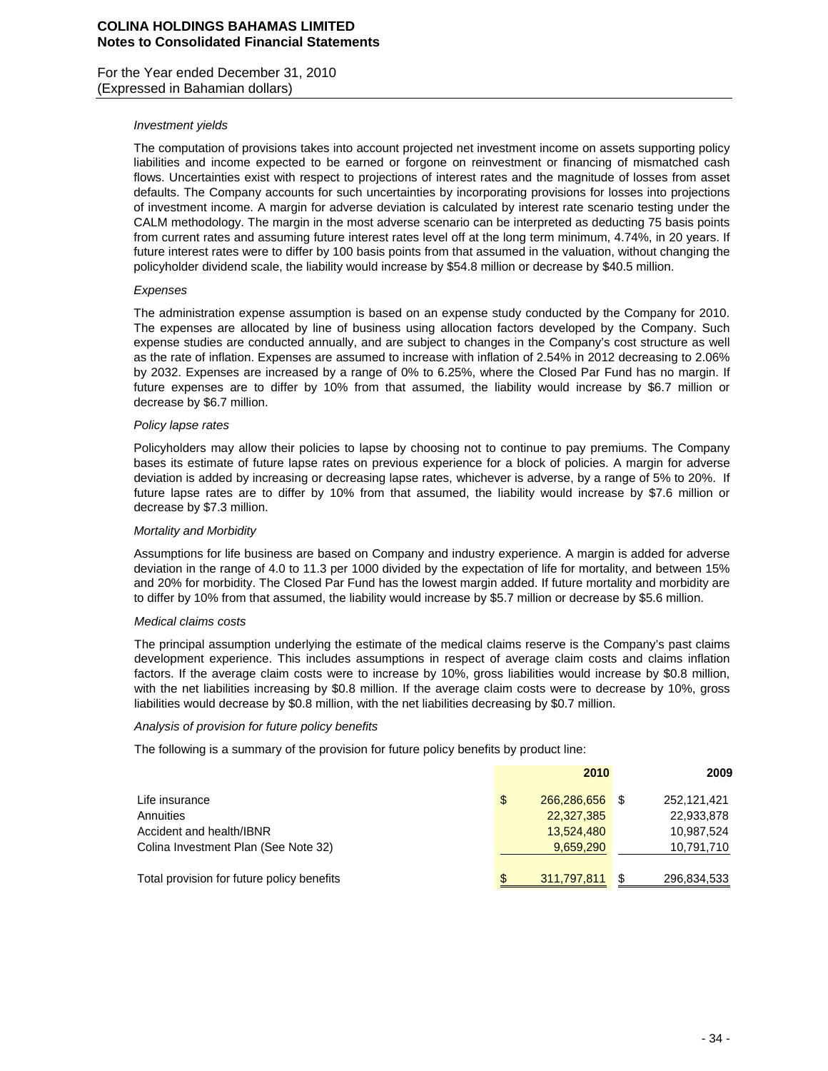*Investment yields*

The computation of provisions takes into account projected net investment income on assets supporting policy liabilities and income expected to be earned or forgone on reinvestment or financing of mismatched cash flows. Uncertainties exist with respect to projections of interest rates and the magnitude of losses from asset defaults. The Company accounts for such uncertainties by incorporating provisions for losses into projections of investment income. A margin for adverse deviation is calculated by interest rate scenario testing under the CALM methodology. The margin in the most adverse scenario can be interpreted as deducting 75 basis points from current rates and assuming future interest rates level off at the long term minimum, 4.74%, in 20 years. If future interest rates were to differ by 100 basis points from that assumed in the valuation, without changing the policyholder dividend scale, the liability would increase by $54.8 million or decrease by $40.5 million.

*Expenses*

The administration expense assumption is based on an expense study conducted by the Company for 2010. The expenses are allocated by line of business using allocation factors developed by the Company. Such expense studies are conducted annually, and are subject to changes in the Company's cost structure as well as the rate of inflation. Expenses are assumed to increase with inflation of 2.54% in 2012 decreasing to 2.06% by 2032. Expenses are increased by a range of 0% to 6.25%, where the Closed Par Fund has no margin. If future expenses are to differ by 10% from that assumed, the liability would increase by $6.7 million or decrease by $6.7 million.

*Policy lapse rates*

Policyholders may allow their policies to lapse by choosing not to continue to pay premiums. The Company bases its estimate of future lapse rates on previous experience for a block of policies. A margin for adverse deviation is added by increasing or decreasing lapse rates, whichever is adverse, by a range of 5% to 20%. If future lapse rates are to differ by 10% from that assumed, the liability would increase by $7.6 million or decrease by $7.3 million.

*Mortality and Morbidity*

Assumptions for life business are based on Company and industry experience. A margin is added for adverse deviation in the range of 4.0 to 11.3 per 1000 divided by the expectation of life for mortality, and between 15% and 20% for morbidity. The Closed Par Fund has the lowest margin added. If future mortality and morbidity are to differ by 10% from that assumed, the liability would increase by $5.7 million or decrease by $5.6 million.

*Medical claims costs*

The principal assumption underlying the estimate of the medical claims reserve is the Company's past claims development experience. This includes assumptions in respect of average claim costs and claims inflation factors. If the average claim costs were to increase by 10%, gross liabilities would increase by $0.8 million, with the net liabilities increasing by $0.8 million. If the average claim costs were to decrease by 10%, gross liabilities would decrease by $0.8 million, with the net liabilities decreasing by $0.7 million.

*Analysis of provision for future policy benefits*

The following is a summary of the provision for future policy benefits by product line:

| | 2010 | 2009 |
|---|---|---|
| Life insurance | $ 266,286,656 | $ 252,121,421 |
| Annuities | 22,327,385 | 22,933,878 |
| Accident and health/IBNR | 13,524,480 | 10,987,524 |
| Colina Investment Plan (See Note 32) | 9,659,290 | 10,791,710 |
| Total provision for future policy benefits | $ 311,797,811 | $ 296,834,533 |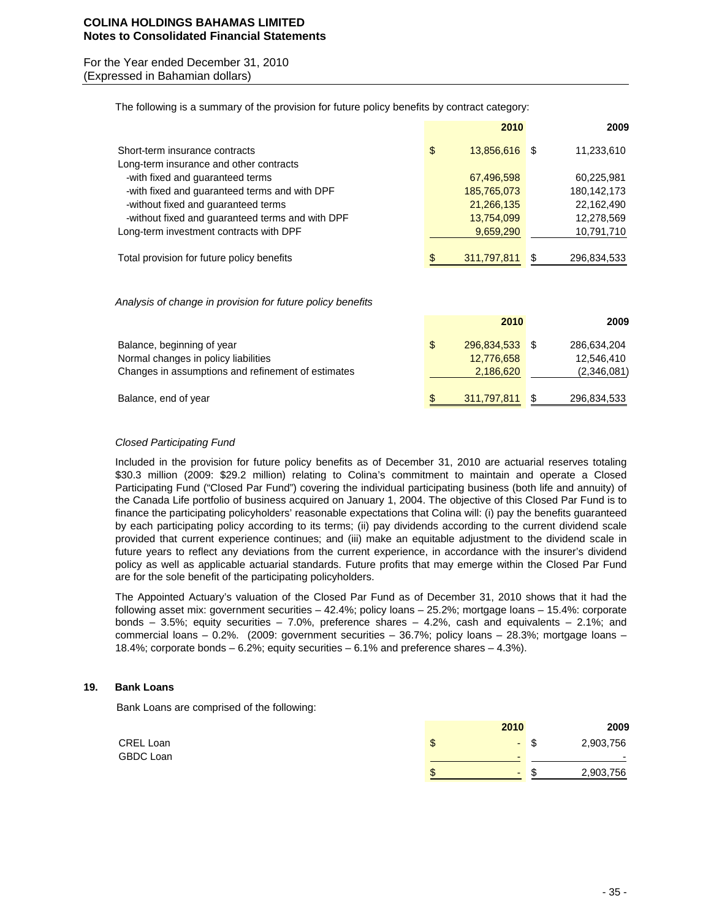The following is a summary of the provision for future policy benefits by contract category:

| | 2010 | 2009 |
|---|---|---|
| Short-term insurance contracts | $ 13,856,616 | $ 11,233,610 |
| Long-term insurance and other contracts | | |
| -with fixed and guaranteed terms | 67,496,598 | 60,225,981 |
| -with fixed and guaranteed terms and with DPF | 185,765,073 | 180,142,173 |
| -without fixed and guaranteed terms | 21,266,135 | 22,162,490 |
| -without fixed and guaranteed terms and with DPF | 13,754,099 | 12,278,569 |
| Long-term investment contracts with DPF | 9,659,290 | 10,791,710 |
| Total provision for future policy benefits | $ 311,797,811 | $ 296,834,533 |

*Analysis of change in provision for future policy benefits*

| | 2010 | 2009 |
|---|---|---|
| Balance, beginning of year | $ 296,834,533 | $ 286,634,204 |
| Normal changes in policy liabilities | 12,776,658 | 12,546,410 |
| Changes in assumptions and refinement of estimates | 2,186,620 | (2,346,081) |
| Balance, end of year | $ 311,797,811 | $ 296,834,533 |

*Closed Participating Fund*

Included in the provision for future policy benefits as of December 31, 2010 are actuarial reserves totaling \$30.3 million (2009: \$29.2 million) relating to Colina's commitment to maintain and operate a Closed Participating Fund ("Closed Par Fund") covering the individual participating business (both life and annuity) of the Canada Life portfolio of business acquired on January 1, 2004. The objective of this Closed Par Fund is to finance the participating policyholders' reasonable expectations that Colina will: (i) pay the benefits guaranteed by each participating policy according to its terms; (ii) pay dividends according to the current dividend scale provided that current experience continues; and (iii) make an equitable adjustment to the dividend scale in future years to reflect any deviations from the current experience, in accordance with the insurer's dividend policy as well as applicable actuarial standards. Future profits that may emerge within the Closed Par Fund are for the sole benefit of the participating policyholders.

The Appointed Actuary's valuation of the Closed Par Fund as of December 31, 2010 shows that it had the following asset mix: government securities – 42.4%; policy loans – 25.2%; mortgage loans – 15.4%: corporate bonds – 3.5%; equity securities – 7.0%, preference shares – 4.2%, cash and equivalents – 2.1%; and commercial loans – 0.2%. (2009: government securities – 36.7%; policy loans – 28.3%; mortgage loans – 18.4%; corporate bonds – 6.2%; equity securities – 6.1% and preference shares – 4.3%).

## 19. Bank Loans

Bank Loans are comprised of the following:

| | 2010 | 2009 |
|---|---|---|
| CREL Loan | $ - | $ 2,903,756 |
| GBDC Loan | - | - |
| | $ - | $ 2,903,756 |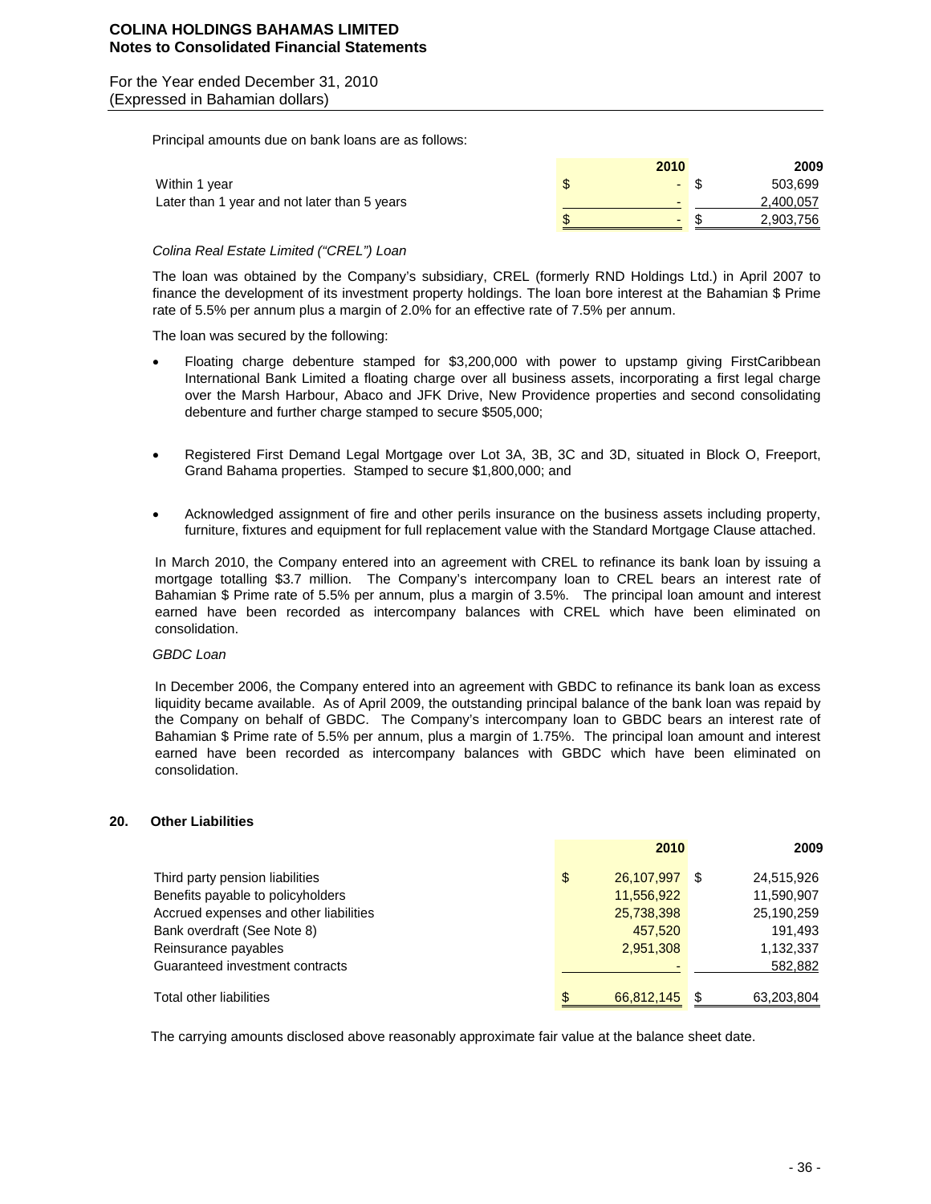Principal amounts due on bank loans are as follows:

| | 2010 | 2009 |
|---|---|---|
| Within 1 year | $ - | $ 503,699 |
| Later than 1 year and not later than 5 years | - | 2,400,057 |
| | $ - | $ 2,903,756 |

*Colina Real Estate Limited ("CREL") Loan*

The loan was obtained by the Company's subsidiary, CREL (formerly RND Holdings Ltd.) in April 2007 to finance the development of its investment property holdings. The loan bore interest at the Bahamian $ Prime rate of 5.5% per annum plus a margin of 2.0% for an effective rate of 7.5% per annum.

The loan was secured by the following:

- Floating charge debenture stamped for $3,200,000 with power to upstamp giving FirstCaribbean International Bank Limited a floating charge over all business assets, incorporating a first legal charge over the Marsh Harbour, Abaco and JFK Drive, New Providence properties and second consolidating debenture and further charge stamped to secure $505,000;
- Registered First Demand Legal Mortgage over Lot 3A, 3B, 3C and 3D, situated in Block O, Freeport, Grand Bahama properties. Stamped to secure $1,800,000; and
- Acknowledged assignment of fire and other perils insurance on the business assets including property, furniture, fixtures and equipment for full replacement value with the Standard Mortgage Clause attached.

In March 2010, the Company entered into an agreement with CREL to refinance its bank loan by issuing a mortgage totalling $3.7 million. The Company's intercompany loan to CREL bears an interest rate of Bahamian $ Prime rate of 5.5% per annum, plus a margin of 3.5%. The principal loan amount and interest earned have been recorded as intercompany balances with CREL which have been eliminated on consolidation.

*GBDC Loan*

In December 2006, the Company entered into an agreement with GBDC to refinance its bank loan as excess liquidity became available. As of April 2009, the outstanding principal balance of the bank loan was repaid by the Company on behalf of GBDC. The Company's intercompany loan to GBDC bears an interest rate of Bahamian $ Prime rate of 5.5% per annum, plus a margin of 1.75%. The principal loan amount and interest earned have been recorded as intercompany balances with GBDC which have been eliminated on consolidation.

## 20. Other Liabilities

| | 2010 | 2009 |
|---|---|---|
| Third party pension liabilities | $ 26,107,997 | $ 24,515,926 |
| Benefits payable to policyholders | 11,556,922 | 11,590,907 |
| Accrued expenses and other liabilities | 25,738,398 | 25,190,259 |
| Bank overdraft (See Note 8) | 457,520 | 191,493 |
| Reinsurance payables | 2,951,308 | 1,132,337 |
| Guaranteed investment contracts | - | 582,882 |
| Total other liabilities | $ 66,812,145 | $ 63,203,804 |

The carrying amounts disclosed above reasonably approximate fair value at the balance sheet date.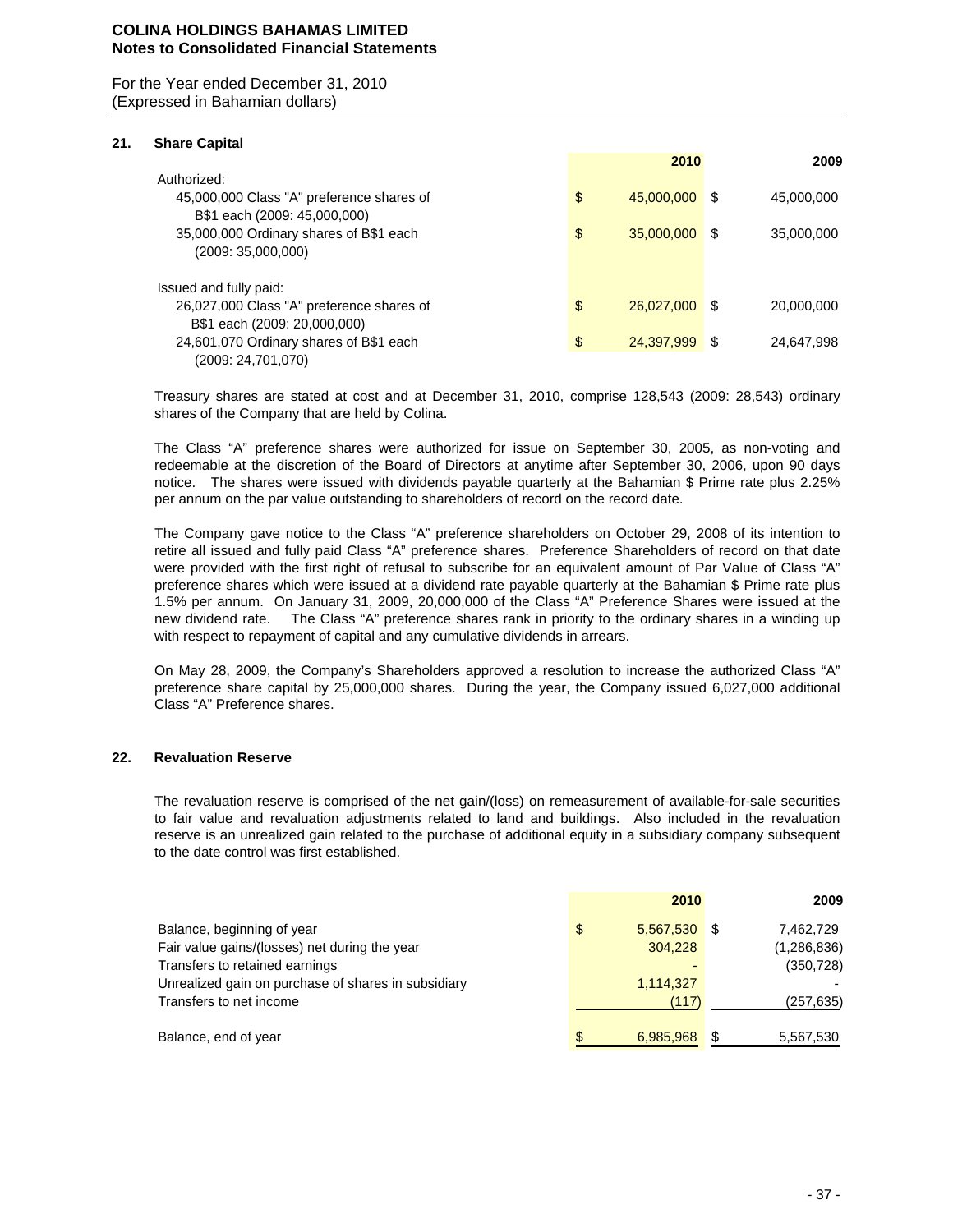## 21. Share Capital

| | 2010 | 2009 |
|---|---|---|
| Authorized: | | |
| 45,000,000 Class "A" preference shares of B$1 each (2009: 45,000,000) | $ 45,000,000 | $ 45,000,000 |
| 35,000,000 Ordinary shares of B$1 each (2009: 35,000,000) | $ 35,000,000 | $ 35,000,000 |
| Issued and fully paid: | | |
| 26,027,000 Class "A" preference shares of B$1 each (2009: 20,000,000) | $ 26,027,000 | $ 20,000,000 |
| 24,601,070 Ordinary shares of B$1 each (2009: 24,701,070) | $ 24,397,999 | $ 24,647,998 |

Treasury shares are stated at cost and at December 31, 2010, comprise 128,543 (2009: 28,543) ordinary shares of the Company that are held by Colina.

The Class "A" preference shares were authorized for issue on September 30, 2005, as non-voting and redeemable at the discretion of the Board of Directors at anytime after September 30, 2006, upon 90 days notice. The shares were issued with dividends payable quarterly at the Bahamian $ Prime rate plus 2.25% per annum on the par value outstanding to shareholders of record on the record date.

The Company gave notice to the Class "A" preference shareholders on October 29, 2008 of its intention to retire all issued and fully paid Class "A" preference shares. Preference Shareholders of record on that date were provided with the first right of refusal to subscribe for an equivalent amount of Par Value of Class "A" preference shares which were issued at a dividend rate payable quarterly at the Bahamian $ Prime rate plus 1.5% per annum. On January 31, 2009, 20,000,000 of the Class "A" Preference Shares were issued at the new dividend rate. The Class "A" preference shares rank in priority to the ordinary shares in a winding up with respect to repayment of capital and any cumulative dividends in arrears.

On May 28, 2009, the Company's Shareholders approved a resolution to increase the authorized Class "A" preference share capital by 25,000,000 shares. During the year, the Company issued 6,027,000 additional Class "A" Preference shares.

## 22. Revaluation Reserve

The revaluation reserve is comprised of the net gain/(loss) on remeasurement of available-for-sale securities to fair value and revaluation adjustments related to land and buildings. Also included in the revaluation reserve is an unrealized gain related to the purchase of additional equity in a subsidiary company subsequent to the date control was first established.

| | 2010 | 2009 |
|---|---|---|
| Balance, beginning of year | $ 5,567,530 | $ 7,462,729 |
| Fair value gains/(losses) net during the year | 304,228 | (1,286,836) |
| Transfers to retained earnings | - | (350,728) |
| Unrealized gain on purchase of shares in subsidiary | 1,114,327 | - |
| Transfers to net income | (117) | (257,635) |
| Balance, end of year | $ 6,985,968 | $ 5,567,530 |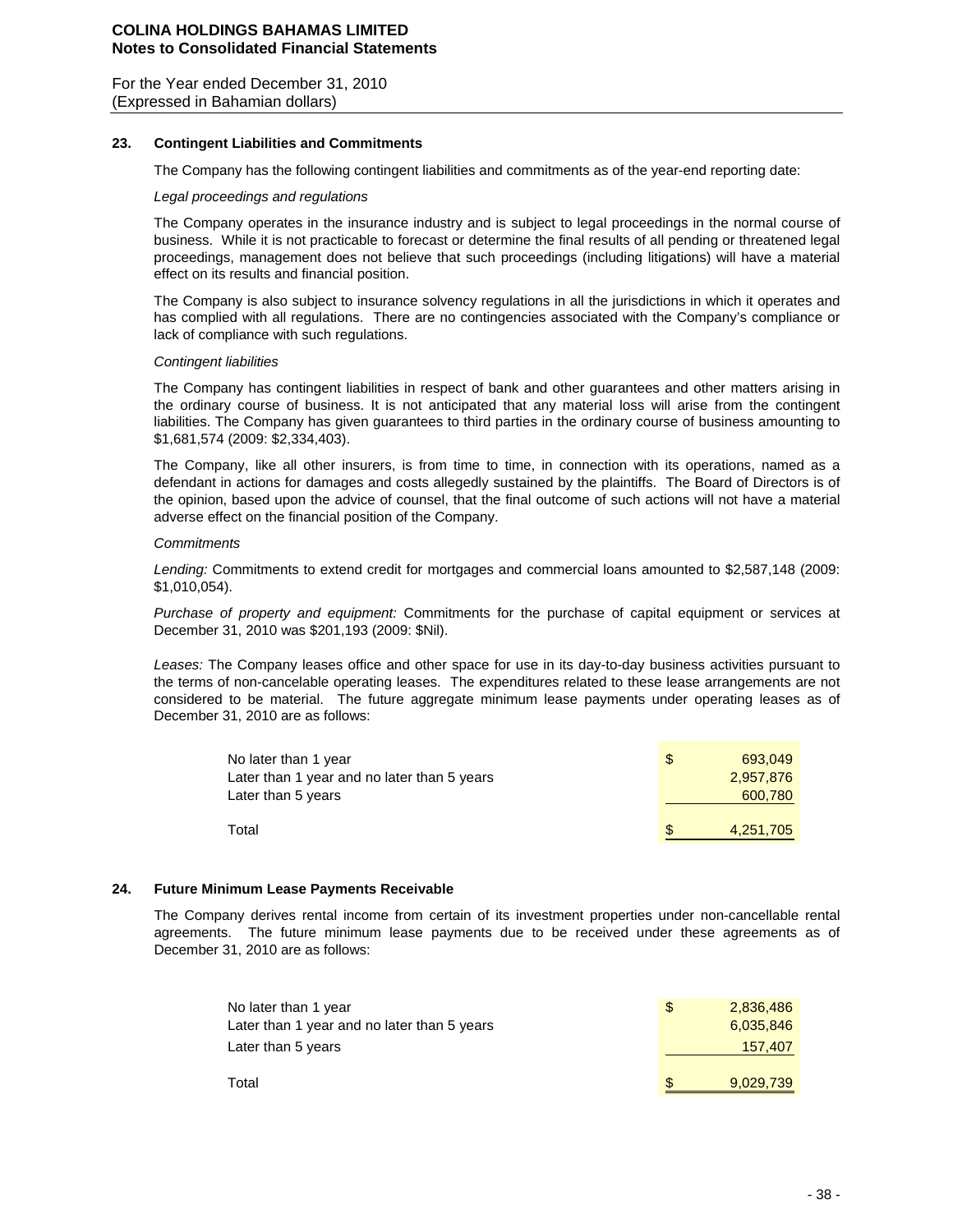**COLINA HOLDINGS BAHAMAS LIMITED**
**Notes to Consolidated Financial Statements**

For the Year ended December 31, 2010
(Expressed in Bahamian dollars)

## 23. Contingent Liabilities and Commitments

The Company has the following contingent liabilities and commitments as of the year-end reporting date:

*Legal proceedings and regulations*

The Company operates in the insurance industry and is subject to legal proceedings in the normal course of business. While it is not practicable to forecast or determine the final results of all pending or threatened legal proceedings, management does not believe that such proceedings (including litigations) will have a material effect on its results and financial position.

The Company is also subject to insurance solvency regulations in all the jurisdictions in which it operates and has complied with all regulations. There are no contingencies associated with the Company's compliance or lack of compliance with such regulations.

*Contingent liabilities*

The Company has contingent liabilities in respect of bank and other guarantees and other matters arising in the ordinary course of business. It is not anticipated that any material loss will arise from the contingent liabilities. The Company has given guarantees to third parties in the ordinary course of business amounting to $1,681,574 (2009: $2,334,403).

The Company, like all other insurers, is from time to time, in connection with its operations, named as a defendant in actions for damages and costs allegedly sustained by the plaintiffs. The Board of Directors is of the opinion, based upon the advice of counsel, that the final outcome of such actions will not have a material adverse effect on the financial position of the Company.

*Commitments*

*Lending:* Commitments to extend credit for mortgages and commercial loans amounted to $2,587,148 (2009: $1,010,054).

*Purchase of property and equipment:* Commitments for the purchase of capital equipment or services at December 31, 2010 was $201,193 (2009: $Nil).

*Leases:* The Company leases office and other space for use in its day-to-day business activities pursuant to the terms of non-cancelable operating leases. The expenditures related to these lease arrangements are not considered to be material. The future aggregate minimum lease payments under operating leases as of December 31, 2010 are as follows:

| | |
|---|---|
| No later than 1 year | $ 693,049 |
| Later than 1 year and no later than 5 years | 2,957,876 |
| Later than 5 years | 600,780 |
| Total | $ 4,251,705 |

## 24. Future Minimum Lease Payments Receivable

The Company derives rental income from certain of its investment properties under non-cancellable rental agreements. The future minimum lease payments due to be received under these agreements as of December 31, 2010 are as follows:

| | |
|---|---|
| No later than 1 year | $ 2,836,486 |
| Later than 1 year and no later than 5 years | 6,035,846 |
| Later than 5 years | 157,407 |
| Total | $ 9,029,739 |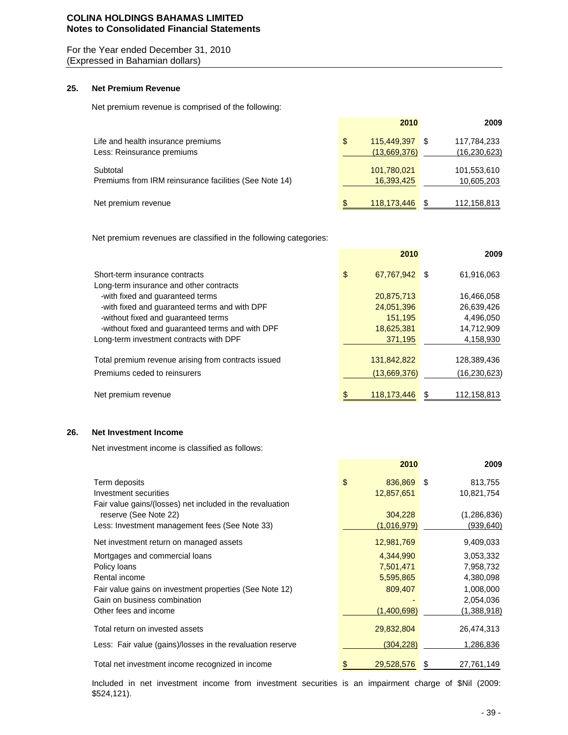**COLINA HOLDINGS BAHAMAS LIMITED**
**Notes to Consolidated Financial Statements**

For the Year ended December 31, 2010
(Expressed in Bahamian dollars)

## 25. Net Premium Revenue

Net premium revenue is comprised of the following:

| | 2010 | 2009 |
|---|---|---|
| Life and health insurance premiums | $ 115,449,397 | $ 117,784,233 |
| Less: Reinsurance premiums | (13,669,376) | (16,230,623) |
| Subtotal | 101,780,021 | 101,553,610 |
| Premiums from IRM reinsurance facilities (See Note 14) | 16,393,425 | 10,605,203 |
| Net premium revenue | $ 118,173,446 | $ 112,158,813 |

Net premium revenues are classified in the following categories:

| | 2010 | 2009 |
|---|---|---|
| Short-term insurance contracts | $ 67,767,942 | $ 61,916,063 |
| Long-term insurance and other contracts | | |
| -with fixed and guaranteed terms | 20,875,713 | 16,466,058 |
| -with fixed and guaranteed terms and with DPF | 24,051,396 | 26,639,426 |
| -without fixed and guaranteed terms | 151,195 | 4,496,050 |
| -without fixed and guaranteed terms and with DPF | 18,625,381 | 14,712,909 |
| Long-term investment contracts with DPF | 371,195 | 4,158,930 |
| Total premium revenue arising from contracts issued | 131,842,822 | 128,389,436 |
| Premiums ceded to reinsurers | (13,669,376) | (16,230,623) |
| Net premium revenue | $ 118,173,446 | $ 112,158,813 |

## 26. Net Investment Income

Net investment income is classified as follows:

| | 2010 | 2009 |
|---|---|---|
| Term deposits | $ 836,869 | $ 813,755 |
| Investment securities | 12,857,651 | 10,821,754 |
| Fair value gains/(losses) net included in the revaluation reserve (See Note 22) | 304,228 | (1,286,836) |
| Less: Investment management fees (See Note 33) | (1,016,979) | (939,640) |
| Net investment return on managed assets | 12,981,769 | 9,409,033 |
| Mortgages and commercial loans | 4,344,990 | 3,053,332 |
| Policy loans | 7,501,471 | 7,958,732 |
| Rental income | 5,595,865 | 4,380,098 |
| Fair value gains on investment properties (See Note 12) | 809,407 | 1,008,000 |
| Gain on business combination | - | 2,054,036 |
| Other fees and income | (1,400,698) | (1,388,918) |
| Total return on invested assets | 29,832,804 | 26,474,313 |
| Less: Fair value (gains)/losses in the revaluation reserve | (304,228) | 1,286,836 |
| Total net investment income recognized in income | $ 29,528,576 | $ 27,761,149 |

Included in net investment income from investment securities is an impairment charge of $Nil (2009: $524,121).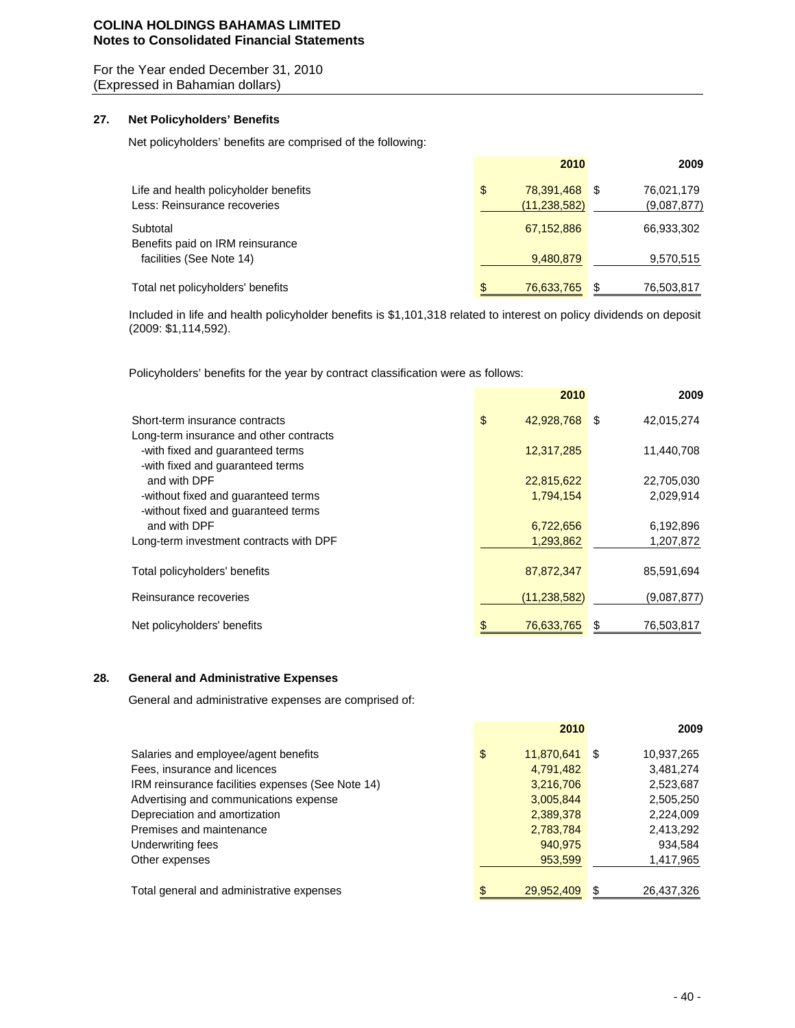**COLINA HOLDINGS BAHAMAS LIMITED**
**Notes to Consolidated Financial Statements**

For the Year ended December 31, 2010
(Expressed in Bahamian dollars)

## 27. Net Policyholders' Benefits

Net policyholders' benefits are comprised of the following:

| | 2010 | 2009 |
|---|---|---|
| Life and health policyholder benefits | $ 78,391,468 | $ 76,021,179 |
| Less: Reinsurance recoveries | (11,238,582) | (9,087,877) |
| Subtotal | 67,152,886 | 66,933,302 |
| Benefits paid on IRM reinsurance facilities (See Note 14) | 9,480,879 | 9,570,515 |
| Total net policyholders' benefits | $ 76,633,765 | $ 76,503,817 |

Included in life and health policyholder benefits is $1,101,318 related to interest on policy dividends on deposit (2009: $1,114,592).

Policyholders' benefits for the year by contract classification were as follows:

| | 2010 | 2009 |
|---|---|---|
| Short-term insurance contracts | $ 42,928,768 | $ 42,015,274 |
| Long-term insurance and other contracts | | |
| -with fixed and guaranteed terms | 12,317,285 | 11,440,708 |
| -with fixed and guaranteed terms and with DPF | 22,815,622 | 22,705,030 |
| -without fixed and guaranteed terms | 1,794,154 | 2,029,914 |
| -without fixed and guaranteed terms and with DPF | 6,722,656 | 6,192,896 |
| Long-term investment contracts with DPF | 1,293,862 | 1,207,872 |
| Total policyholders' benefits | 87,872,347 | 85,591,694 |
| Reinsurance recoveries | (11,238,582) | (9,087,877) |
| Net policyholders' benefits | $ 76,633,765 | $ 76,503,817 |

## 28. General and Administrative Expenses

General and administrative expenses are comprised of:

| | 2010 | 2009 |
|---|---|---|
| Salaries and employee/agent benefits | $ 11,870,641 | $ 10,937,265 |
| Fees, insurance and licences | 4,791,482 | 3,481,274 |
| IRM reinsurance facilities expenses (See Note 14) | 3,216,706 | 2,523,687 |
| Advertising and communications expense | 3,005,844 | 2,505,250 |
| Depreciation and amortization | 2,389,378 | 2,224,009 |
| Premises and maintenance | 2,783,784 | 2,413,292 |
| Underwriting fees | 940,975 | 934,584 |
| Other expenses | 953,599 | 1,417,965 |
| Total general and administrative expenses | $ 29,952,409 | $ 26,437,326 |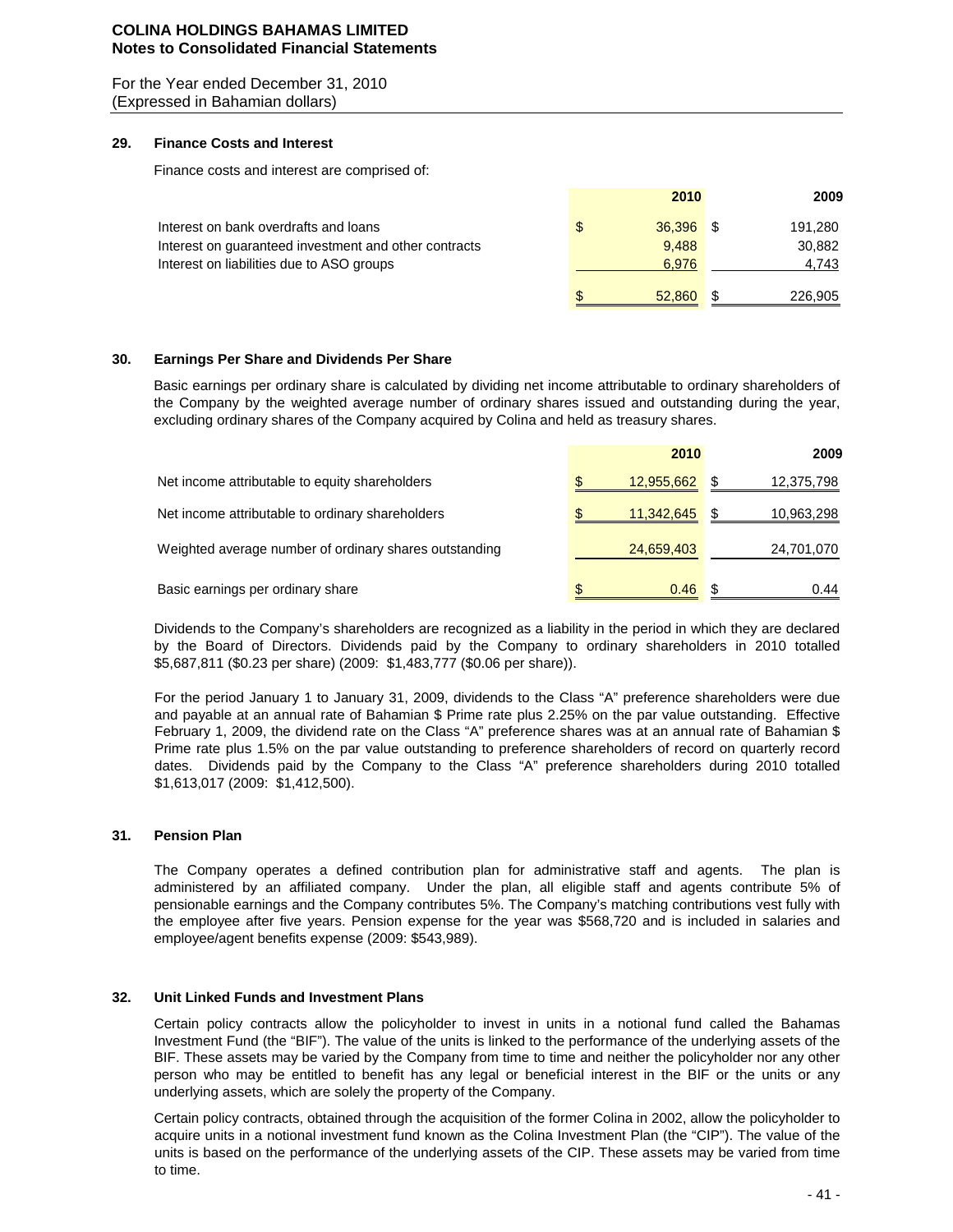**COLINA HOLDINGS BAHAMAS LIMITED**
**Notes to Consolidated Financial Statements**

For the Year ended December 31, 2010
(Expressed in Bahamian dollars)

## 29. Finance Costs and Interest

Finance costs and interest are comprised of:

| | 2010 | 2009 |
|---|---|---|
| Interest on bank overdrafts and loans | $ 36,396 | $ 191,280 |
| Interest on guaranteed investment and other contracts | 9,488 | 30,882 |
| Interest on liabilities due to ASO groups | 6,976 | 4,743 |
| | $ 52,860 | $ 226,905 |

## 30. Earnings Per Share and Dividends Per Share

Basic earnings per ordinary share is calculated by dividing net income attributable to ordinary shareholders of the Company by the weighted average number of ordinary shares issued and outstanding during the year, excluding ordinary shares of the Company acquired by Colina and held as treasury shares.

| | 2010 | 2009 |
|---|---|---|
| Net income attributable to equity shareholders | $ 12,955,662 | $ 12,375,798 |
| Net income attributable to ordinary shareholders | $ 11,342,645 | $ 10,963,298 |
| Weighted average number of ordinary shares outstanding | 24,659,403 | 24,701,070 |
| Basic earnings per ordinary share | $ 0.46 | $ 0.44 |

Dividends to the Company's shareholders are recognized as a liability in the period in which they are declared by the Board of Directors. Dividends paid by the Company to ordinary shareholders in 2010 totalled $5,687,811 ($0.23 per share) (2009: $1,483,777 ($0.06 per share)).

For the period January 1 to January 31, 2009, dividends to the Class "A" preference shareholders were due and payable at an annual rate of Bahamian $ Prime rate plus 2.25% on the par value outstanding. Effective February 1, 2009, the dividend rate on the Class "A" preference shares was at an annual rate of Bahamian $ Prime rate plus 1.5% on the par value outstanding to preference shareholders of record on quarterly record dates. Dividends paid by the Company to the Class "A" preference shareholders during 2010 totalled $1,613,017 (2009: $1,412,500).

## 31. Pension Plan

The Company operates a defined contribution plan for administrative staff and agents. The plan is administered by an affiliated company. Under the plan, all eligible staff and agents contribute 5% of pensionable earnings and the Company contributes 5%. The Company's matching contributions vest fully with the employee after five years. Pension expense for the year was $568,720 and is included in salaries and employee/agent benefits expense (2009: $543,989).

## 32. Unit Linked Funds and Investment Plans

Certain policy contracts allow the policyholder to invest in units in a notional fund called the Bahamas Investment Fund (the "BIF"). The value of the units is linked to the performance of the underlying assets of the BIF. These assets may be varied by the Company from time to time and neither the policyholder nor any other person who may be entitled to benefit has any legal or beneficial interest in the BIF or the units or any underlying assets, which are solely the property of the Company.

Certain policy contracts, obtained through the acquisition of the former Colina in 2002, allow the policyholder to acquire units in a notional investment fund known as the Colina Investment Plan (the "CIP"). The value of the units is based on the performance of the underlying assets of the CIP. These assets may be varied from time to time.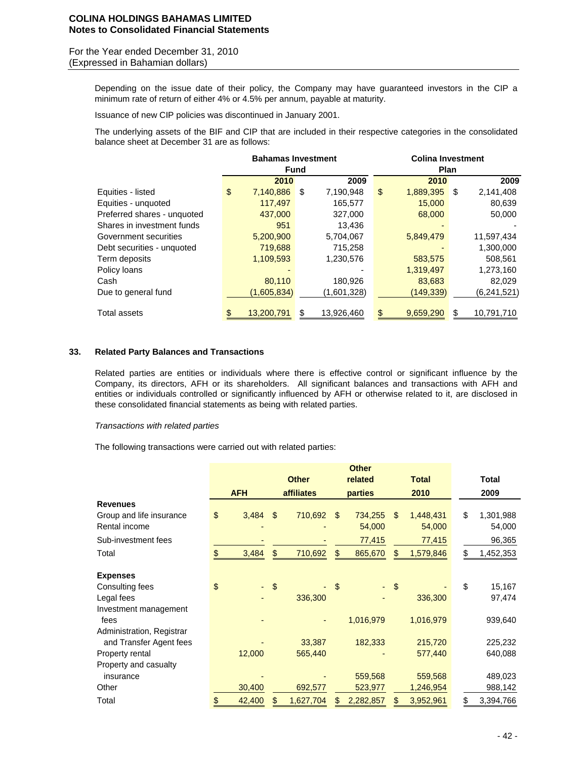Depending on the issue date of their policy, the Company may have guaranteed investors in the CIP a minimum rate of return of either 4% or 4.5% per annum, payable at maturity.

Issuance of new CIP policies was discontinued in January 2001.

The underlying assets of the BIF and CIP that are included in their respective categories in the consolidated balance sheet at December 31 are as follows:

| | Bahamas Investment Fund | | Colina Investment Plan | |
|---|---|---|---|---|
| | 2010 | 2009 | 2010 | 2009 |
| Equities - listed | $ 7,140,886 | $ 7,190,948 | $ 1,889,395 | $ 2,141,408 |
| Equities - unquoted | 117,497 | 165,577 | 15,000 | 80,639 |
| Preferred shares - unquoted | 437,000 | 327,000 | 68,000 | 50,000 |
| Shares in investment funds | 951 | 13,436 | - | - |
| Government securities | 5,200,900 | 5,704,067 | 5,849,479 | 11,597,434 |
| Debt securities - unquoted | 719,688 | 715,258 | - | 1,300,000 |
| Term deposits | 1,109,593 | 1,230,576 | 583,575 | 508,561 |
| Policy loans | - | - | 1,319,497 | 1,273,160 |
| Cash | 80,110 | 180,926 | 83,683 | 82,029 |
| Due to general fund | (1,605,834) | (1,601,328) | (149,339) | (6,241,521) |
| Total assets | $ 13,200,791 | $ 13,926,460 | $ 9,659,290 | $ 10,791,710 |

## 33. Related Party Balances and Transactions

Related parties are entities or individuals where there is effective control or significant influence by the Company, its directors, AFH or its shareholders. All significant balances and transactions with AFH and entities or individuals controlled or significantly influenced by AFH or otherwise related to it, are disclosed in these consolidated financial statements as being with related parties.

*Transactions with related parties*

The following transactions were carried out with related parties:

| | AFH | Other affiliates | Other related parties | Total 2010 | Total 2009 |
|---|---|---|---|---|---|
| **Revenues** | | | | | |
| Group and life insurance | $ 3,484 | $ 710,692 | $ 734,255 | $ 1,448,431 | $ 1,301,988 |
| Rental income | - | - | 54,000 | 54,000 | 54,000 |
| Sub-investment fees | - | - | 77,415 | 77,415 | 96,365 |
| Total | $ 3,484 | $ 710,692 | $ 865,670 | $ 1,579,846 | $ 1,452,353 |
| **Expenses** | | | | | |
| Consulting fees | $ - | $ - | $ - | $ - | $ 15,167 |
| Legal fees | - | 336,300 | - | 336,300 | 97,474 |
| Investment management fees | - | - | 1,016,979 | 1,016,979 | 939,640 |
| Administration, Registrar and Transfer Agent fees | - | 33,387 | 182,333 | 215,720 | 225,232 |
| Property rental | 12,000 | 565,440 | - | 577,440 | 640,088 |
| Property and casualty insurance | - | - | 559,568 | 559,568 | 489,023 |
| Other | 30,400 | 692,577 | 523,977 | 1,246,954 | 988,142 |
| Total | $ 42,400 | $ 1,627,704 | $ 2,282,857 | $ 3,952,961 | $ 3,394,766 |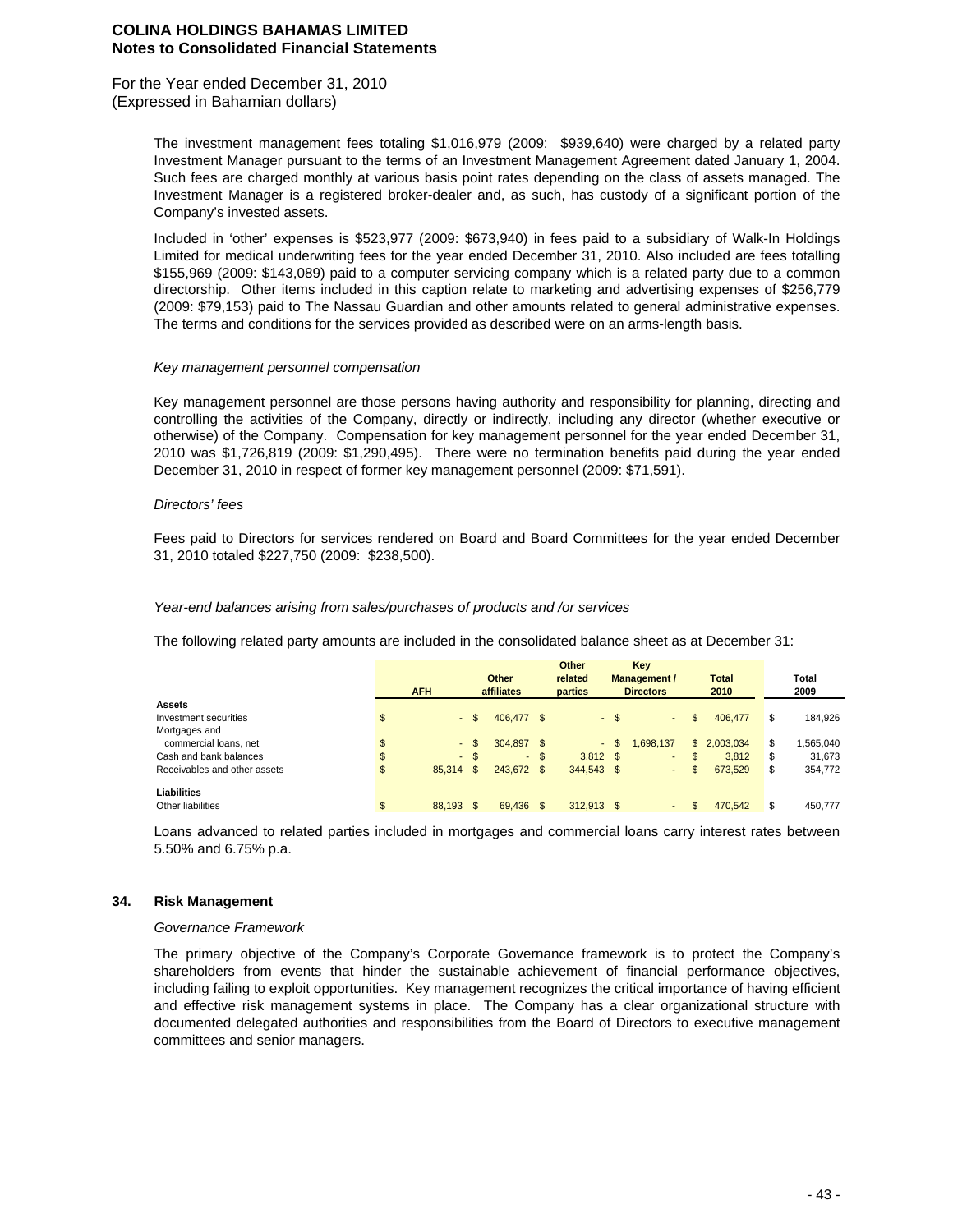The investment management fees totaling $1,016,979 (2009: $939,640) were charged by a related party Investment Manager pursuant to the terms of an Investment Management Agreement dated January 1, 2004. Such fees are charged monthly at various basis point rates depending on the class of assets managed. The Investment Manager is a registered broker-dealer and, as such, has custody of a significant portion of the Company's invested assets.

Included in 'other' expenses is $523,977 (2009: $673,940) in fees paid to a subsidiary of Walk-In Holdings Limited for medical underwriting fees for the year ended December 31, 2010. Also included are fees totalling $155,969 (2009: $143,089) paid to a computer servicing company which is a related party due to a common directorship. Other items included in this caption relate to marketing and advertising expenses of $256,779 (2009: $79,153) paid to The Nassau Guardian and other amounts related to general administrative expenses. The terms and conditions for the services provided as described were on an arms-length basis.

*Key management personnel compensation*

Key management personnel are those persons having authority and responsibility for planning, directing and controlling the activities of the Company, directly or indirectly, including any director (whether executive or otherwise) of the Company. Compensation for key management personnel for the year ended December 31, 2010 was $1,726,819 (2009: $1,290,495). There were no termination benefits paid during the year ended December 31, 2010 in respect of former key management personnel (2009: $71,591).

*Directors' fees*

Fees paid to Directors for services rendered on Board and Board Committees for the year ended December 31, 2010 totaled $227,750 (2009: $238,500).

*Year-end balances arising from sales/purchases of products and /or services*

The following related party amounts are included in the consolidated balance sheet as at December 31:

| | AFH | Other affiliates | Other related parties | Key Management / Directors | Total 2010 | Total 2009 |
|---|---|---|---|---|---|---|
| **Assets** | | | | | | |
| Investment securities | $ - | $ 406,477 | $ - | $ - | $ 406,477 | $ 184,926 |
| Mortgages and commercial loans, net | $ - | $ 304,897 | $ - | $ 1,698,137 | $ 2,003,034 | $ 1,565,040 |
| Cash and bank balances | $ - | $ - | $ 3,812 | $ - | $ 3,812 | $ 31,673 |
| Receivables and other assets | $ 85,314 | $ 243,672 | $ 344,543 | $ - | $ 673,529 | $ 354,772 |
| **Liabilities** | | | | | | |
| Other liabilities | $ 88,193 | $ 69,436 | $ 312,913 | $ - | $ 470,542 | $ 450,777 |

Loans advanced to related parties included in mortgages and commercial loans carry interest rates between 5.50% and 6.75% p.a.

## 34. Risk Management

*Governance Framework*

The primary objective of the Company's Corporate Governance framework is to protect the Company's shareholders from events that hinder the sustainable achievement of financial performance objectives, including failing to exploit opportunities. Key management recognizes the critical importance of having efficient and effective risk management systems in place. The Company has a clear organizational structure with documented delegated authorities and responsibilities from the Board of Directors to executive management committees and senior managers.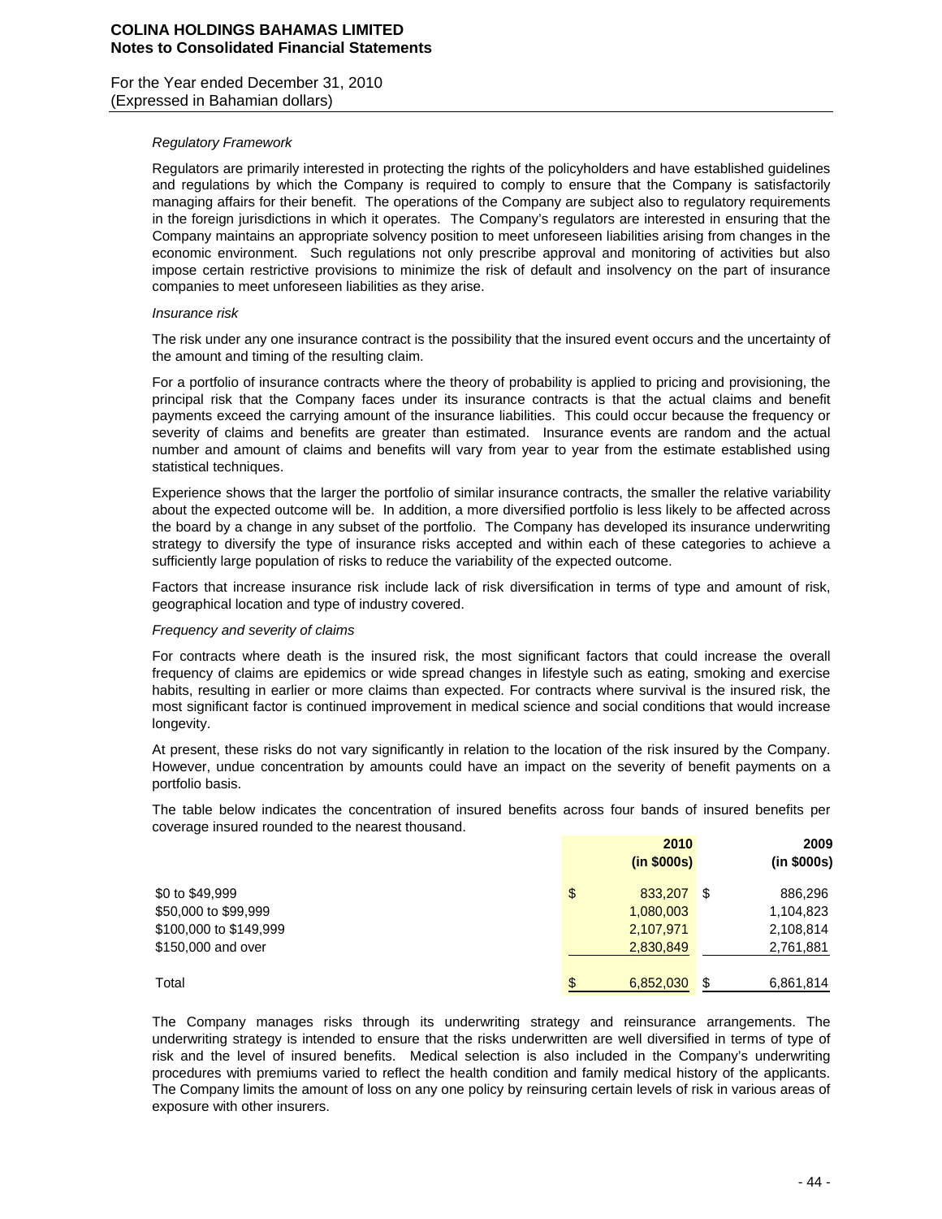*Regulatory Framework*

Regulators are primarily interested in protecting the rights of the policyholders and have established guidelines and regulations by which the Company is required to comply to ensure that the Company is satisfactorily managing affairs for their benefit. The operations of the Company are subject also to regulatory requirements in the foreign jurisdictions in which it operates. The Company's regulators are interested in ensuring that the Company maintains an appropriate solvency position to meet unforeseen liabilities arising from changes in the economic environment. Such regulations not only prescribe approval and monitoring of activities but also impose certain restrictive provisions to minimize the risk of default and insolvency on the part of insurance companies to meet unforeseen liabilities as they arise.

*Insurance risk*

The risk under any one insurance contract is the possibility that the insured event occurs and the uncertainty of the amount and timing of the resulting claim.

For a portfolio of insurance contracts where the theory of probability is applied to pricing and provisioning, the principal risk that the Company faces under its insurance contracts is that the actual claims and benefit payments exceed the carrying amount of the insurance liabilities. This could occur because the frequency or severity of claims and benefits are greater than estimated. Insurance events are random and the actual number and amount of claims and benefits will vary from year to year from the estimate established using statistical techniques.

Experience shows that the larger the portfolio of similar insurance contracts, the smaller the relative variability about the expected outcome will be. In addition, a more diversified portfolio is less likely to be affected across the board by a change in any subset of the portfolio. The Company has developed its insurance underwriting strategy to diversify the type of insurance risks accepted and within each of these categories to achieve a sufficiently large population of risks to reduce the variability of the expected outcome.

Factors that increase insurance risk include lack of risk diversification in terms of type and amount of risk, geographical location and type of industry covered.

*Frequency and severity of claims*

For contracts where death is the insured risk, the most significant factors that could increase the overall frequency of claims are epidemics or wide spread changes in lifestyle such as eating, smoking and exercise habits, resulting in earlier or more claims than expected. For contracts where survival is the insured risk, the most significant factor is continued improvement in medical science and social conditions that would increase longevity.

At present, these risks do not vary significantly in relation to the location of the risk insured by the Company. However, undue concentration by amounts could have an impact on the severity of benefit payments on a portfolio basis.

The table below indicates the concentration of insured benefits across four bands of insured benefits per coverage insured rounded to the nearest thousand.

| | 2010 (in $000s) | 2009 (in $000s) |
|---|---|---|
| $0 to $49,999 | $ 833,207 | $ 886,296 |
| $50,000 to $99,999 | 1,080,003 | 1,104,823 |
| $100,000 to $149,999 | 2,107,971 | 2,108,814 |
| $150,000 and over | 2,830,849 | 2,761,881 |
| Total | $ 6,852,030 | $ 6,861,814 |

The Company manages risks through its underwriting strategy and reinsurance arrangements. The underwriting strategy is intended to ensure that the risks underwritten are well diversified in terms of type of risk and the level of insured benefits. Medical selection is also included in the Company's underwriting procedures with premiums varied to reflect the health condition and family medical history of the applicants. The Company limits the amount of loss on any one policy by reinsuring certain levels of risk in various areas of exposure with other insurers.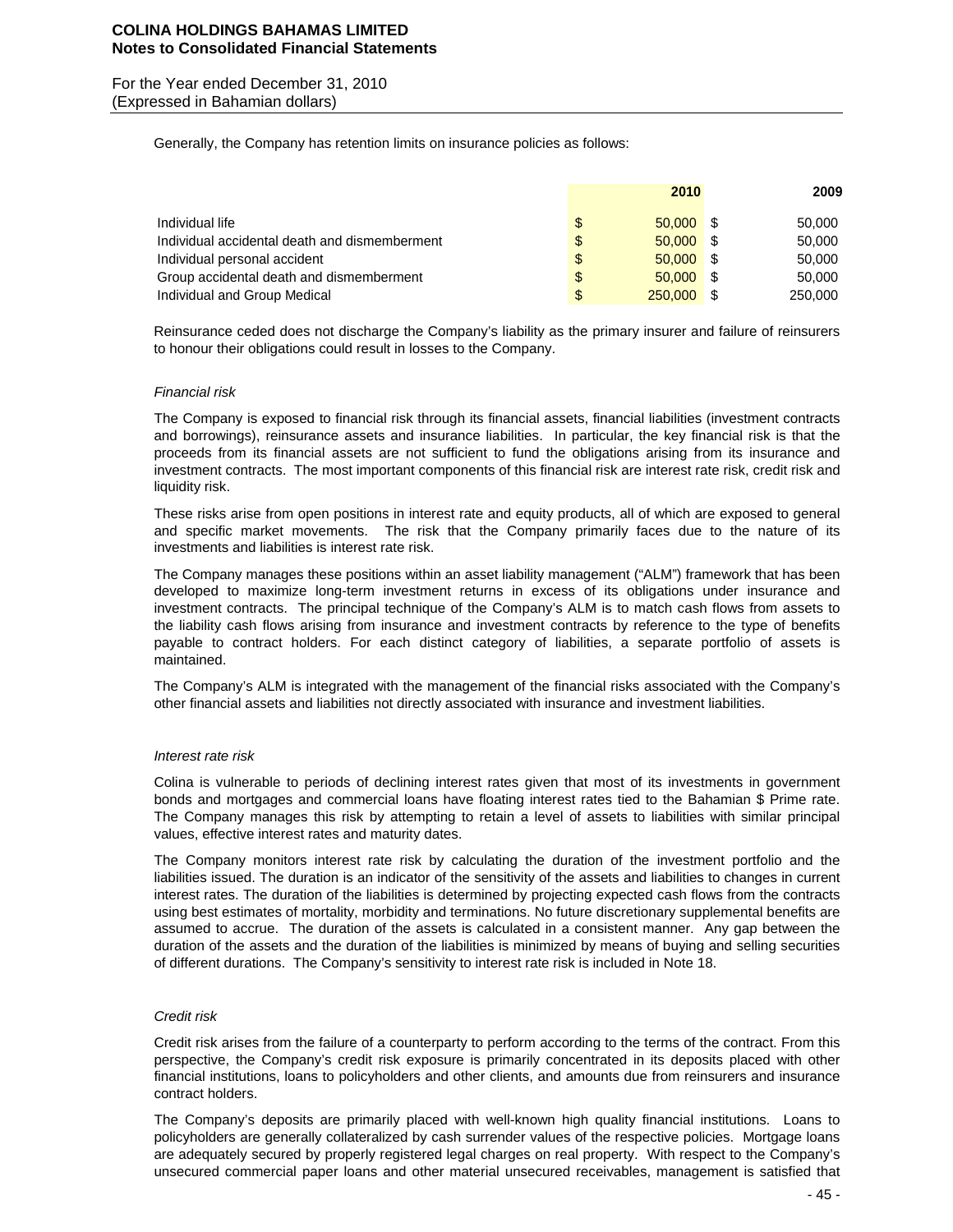Generally, the Company has retention limits on insurance policies as follows:

| | 2010 | 2009 |
|---|---|---|
| Individual life | $ 50,000 | $ 50,000 |
| Individual accidental death and dismemberment | $ 50,000 | $ 50,000 |
| Individual personal accident | $ 50,000 | $ 50,000 |
| Group accidental death and dismemberment | $ 50,000 | $ 50,000 |
| Individual and Group Medical | $ 250,000 | $ 250,000 |

Reinsurance ceded does not discharge the Company's liability as the primary insurer and failure of reinsurers to honour their obligations could result in losses to the Company.

*Financial risk*

The Company is exposed to financial risk through its financial assets, financial liabilities (investment contracts and borrowings), reinsurance assets and insurance liabilities. In particular, the key financial risk is that the proceeds from its financial assets are not sufficient to fund the obligations arising from its insurance and investment contracts. The most important components of this financial risk are interest rate risk, credit risk and liquidity risk.

These risks arise from open positions in interest rate and equity products, all of which are exposed to general and specific market movements. The risk that the Company primarily faces due to the nature of its investments and liabilities is interest rate risk.

The Company manages these positions within an asset liability management ("ALM") framework that has been developed to maximize long-term investment returns in excess of its obligations under insurance and investment contracts. The principal technique of the Company's ALM is to match cash flows from assets to the liability cash flows arising from insurance and investment contracts by reference to the type of benefits payable to contract holders. For each distinct category of liabilities, a separate portfolio of assets is maintained.

The Company's ALM is integrated with the management of the financial risks associated with the Company's other financial assets and liabilities not directly associated with insurance and investment liabilities.

*Interest rate risk*

Colina is vulnerable to periods of declining interest rates given that most of its investments in government bonds and mortgages and commercial loans have floating interest rates tied to the Bahamian $ Prime rate. The Company manages this risk by attempting to retain a level of assets to liabilities with similar principal values, effective interest rates and maturity dates.

The Company monitors interest rate risk by calculating the duration of the investment portfolio and the liabilities issued. The duration is an indicator of the sensitivity of the assets and liabilities to changes in current interest rates. The duration of the liabilities is determined by projecting expected cash flows from the contracts using best estimates of mortality, morbidity and terminations. No future discretionary supplemental benefits are assumed to accrue. The duration of the assets is calculated in a consistent manner. Any gap between the duration of the assets and the duration of the liabilities is minimized by means of buying and selling securities of different durations. The Company's sensitivity to interest rate risk is included in Note 18.

*Credit risk*

Credit risk arises from the failure of a counterparty to perform according to the terms of the contract. From this perspective, the Company's credit risk exposure is primarily concentrated in its deposits placed with other financial institutions, loans to policyholders and other clients, and amounts due from reinsurers and insurance contract holders.

The Company's deposits are primarily placed with well-known high quality financial institutions. Loans to policyholders are generally collateralized by cash surrender values of the respective policies. Mortgage loans are adequately secured by properly registered legal charges on real property. With respect to the Company's unsecured commercial paper loans and other material unsecured receivables, management is satisfied that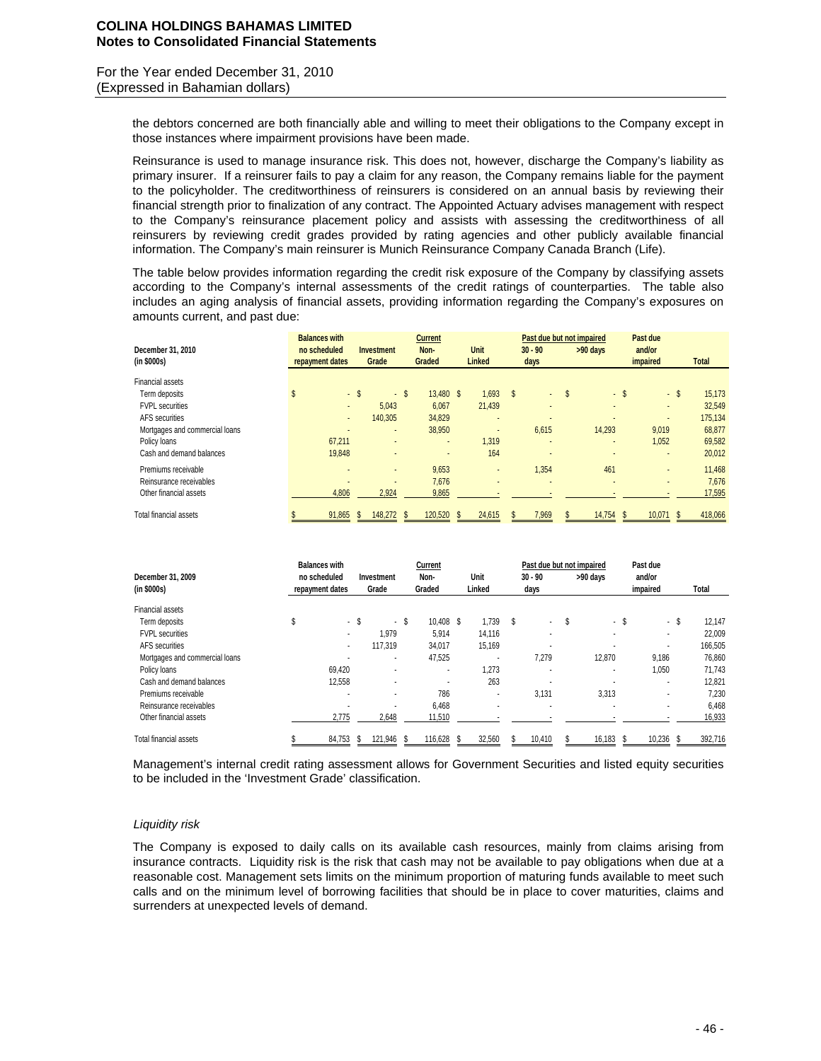the debtors concerned are both financially able and willing to meet their obligations to the Company except in those instances where impairment provisions have been made.

Reinsurance is used to manage insurance risk. This does not, however, discharge the Company's liability as primary insurer. If a reinsurer fails to pay a claim for any reason, the Company remains liable for the payment to the policyholder. The creditworthiness of reinsurers is considered on an annual basis by reviewing their financial strength prior to finalization of any contract. The Appointed Actuary advises management with respect to the Company's reinsurance placement policy and assists with assessing the creditworthiness of all reinsurers by reviewing credit grades provided by rating agencies and other publicly available financial information. The Company's main reinsurer is Munich Reinsurance Company Canada Branch (Life).

The table below provides information regarding the credit risk exposure of the Company by classifying assets according to the Company's internal assessments of the credit ratings of counterparties. The table also includes an aging analysis of financial assets, providing information regarding the Company's exposures on amounts current, and past due:

| December 31, 2010 (in $000s) | Balances with no scheduled repayment dates | Investment Grade | Current Non-Graded | Unit Linked | Past due but not impaired 30 - 90 days | Past due but not impaired >90 days | Past due and/or impaired | Total |
|---|---|---|---|---|---|---|---|---|
| Financial assets | | | | | | | | |
| Term deposits | $ - | $ - | $ 13,480 | $ 1,693 | $ - | $ - | $ - | $ 15,173 |
| FVPL securities | - | 5,043 | 6,067 | 21,439 | - | - | - | 32,549 |
| AFS securities | - | 140,305 | 34,829 | - | - | - | - | 175,134 |
| Mortgages and commercial loans | - | - | 38,950 | - | 6,615 | 14,293 | 9,019 | 68,877 |
| Policy loans | 67,211 | - | - | 1,319 | - | - | 1,052 | 69,582 |
| Cash and demand balances | 19,848 | - | - | 164 | - | - | - | 20,012 |
| Premiums receivable | - | - | 9,653 | - | 1,354 | 461 | - | 11,468 |
| Reinsurance receivables | - | - | 7,676 | - | - | - | - | 7,676 |
| Other financial assets | 4,806 | 2,924 | 9,865 | - | - | - | - | 17,595 |
| Total financial assets | $ 91,865 | $ 148,272 | $ 120,520 | $ 24,615 | $ 7,969 | $ 14,754 | $ 10,071 | $ 418,066 |

| December 31, 2009 (in $000s) | Balances with no scheduled repayment dates | Investment Grade | Current Non-Graded | Unit Linked | Past due but not impaired 30 - 90 days | Past due but not impaired >90 days | Past due and/or impaired | Total |
|---|---|---|---|---|---|---|---|---|
| Financial assets | | | | | | | | |
| Term deposits | $ - | $ - | $ 10,408 | $ 1,739 | $ - | $ - | $ - | $ 12,147 |
| FVPL securities | - | 1,979 | 5,914 | 14,116 | - | - | - | 22,009 |
| AFS securities | - | 117,319 | 34,017 | 15,169 | - | - | - | 166,505 |
| Mortgages and commercial loans | - | - | 47,525 | - | 7,279 | 12,870 | 9,186 | 76,860 |
| Policy loans | 69,420 | - | - | 1,273 | - | - | 1,050 | 71,743 |
| Cash and demand balances | 12,558 | - | - | 263 | - | - | - | 12,821 |
| Premiums receivable | - | - | 786 | - | 3,131 | 3,313 | - | 7,230 |
| Reinsurance receivables | - | - | 6,468 | - | - | - | - | 6,468 |
| Other financial assets | 2,775 | 2,648 | 11,510 | - | - | - | - | 16,933 |
| Total financial assets | $ 84,753 | $ 121,946 | $ 116,628 | $ 32,560 | $ 10,410 | $ 16,183 | $ 10,236 | $ 392,716 |

Management's internal credit rating assessment allows for Government Securities and listed equity securities to be included in the 'Investment Grade' classification.

*Liquidity risk*

The Company is exposed to daily calls on its available cash resources, mainly from claims arising from insurance contracts. Liquidity risk is the risk that cash may not be available to pay obligations when due at a reasonable cost. Management sets limits on the minimum proportion of maturing funds available to meet such calls and on the minimum level of borrowing facilities that should be in place to cover maturities, claims and surrenders at unexpected levels of demand.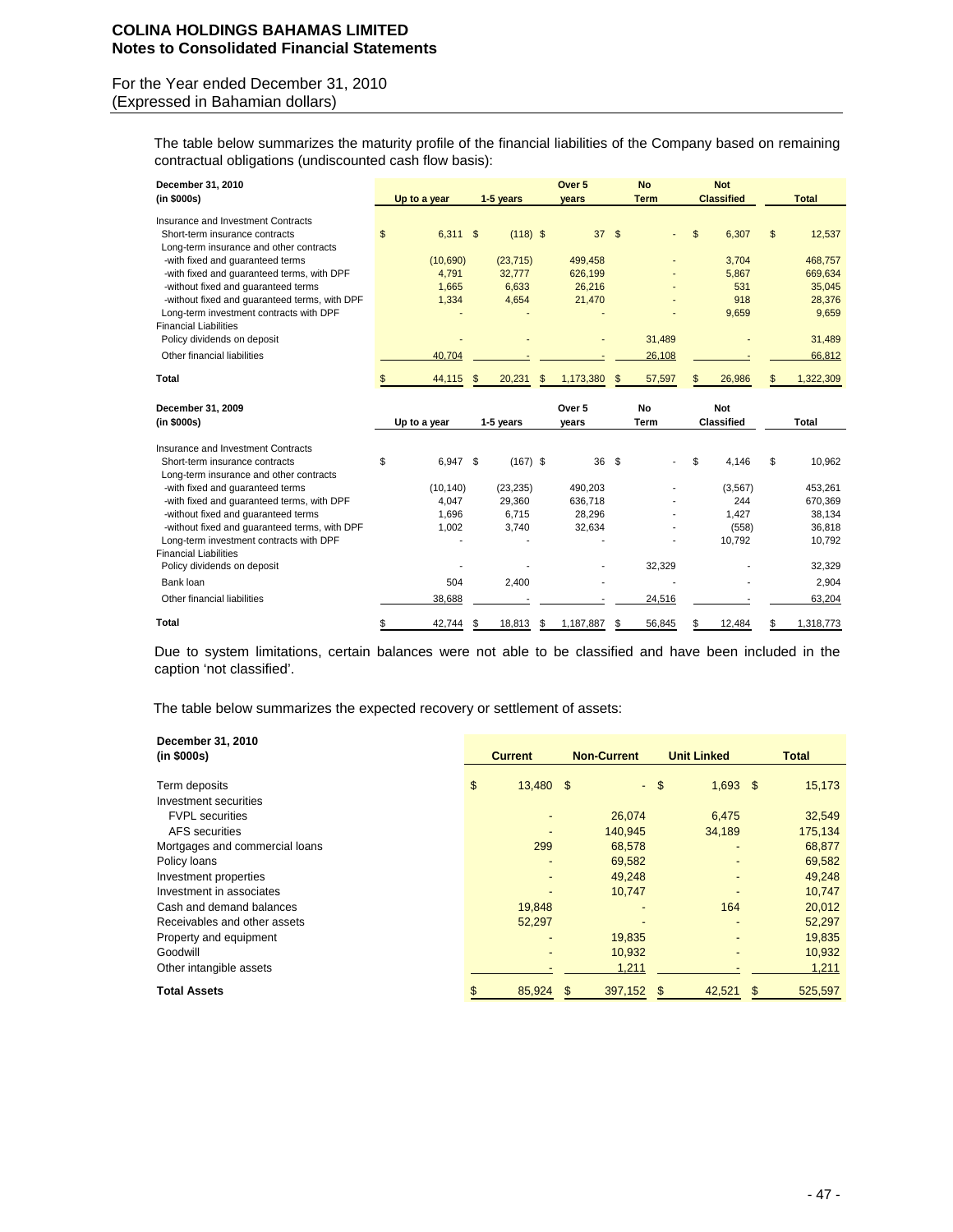The table below summarizes the maturity profile of the financial liabilities of the Company based on remaining contractual obligations (undiscounted cash flow basis):

| December 31, 2010 (in $000s) | Up to a year | 1-5 years | Over 5 years | No Term | Not Classified | Total |
|---|---|---|---|---|---|---|
| Insurance and Investment Contracts | | | | | | |
| Short-term insurance contracts | $ 6,311 | $ (118) | $ 37 | $ - | $ 6,307 | $ 12,537 |
| Long-term insurance and other contracts | | | | | | |
| -with fixed and guaranteed terms | (10,690) | (23,715) | 499,458 | - | 3,704 | 468,757 |
| -with fixed and guaranteed terms, with DPF | 4,791 | 32,777 | 626,199 | - | 5,867 | 669,634 |
| -without fixed and guaranteed terms | 1,665 | 6,633 | 26,216 | - | 531 | 35,045 |
| -without fixed and guaranteed terms, with DPF | 1,334 | 4,654 | 21,470 | - | 918 | 28,376 |
| Long-term investment contracts with DPF | - | - | - | - | 9,659 | 9,659 |
| Financial Liabilities | | | | | | |
| Policy dividends on deposit | - | - | - | 31,489 | - | 31,489 |
| Other financial liabilities | 40,704 | - | - | 26,108 | - | 66,812 |
| **Total** | $ 44,115 | $ 20,231 | $ 1,173,380 | $ 57,597 | $ 26,986 | $ 1,322,309 |

| December 31, 2009 (in $000s) | Up to a year | 1-5 years | Over 5 years | No Term | Not Classified | Total |
|---|---|---|---|---|---|---|
| Insurance and Investment Contracts | | | | | | |
| Short-term insurance contracts | $ 6,947 | $ (167) | $ 36 | $ - | $ 4,146 | $ 10,962 |
| Long-term insurance and other contracts | | | | | | |
| -with fixed and guaranteed terms | (10,140) | (23,235) | 490,203 | - | (3,567) | 453,261 |
| -with fixed and guaranteed terms, with DPF | 4,047 | 29,360 | 636,718 | - | 244 | 670,369 |
| -without fixed and guaranteed terms | 1,696 | 6,715 | 28,296 | - | 1,427 | 38,134 |
| -without fixed and guaranteed terms, with DPF | 1,002 | 3,740 | 32,634 | - | (558) | 36,818 |
| Long-term investment contracts with DPF | - | - | - | - | 10,792 | 10,792 |
| Financial Liabilities | | | | | | |
| Policy dividends on deposit | - | - | - | 32,329 | - | 32,329 |
| Bank loan | 504 | 2,400 | - | - | - | 2,904 |
| Other financial liabilities | 38,688 | - | - | 24,516 | - | 63,204 |
| **Total** | $ 42,744 | $ 18,813 | $ 1,187,887 | $ 56,845 | $ 12,484 | $ 1,318,773 |

Due to system limitations, certain balances were not able to be classified and have been included in the caption 'not classified'.

The table below summarizes the expected recovery or settlement of assets:

| December 31, 2010 (in $000s) | Current | Non-Current | Unit Linked | Total |
|---|---|---|---|---|
| Term deposits | $ 13,480 | $ - | $ 1,693 | $ 15,173 |
| Investment securities | | | | |
| FVPL securities | - | 26,074 | 6,475 | 32,549 |
| AFS securities | - | 140,945 | 34,189 | 175,134 |
| Mortgages and commercial loans | 299 | 68,578 | - | 68,877 |
| Policy loans | - | 69,582 | - | 69,582 |
| Investment properties | - | 49,248 | - | 49,248 |
| Investment in associates | - | 10,747 | - | 10,747 |
| Cash and demand balances | 19,848 | - | 164 | 20,012 |
| Receivables and other assets | 52,297 | - | - | 52,297 |
| Property and equipment | - | 19,835 | - | 19,835 |
| Goodwill | - | 10,932 | - | 10,932 |
| Other intangible assets | - | 1,211 | - | 1,211 |
| **Total Assets** | $ 85,924 | $ 397,152 | $ 42,521 | $ 525,597 |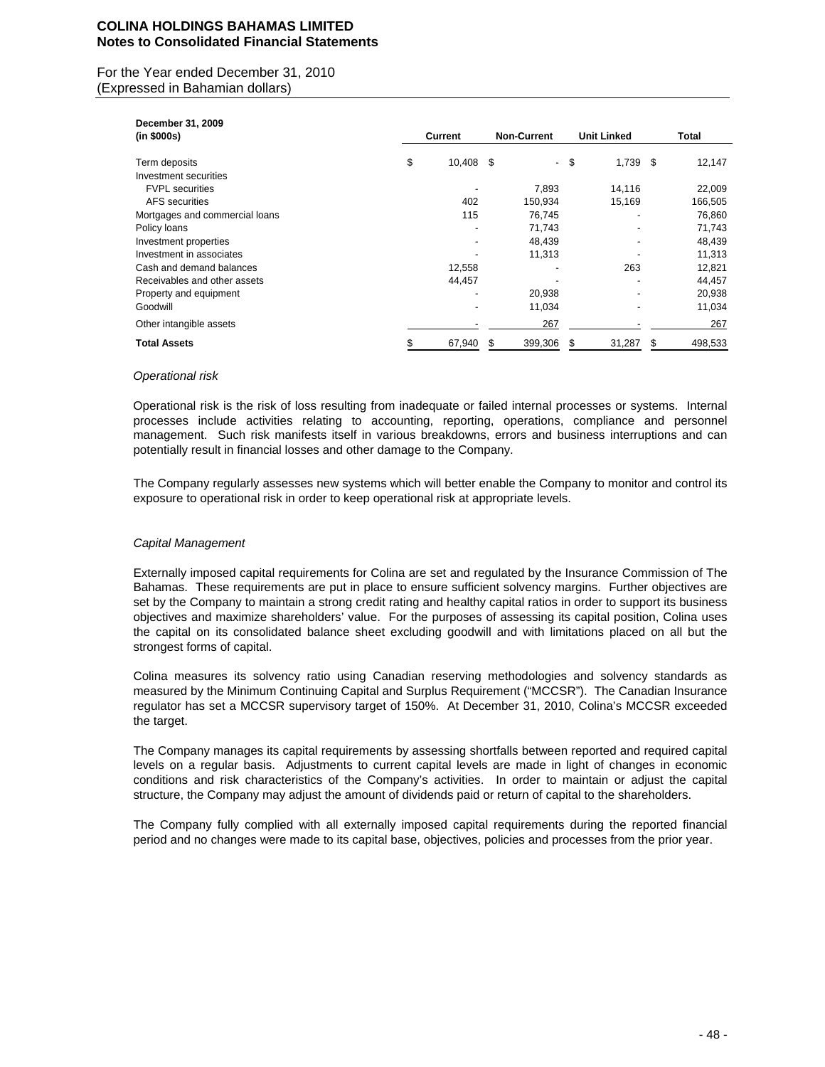| December 31, 2009 (in $000s) | Current | Non-Current | Unit Linked | Total |
|---|---|---|---|---|
| Term deposits | $ 10,408 | $ - | $ 1,739 | $ 12,147 |
| Investment securities | | | | |
| FVPL securities | - | 7,893 | 14,116 | 22,009 |
| AFS securities | 402 | 150,934 | 15,169 | 166,505 |
| Mortgages and commercial loans | 115 | 76,745 | - | 76,860 |
| Policy loans | - | 71,743 | - | 71,743 |
| Investment properties | - | 48,439 | - | 48,439 |
| Investment in associates | - | 11,313 | - | 11,313 |
| Cash and demand balances | 12,558 | - | 263 | 12,821 |
| Receivables and other assets | 44,457 | - | - | 44,457 |
| Property and equipment | - | 20,938 | - | 20,938 |
| Goodwill | - | 11,034 | - | 11,034 |
| Other intangible assets | - | 267 | - | 267 |
| **Total Assets** | $ 67,940 | $ 399,306 | $ 31,287 | $ 498,533 |

*Operational risk*

Operational risk is the risk of loss resulting from inadequate or failed internal processes or systems. Internal processes include activities relating to accounting, reporting, operations, compliance and personnel management. Such risk manifests itself in various breakdowns, errors and business interruptions and can potentially result in financial losses and other damage to the Company.

The Company regularly assesses new systems which will better enable the Company to monitor and control its exposure to operational risk in order to keep operational risk at appropriate levels.

*Capital Management*

Externally imposed capital requirements for Colina are set and regulated by the Insurance Commission of The Bahamas. These requirements are put in place to ensure sufficient solvency margins. Further objectives are set by the Company to maintain a strong credit rating and healthy capital ratios in order to support its business objectives and maximize shareholders' value. For the purposes of assessing its capital position, Colina uses the capital on its consolidated balance sheet excluding goodwill and with limitations placed on all but the strongest forms of capital.

Colina measures its solvency ratio using Canadian reserving methodologies and solvency standards as measured by the Minimum Continuing Capital and Surplus Requirement ("MCCSR"). The Canadian Insurance regulator has set a MCCSR supervisory target of 150%. At December 31, 2010, Colina's MCCSR exceeded the target.

The Company manages its capital requirements by assessing shortfalls between reported and required capital levels on a regular basis. Adjustments to current capital levels are made in light of changes in economic conditions and risk characteristics of the Company's activities. In order to maintain or adjust the capital structure, the Company may adjust the amount of dividends paid or return of capital to the shareholders.

The Company fully complied with all externally imposed capital requirements during the reported financial period and no changes were made to its capital base, objectives, policies and processes from the prior year.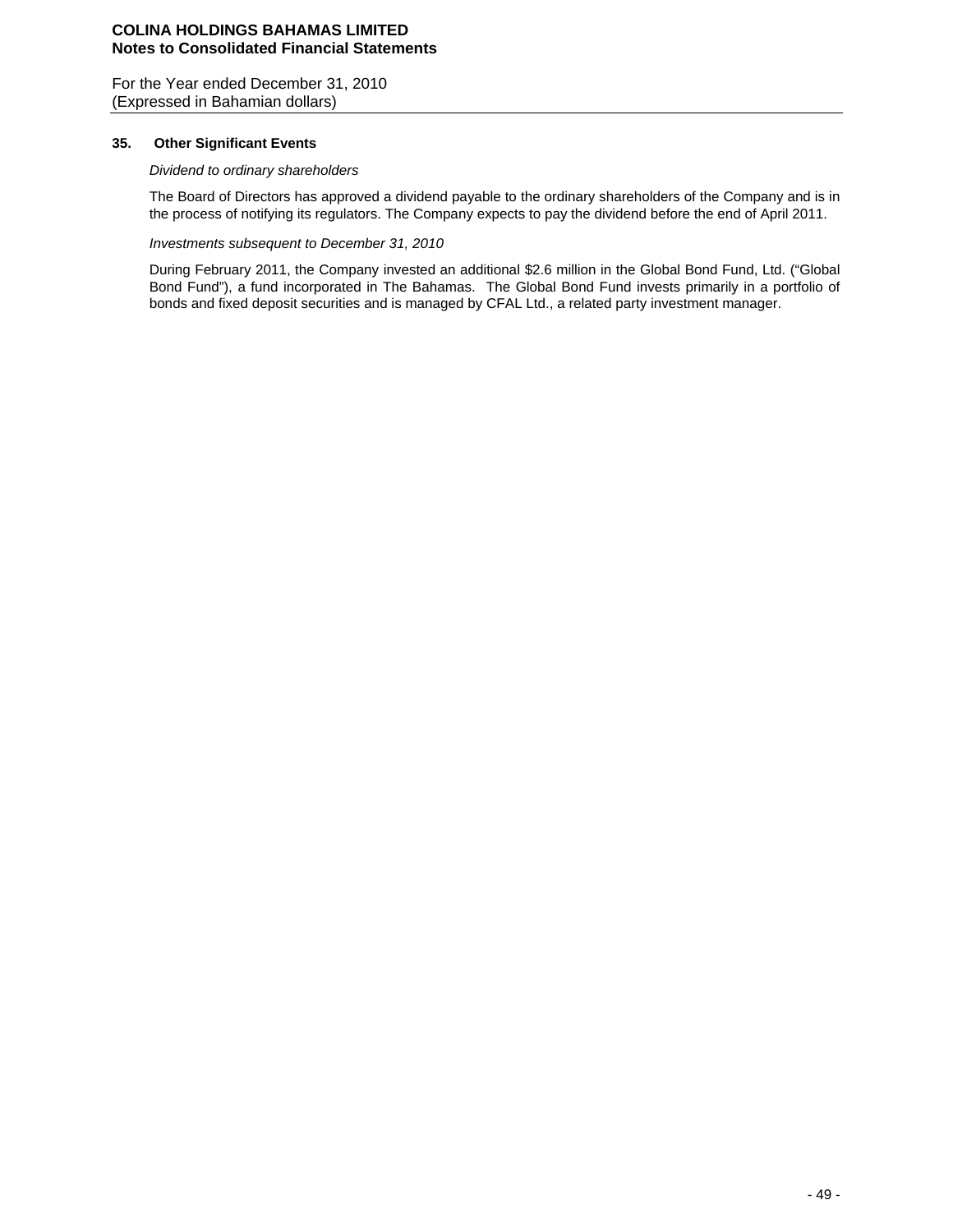## 35. Other Significant Events

*Dividend to ordinary shareholders*

The Board of Directors has approved a dividend payable to the ordinary shareholders of the Company and is in the process of notifying its regulators. The Company expects to pay the dividend before the end of April 2011.

*Investments subsequent to December 31, 2010*

During February 2011, the Company invested an additional $2.6 million in the Global Bond Fund, Ltd. ("Global Bond Fund"), a fund incorporated in The Bahamas. The Global Bond Fund invests primarily in a portfolio of bonds and fixed deposit securities and is managed by CFAL Ltd., a related party investment manager.